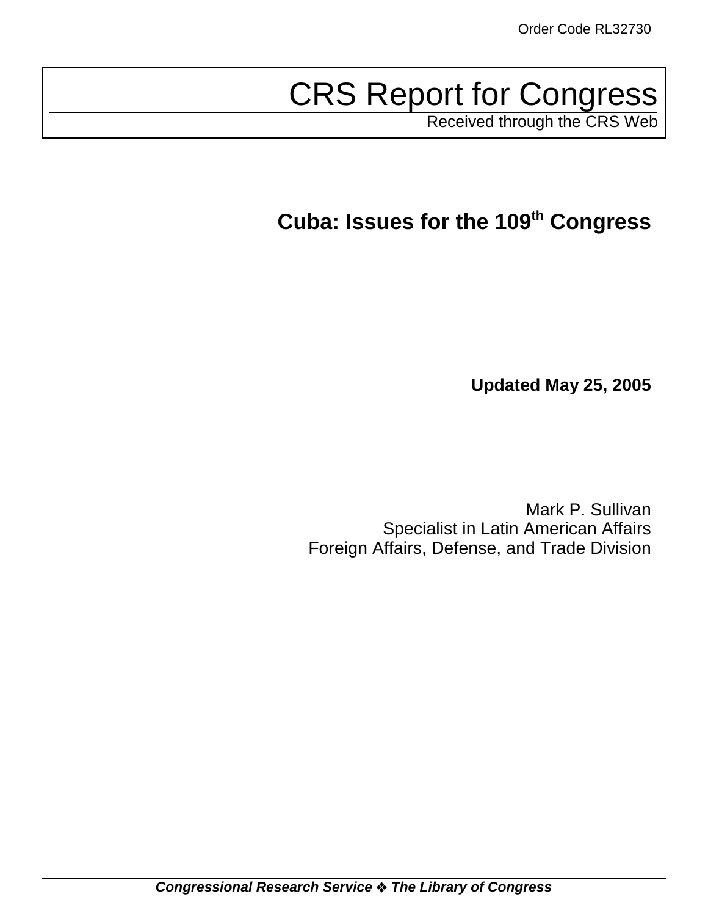Order Code RL32730

# CRS Report for Congress

Received through the CRS Web

## Cuba: Issues for the 109th Congress

**Updated May 25, 2005**

Mark P. Sullivan
Specialist in Latin American Affairs
Foreign Affairs, Defense, and Trade Division

***Congressional Research Service ❖ The Library of Congress***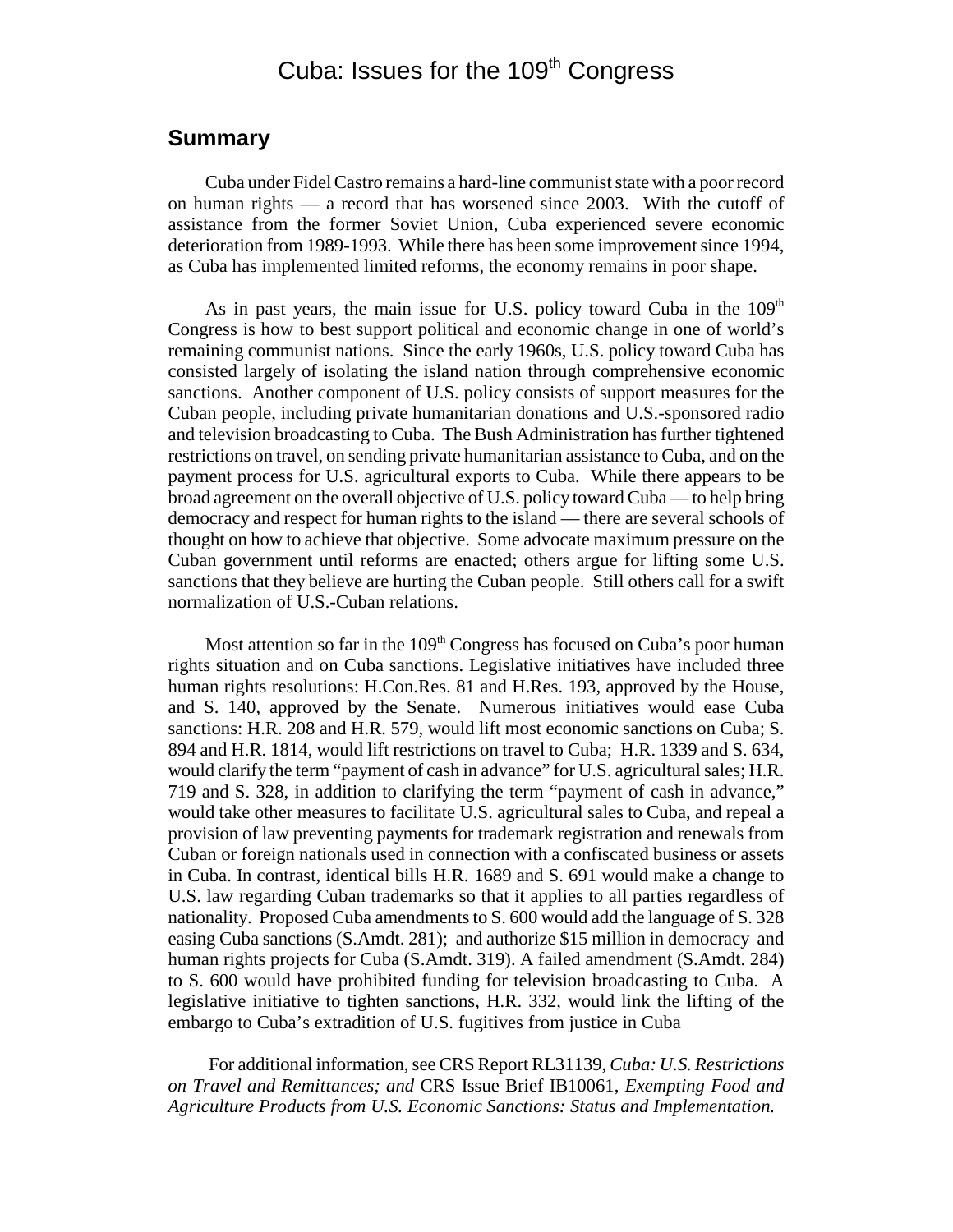# Cuba: Issues for the 109th Congress

## Summary

Cuba under Fidel Castro remains a hard-line communist state with a poor record on human rights — a record that has worsened since 2003. With the cutoff of assistance from the former Soviet Union, Cuba experienced severe economic deterioration from 1989-1993. While there has been some improvement since 1994, as Cuba has implemented limited reforms, the economy remains in poor shape.

As in past years, the main issue for U.S. policy toward Cuba in the 109th Congress is how to best support political and economic change in one of world's remaining communist nations. Since the early 1960s, U.S. policy toward Cuba has consisted largely of isolating the island nation through comprehensive economic sanctions. Another component of U.S. policy consists of support measures for the Cuban people, including private humanitarian donations and U.S.-sponsored radio and television broadcasting to Cuba. The Bush Administration has further tightened restrictions on travel, on sending private humanitarian assistance to Cuba, and on the payment process for U.S. agricultural exports to Cuba. While there appears to be broad agreement on the overall objective of U.S. policy toward Cuba — to help bring democracy and respect for human rights to the island — there are several schools of thought on how to achieve that objective. Some advocate maximum pressure on the Cuban government until reforms are enacted; others argue for lifting some U.S. sanctions that they believe are hurting the Cuban people. Still others call for a swift normalization of U.S.-Cuban relations.

Most attention so far in the 109th Congress has focused on Cuba's poor human rights situation and on Cuba sanctions. Legislative initiatives have included three human rights resolutions: H.Con.Res. 81 and H.Res. 193, approved by the House, and S. 140, approved by the Senate. Numerous initiatives would ease Cuba sanctions: H.R. 208 and H.R. 579, would lift most economic sanctions on Cuba; S. 894 and H.R. 1814, would lift restrictions on travel to Cuba; H.R. 1339 and S. 634, would clarify the term "payment of cash in advance" for U.S. agricultural sales; H.R. 719 and S. 328, in addition to clarifying the term "payment of cash in advance," would take other measures to facilitate U.S. agricultural sales to Cuba, and repeal a provision of law preventing payments for trademark registration and renewals from Cuban or foreign nationals used in connection with a confiscated business or assets in Cuba. In contrast, identical bills H.R. 1689 and S. 691 would make a change to U.S. law regarding Cuban trademarks so that it applies to all parties regardless of nationality. Proposed Cuba amendments to S. 600 would add the language of S. 328 easing Cuba sanctions (S.Amdt. 281); and authorize $15 million in democracy and human rights projects for Cuba (S.Amdt. 319). A failed amendment (S.Amdt. 284) to S. 600 would have prohibited funding for television broadcasting to Cuba. A legislative initiative to tighten sanctions, H.R. 332, would link the lifting of the embargo to Cuba's extradition of U.S. fugitives from justice in Cuba

For additional information, see CRS Report RL31139, *Cuba: U.S. Restrictions on Travel and Remittances; and* CRS Issue Brief IB10061, *Exempting Food and Agriculture Products from U.S. Economic Sanctions: Status and Implementation.*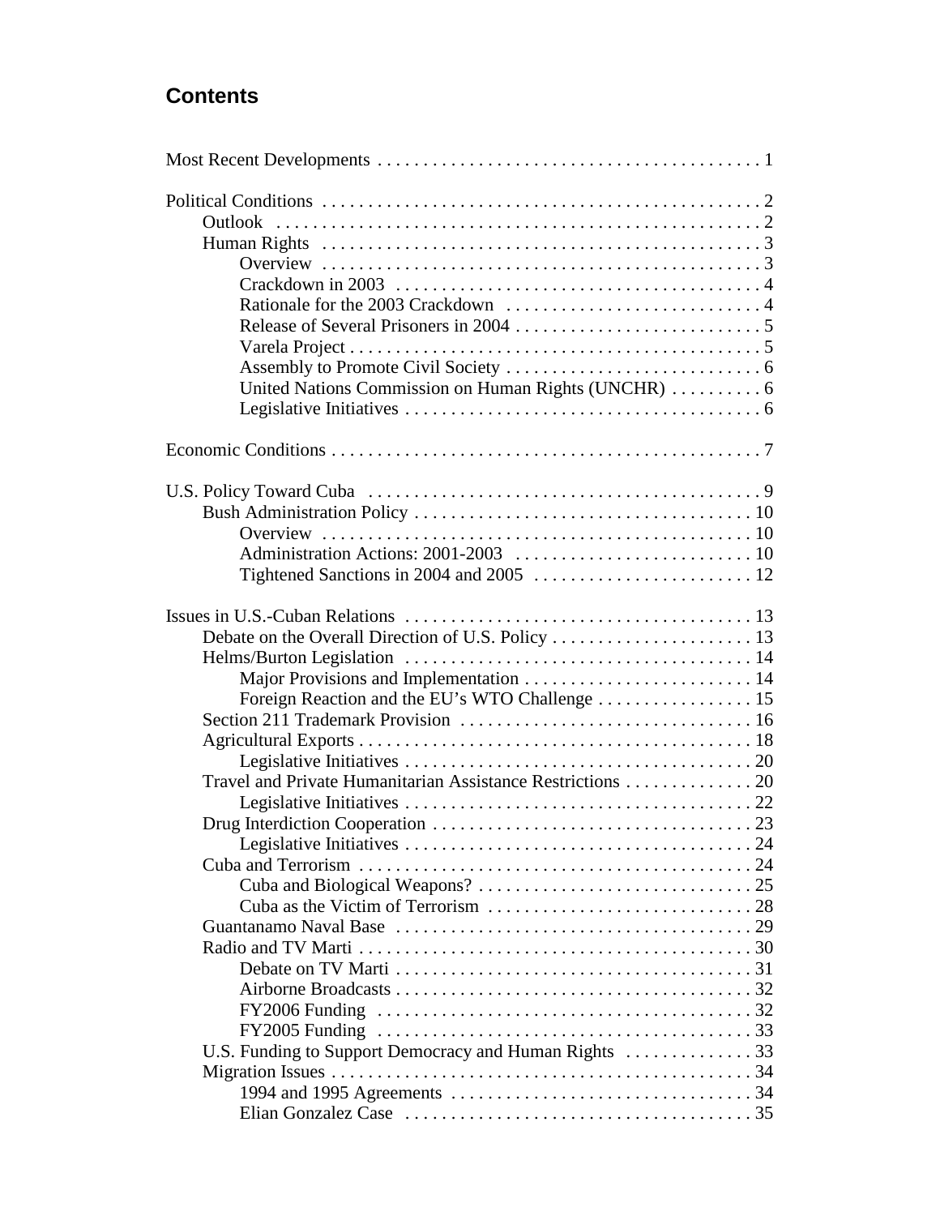## Contents

Most Recent Developments . . . . . . . . . . 1

Political Conditions . . . . . . . . . . 2
- Outlook . . . . . . . . . . 2
- Human Rights . . . . . . . . . . 3
  - Overview . . . . . . . . . . 3
  - Crackdown in 2003 . . . . . . . . . . 4
  - Rationale for the 2003 Crackdown . . . . . . . . . . 4
  - Release of Several Prisoners in 2004 . . . . . . . . . . 5
  - Varela Project . . . . . . . . . . 5
  - Assembly to Promote Civil Society . . . . . . . . . . 6
  - United Nations Commission on Human Rights (UNCHR) . . . . . . . . . . 6
  - Legislative Initiatives . . . . . . . . . . 6

Economic Conditions . . . . . . . . . . 7

U.S. Policy Toward Cuba . . . . . . . . . . 9
- Bush Administration Policy . . . . . . . . . . 10
  - Overview . . . . . . . . . . 10
  - Administration Actions: 2001-2003 . . . . . . . . . . 10
  - Tightened Sanctions in 2004 and 2005 . . . . . . . . . . 12

Issues in U.S.-Cuban Relations . . . . . . . . . . 13
- Debate on the Overall Direction of U.S. Policy . . . . . . . . . . 13
- Helms/Burton Legislation . . . . . . . . . . 14
  - Major Provisions and Implementation . . . . . . . . . . 14
  - Foreign Reaction and the EU's WTO Challenge . . . . . . . . . . 15
- Section 211 Trademark Provision . . . . . . . . . . 16
- Agricultural Exports . . . . . . . . . . 18
  - Legislative Initiatives . . . . . . . . . . 20
- Travel and Private Humanitarian Assistance Restrictions . . . . . . . . . . 20
  - Legislative Initiatives . . . . . . . . . . 22
- Drug Interdiction Cooperation . . . . . . . . . . 23
  - Legislative Initiatives . . . . . . . . . . 24
- Cuba and Terrorism . . . . . . . . . . 24
  - Cuba and Biological Weapons? . . . . . . . . . . 25
  - Cuba as the Victim of Terrorism . . . . . . . . . . 28
- Guantanamo Naval Base . . . . . . . . . . 29
- Radio and TV Marti . . . . . . . . . . 30
  - Debate on TV Marti . . . . . . . . . . 31
  - Airborne Broadcasts . . . . . . . . . . 32
  - FY2006 Funding . . . . . . . . . . 32
  - FY2005 Funding . . . . . . . . . . 33
- U.S. Funding to Support Democracy and Human Rights . . . . . . . . . . 33
- Migration Issues . . . . . . . . . . 34
  - 1994 and 1995 Agreements . . . . . . . . . . 34
  - Elian Gonzalez Case . . . . . . . . . . 35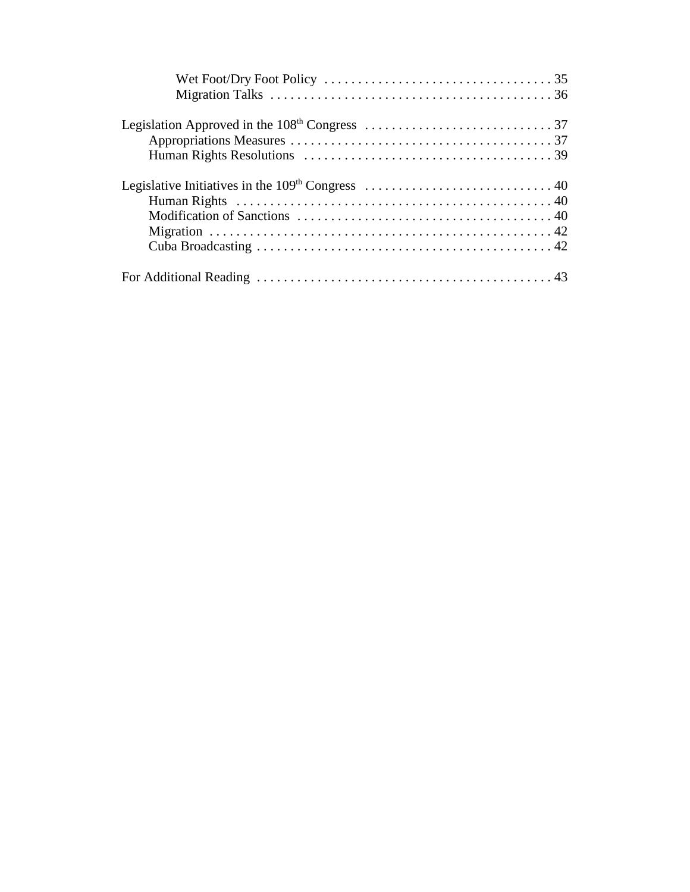Wet Foot/Dry Foot Policy . . . . . . . . . . . . . . . . . . . . . . . . . . . . . . . . . 35
Migration Talks . . . . . . . . . . . . . . . . . . . . . . . . . . . . . . . . . . . . . . . . . 36

Legislation Approved in the 108th Congress . . . . . . . . . . . . . . . . . . . . . . . . . . . 37
Appropriations Measures . . . . . . . . . . . . . . . . . . . . . . . . . . . . . . . . . . . . . . 37
Human Rights Resolutions . . . . . . . . . . . . . . . . . . . . . . . . . . . . . . . . . . . . 39

Legislative Initiatives in the 109th Congress . . . . . . . . . . . . . . . . . . . . . . . . . . . 40
Human Rights . . . . . . . . . . . . . . . . . . . . . . . . . . . . . . . . . . . . . . . . . . . . . . 40
Modification of Sanctions . . . . . . . . . . . . . . . . . . . . . . . . . . . . . . . . . . . . . 40
Migration . . . . . . . . . . . . . . . . . . . . . . . . . . . . . . . . . . . . . . . . . . . . . . . . . 42
Cuba Broadcasting . . . . . . . . . . . . . . . . . . . . . . . . . . . . . . . . . . . . . . . . . . . 42

For Additional Reading . . . . . . . . . . . . . . . . . . . . . . . . . . . . . . . . . . . . . . . . . . . 43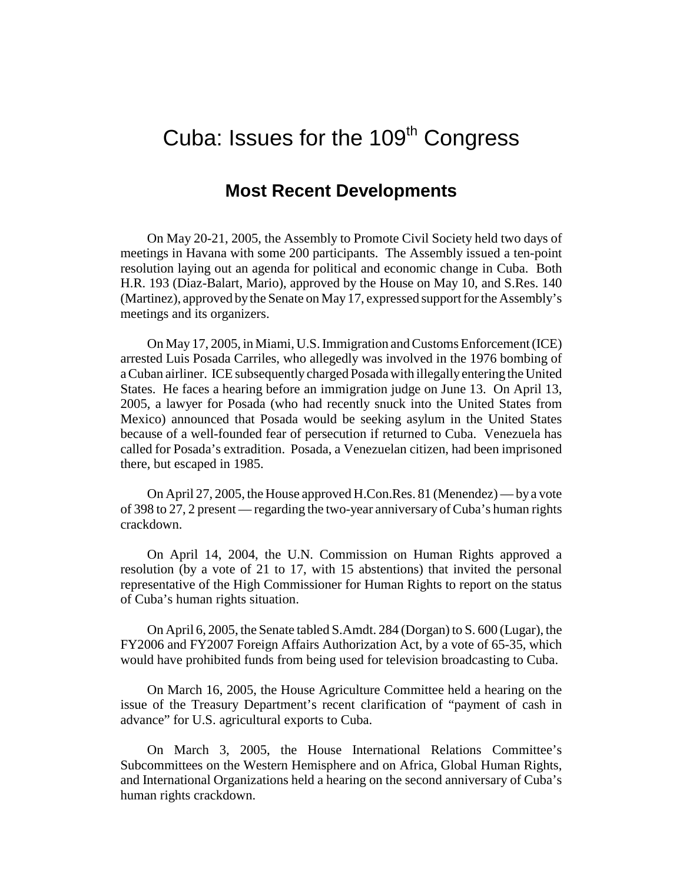# Cuba: Issues for the 109th Congress

## Most Recent Developments

On May 20-21, 2005, the Assembly to Promote Civil Society held two days of meetings in Havana with some 200 participants. The Assembly issued a ten-point resolution laying out an agenda for political and economic change in Cuba. Both H.R. 193 (Diaz-Balart, Mario), approved by the House on May 10, and S.Res. 140 (Martinez), approved by the Senate on May 17, expressed support for the Assembly's meetings and its organizers.

On May 17, 2005, in Miami, U.S. Immigration and Customs Enforcement (ICE) arrested Luis Posada Carriles, who allegedly was involved in the 1976 bombing of a Cuban airliner. ICE subsequently charged Posada with illegally entering the United States. He faces a hearing before an immigration judge on June 13. On April 13, 2005, a lawyer for Posada (who had recently snuck into the United States from Mexico) announced that Posada would be seeking asylum in the United States because of a well-founded fear of persecution if returned to Cuba. Venezuela has called for Posada's extradition. Posada, a Venezuelan citizen, had been imprisoned there, but escaped in 1985.

On April 27, 2005, the House approved H.Con.Res. 81 (Menendez) — by a vote of 398 to 27, 2 present — regarding the two-year anniversary of Cuba's human rights crackdown.

On April 14, 2004, the U.N. Commission on Human Rights approved a resolution (by a vote of 21 to 17, with 15 abstentions) that invited the personal representative of the High Commissioner for Human Rights to report on the status of Cuba's human rights situation.

On April 6, 2005, the Senate tabled S.Amdt. 284 (Dorgan) to S. 600 (Lugar), the FY2006 and FY2007 Foreign Affairs Authorization Act, by a vote of 65-35, which would have prohibited funds from being used for television broadcasting to Cuba.

On March 16, 2005, the House Agriculture Committee held a hearing on the issue of the Treasury Department's recent clarification of "payment of cash in advance" for U.S. agricultural exports to Cuba.

On March 3, 2005, the House International Relations Committee's Subcommittees on the Western Hemisphere and on Africa, Global Human Rights, and International Organizations held a hearing on the second anniversary of Cuba's human rights crackdown.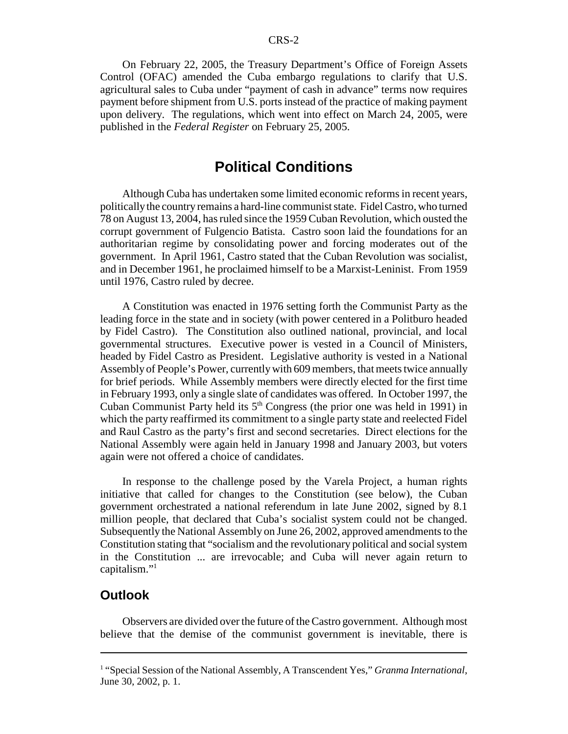On February 22, 2005, the Treasury Department's Office of Foreign Assets Control (OFAC) amended the Cuba embargo regulations to clarify that U.S. agricultural sales to Cuba under "payment of cash in advance" terms now requires payment before shipment from U.S. ports instead of the practice of making payment upon delivery. The regulations, which went into effect on March 24, 2005, were published in the *Federal Register* on February 25, 2005.

## Political Conditions

Although Cuba has undertaken some limited economic reforms in recent years, politically the country remains a hard-line communist state. Fidel Castro, who turned 78 on August 13, 2004, has ruled since the 1959 Cuban Revolution, which ousted the corrupt government of Fulgencio Batista. Castro soon laid the foundations for an authoritarian regime by consolidating power and forcing moderates out of the government. In April 1961, Castro stated that the Cuban Revolution was socialist, and in December 1961, he proclaimed himself to be a Marxist-Leninist. From 1959 until 1976, Castro ruled by decree.

A Constitution was enacted in 1976 setting forth the Communist Party as the leading force in the state and in society (with power centered in a Politburo headed by Fidel Castro). The Constitution also outlined national, provincial, and local governmental structures. Executive power is vested in a Council of Ministers, headed by Fidel Castro as President. Legislative authority is vested in a National Assembly of People's Power, currently with 609 members, that meets twice annually for brief periods. While Assembly members were directly elected for the first time in February 1993, only a single slate of candidates was offered. In October 1997, the Cuban Communist Party held its 5th Congress (the prior one was held in 1991) in which the party reaffirmed its commitment to a single party state and reelected Fidel and Raul Castro as the party's first and second secretaries. Direct elections for the National Assembly were again held in January 1998 and January 2003, but voters again were not offered a choice of candidates.

In response to the challenge posed by the Varela Project, a human rights initiative that called for changes to the Constitution (see below), the Cuban government orchestrated a national referendum in late June 2002, signed by 8.1 million people, that declared that Cuba's socialist system could not be changed. Subsequently the National Assembly on June 26, 2002, approved amendments to the Constitution stating that "socialism and the revolutionary political and social system in the Constitution ... are irrevocable; and Cuba will never again return to capitalism."[1]

### Outlook

Observers are divided over the future of the Castro government. Although most believe that the demise of the communist government is inevitable, there is

[1] "Special Session of the National Assembly, A Transcendent Yes," *Granma International*, June 30, 2002, p. 1.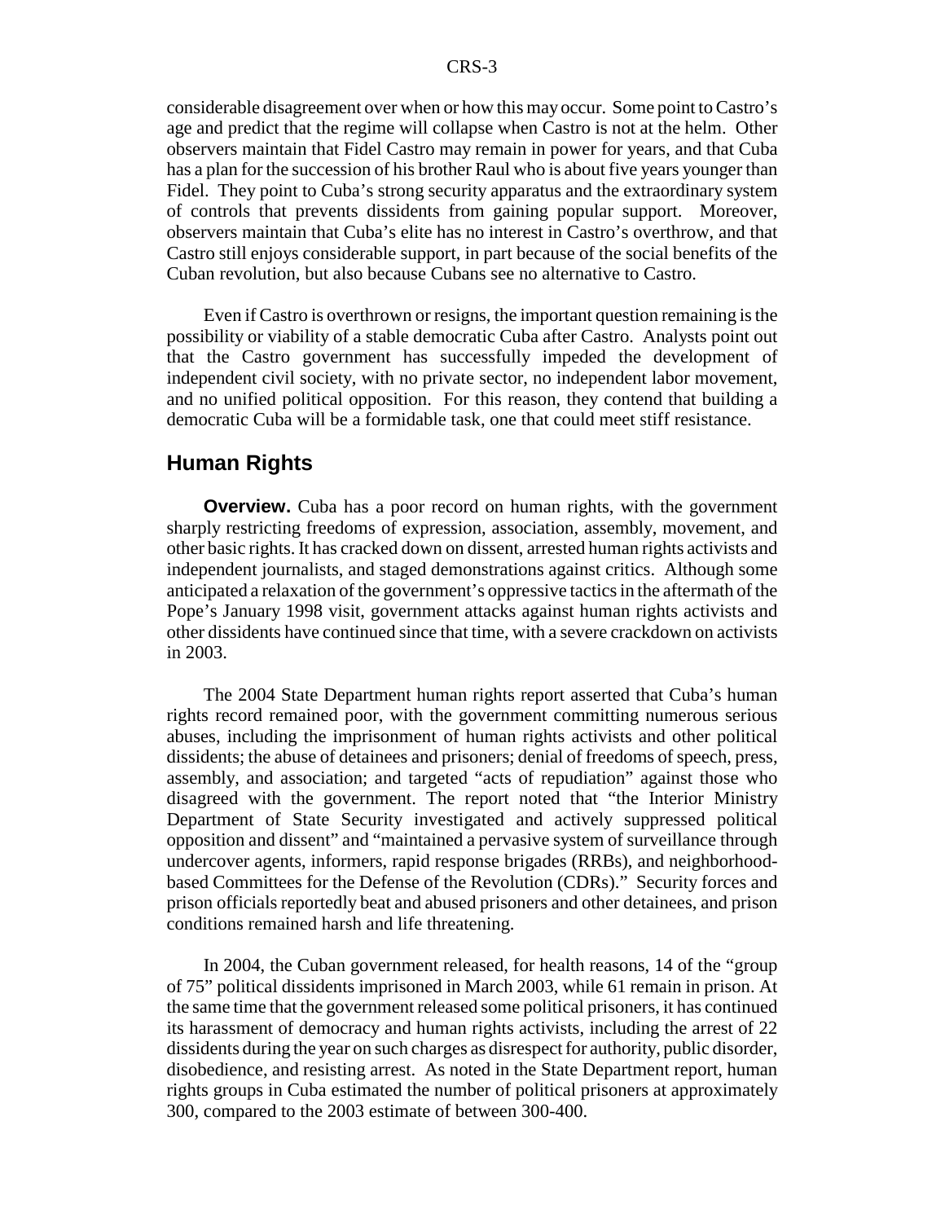considerable disagreement over when or how this may occur. Some point to Castro's age and predict that the regime will collapse when Castro is not at the helm. Other observers maintain that Fidel Castro may remain in power for years, and that Cuba has a plan for the succession of his brother Raul who is about five years younger than Fidel. They point to Cuba's strong security apparatus and the extraordinary system of controls that prevents dissidents from gaining popular support. Moreover, observers maintain that Cuba's elite has no interest in Castro's overthrow, and that Castro still enjoys considerable support, in part because of the social benefits of the Cuban revolution, but also because Cubans see no alternative to Castro.

Even if Castro is overthrown or resigns, the important question remaining is the possibility or viability of a stable democratic Cuba after Castro. Analysts point out that the Castro government has successfully impeded the development of independent civil society, with no private sector, no independent labor movement, and no unified political opposition. For this reason, they contend that building a democratic Cuba will be a formidable task, one that could meet stiff resistance.

## Human Rights

**Overview.** Cuba has a poor record on human rights, with the government sharply restricting freedoms of expression, association, assembly, movement, and other basic rights. It has cracked down on dissent, arrested human rights activists and independent journalists, and staged demonstrations against critics. Although some anticipated a relaxation of the government's oppressive tactics in the aftermath of the Pope's January 1998 visit, government attacks against human rights activists and other dissidents have continued since that time, with a severe crackdown on activists in 2003.

The 2004 State Department human rights report asserted that Cuba's human rights record remained poor, with the government committing numerous serious abuses, including the imprisonment of human rights activists and other political dissidents; the abuse of detainees and prisoners; denial of freedoms of speech, press, assembly, and association; and targeted "acts of repudiation" against those who disagreed with the government. The report noted that "the Interior Ministry Department of State Security investigated and actively suppressed political opposition and dissent" and "maintained a pervasive system of surveillance through undercover agents, informers, rapid response brigades (RRBs), and neighborhood-based Committees for the Defense of the Revolution (CDRs)." Security forces and prison officials reportedly beat and abused prisoners and other detainees, and prison conditions remained harsh and life threatening.

In 2004, the Cuban government released, for health reasons, 14 of the "group of 75" political dissidents imprisoned in March 2003, while 61 remain in prison. At the same time that the government released some political prisoners, it has continued its harassment of democracy and human rights activists, including the arrest of 22 dissidents during the year on such charges as disrespect for authority, public disorder, disobedience, and resisting arrest. As noted in the State Department report, human rights groups in Cuba estimated the number of political prisoners at approximately 300, compared to the 2003 estimate of between 300-400.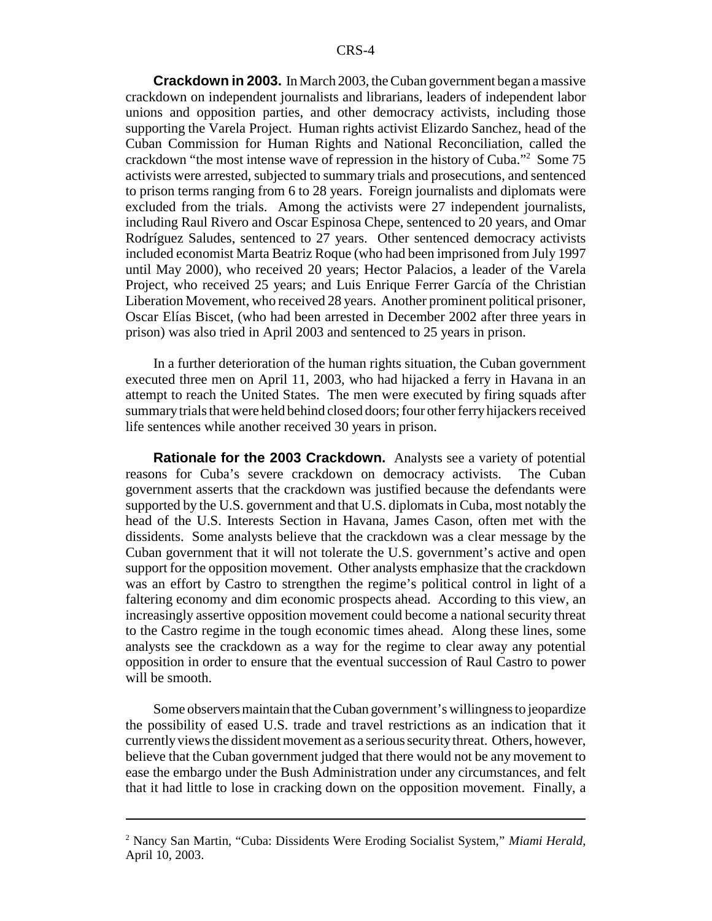**Crackdown in 2003.** In March 2003, the Cuban government began a massive crackdown on independent journalists and librarians, leaders of independent labor unions and opposition parties, and other democracy activists, including those supporting the Varela Project. Human rights activist Elizardo Sanchez, head of the Cuban Commission for Human Rights and National Reconciliation, called the crackdown "the most intense wave of repression in the history of Cuba."[2] Some 75 activists were arrested, subjected to summary trials and prosecutions, and sentenced to prison terms ranging from 6 to 28 years. Foreign journalists and diplomats were excluded from the trials. Among the activists were 27 independent journalists, including Raul Rivero and Oscar Espinosa Chepe, sentenced to 20 years, and Omar Rodríguez Saludes, sentenced to 27 years. Other sentenced democracy activists included economist Marta Beatriz Roque (who had been imprisoned from July 1997 until May 2000), who received 20 years; Hector Palacios, a leader of the Varela Project, who received 25 years; and Luis Enrique Ferrer García of the Christian Liberation Movement, who received 28 years. Another prominent political prisoner, Oscar Elías Biscet, (who had been arrested in December 2002 after three years in prison) was also tried in April 2003 and sentenced to 25 years in prison.

In a further deterioration of the human rights situation, the Cuban government executed three men on April 11, 2003, who had hijacked a ferry in Havana in an attempt to reach the United States. The men were executed by firing squads after summary trials that were held behind closed doors; four other ferry hijackers received life sentences while another received 30 years in prison.

**Rationale for the 2003 Crackdown.** Analysts see a variety of potential reasons for Cuba's severe crackdown on democracy activists. The Cuban government asserts that the crackdown was justified because the defendants were supported by the U.S. government and that U.S. diplomats in Cuba, most notably the head of the U.S. Interests Section in Havana, James Cason, often met with the dissidents. Some analysts believe that the crackdown was a clear message by the Cuban government that it will not tolerate the U.S. government's active and open support for the opposition movement. Other analysts emphasize that the crackdown was an effort by Castro to strengthen the regime's political control in light of a faltering economy and dim economic prospects ahead. According to this view, an increasingly assertive opposition movement could become a national security threat to the Castro regime in the tough economic times ahead. Along these lines, some analysts see the crackdown as a way for the regime to clear away any potential opposition in order to ensure that the eventual succession of Raul Castro to power will be smooth.

Some observers maintain that the Cuban government's willingness to jeopardize the possibility of eased U.S. trade and travel restrictions as an indication that it currently views the dissident movement as a serious security threat. Others, however, believe that the Cuban government judged that there would not be any movement to ease the embargo under the Bush Administration under any circumstances, and felt that it had little to lose in cracking down on the opposition movement. Finally, a

---

[2] Nancy San Martin, "Cuba: Dissidents Were Eroding Socialist System," *Miami Herald*, April 10, 2003.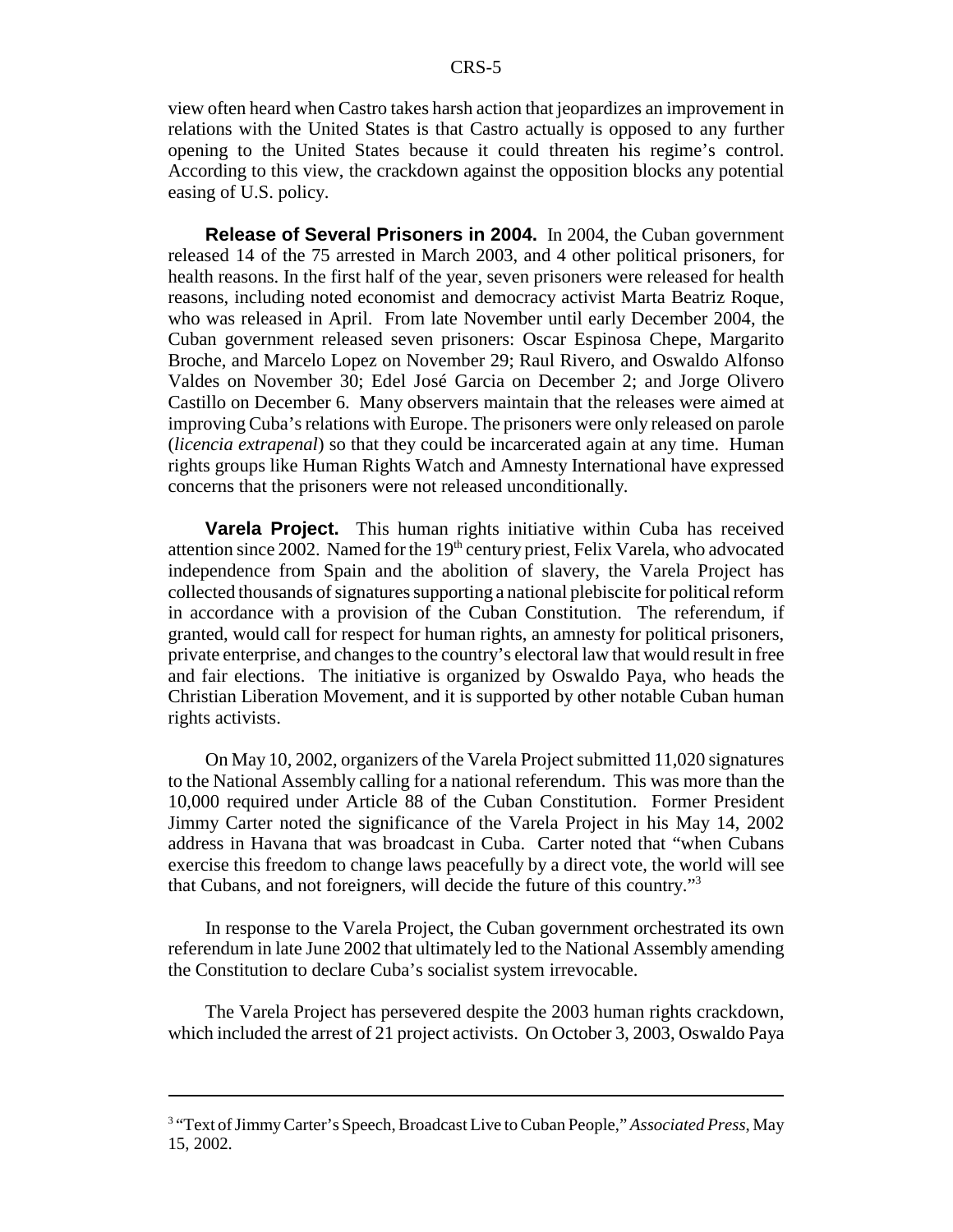view often heard when Castro takes harsh action that jeopardizes an improvement in relations with the United States is that Castro actually is opposed to any further opening to the United States because it could threaten his regime's control. According to this view, the crackdown against the opposition blocks any potential easing of U.S. policy.

**Release of Several Prisoners in 2004.** In 2004, the Cuban government released 14 of the 75 arrested in March 2003, and 4 other political prisoners, for health reasons. In the first half of the year, seven prisoners were released for health reasons, including noted economist and democracy activist Marta Beatriz Roque, who was released in April. From late November until early December 2004, the Cuban government released seven prisoners: Oscar Espinosa Chepe, Margarito Broche, and Marcelo Lopez on November 29; Raul Rivero, and Oswaldo Alfonso Valdes on November 30; Edel José Garcia on December 2; and Jorge Olivero Castillo on December 6. Many observers maintain that the releases were aimed at improving Cuba's relations with Europe. The prisoners were only released on parole (*licencia extrapenal*) so that they could be incarcerated again at any time. Human rights groups like Human Rights Watch and Amnesty International have expressed concerns that the prisoners were not released unconditionally.

**Varela Project.** This human rights initiative within Cuba has received attention since 2002. Named for the 19th century priest, Felix Varela, who advocated independence from Spain and the abolition of slavery, the Varela Project has collected thousands of signatures supporting a national plebiscite for political reform in accordance with a provision of the Cuban Constitution. The referendum, if granted, would call for respect for human rights, an amnesty for political prisoners, private enterprise, and changes to the country's electoral law that would result in free and fair elections. The initiative is organized by Oswaldo Paya, who heads the Christian Liberation Movement, and it is supported by other notable Cuban human rights activists.

On May 10, 2002, organizers of the Varela Project submitted 11,020 signatures to the National Assembly calling for a national referendum. This was more than the 10,000 required under Article 88 of the Cuban Constitution. Former President Jimmy Carter noted the significance of the Varela Project in his May 14, 2002 address in Havana that was broadcast in Cuba. Carter noted that "when Cubans exercise this freedom to change laws peacefully by a direct vote, the world will see that Cubans, and not foreigners, will decide the future of this country."[3]

In response to the Varela Project, the Cuban government orchestrated its own referendum in late June 2002 that ultimately led to the National Assembly amending the Constitution to declare Cuba's socialist system irrevocable.

The Varela Project has persevered despite the 2003 human rights crackdown, which included the arrest of 21 project activists. On October 3, 2003, Oswaldo Paya

---

[3] "Text of Jimmy Carter's Speech, Broadcast Live to Cuban People," *Associated Press*, May 15, 2002.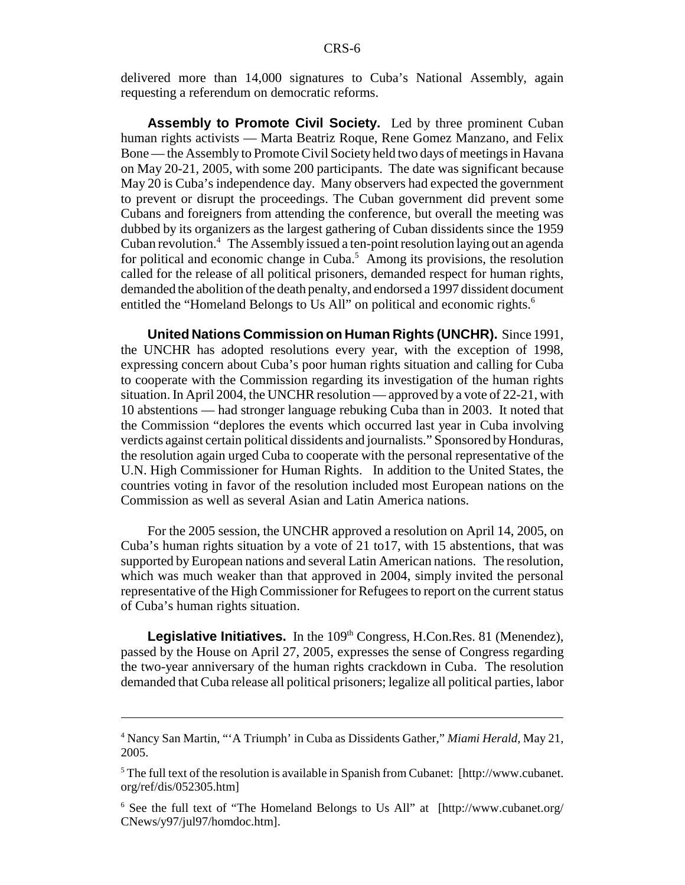delivered more than 14,000 signatures to Cuba's National Assembly, again requesting a referendum on democratic reforms.

**Assembly to Promote Civil Society.** Led by three prominent Cuban human rights activists — Marta Beatriz Roque, Rene Gomez Manzano, and Felix Bone — the Assembly to Promote Civil Society held two days of meetings in Havana on May 20-21, 2005, with some 200 participants. The date was significant because May 20 is Cuba's independence day. Many observers had expected the government to prevent or disrupt the proceedings. The Cuban government did prevent some Cubans and foreigners from attending the conference, but overall the meeting was dubbed by its organizers as the largest gathering of Cuban dissidents since the 1959 Cuban revolution.[4] The Assembly issued a ten-point resolution laying out an agenda for political and economic change in Cuba.[5] Among its provisions, the resolution called for the release of all political prisoners, demanded respect for human rights, demanded the abolition of the death penalty, and endorsed a 1997 dissident document entitled the "Homeland Belongs to Us All" on political and economic rights.[6]

**United Nations Commission on Human Rights (UNCHR).** Since 1991, the UNCHR has adopted resolutions every year, with the exception of 1998, expressing concern about Cuba's poor human rights situation and calling for Cuba to cooperate with the Commission regarding its investigation of the human rights situation. In April 2004, the UNCHR resolution — approved by a vote of 22-21, with 10 abstentions — had stronger language rebuking Cuba than in 2003. It noted that the Commission "deplores the events which occurred last year in Cuba involving verdicts against certain political dissidents and journalists." Sponsored by Honduras, the resolution again urged Cuba to cooperate with the personal representative of the U.N. High Commissioner for Human Rights. In addition to the United States, the countries voting in favor of the resolution included most European nations on the Commission as well as several Asian and Latin America nations.

For the 2005 session, the UNCHR approved a resolution on April 14, 2005, on Cuba's human rights situation by a vote of 21 to17, with 15 abstentions, that was supported by European nations and several Latin American nations. The resolution, which was much weaker than that approved in 2004, simply invited the personal representative of the High Commissioner for Refugees to report on the current status of Cuba's human rights situation.

**Legislative Initiatives.** In the 109th Congress, H.Con.Res. 81 (Menendez), passed by the House on April 27, 2005, expresses the sense of Congress regarding the two-year anniversary of the human rights crackdown in Cuba. The resolution demanded that Cuba release all political prisoners; legalize all political parties, labor

---

[4] Nancy San Martin, "'A Triumph' in Cuba as Dissidents Gather," *Miami Herald*, May 21, 2005.

[5] The full text of the resolution is available in Spanish from Cubanet: [http://www.cubanet.org/ref/dis/052305.htm]

[6] See the full text of "The Homeland Belongs to Us All" at [http://www.cubanet.org/CNews/y97/jul97/homdoc.htm].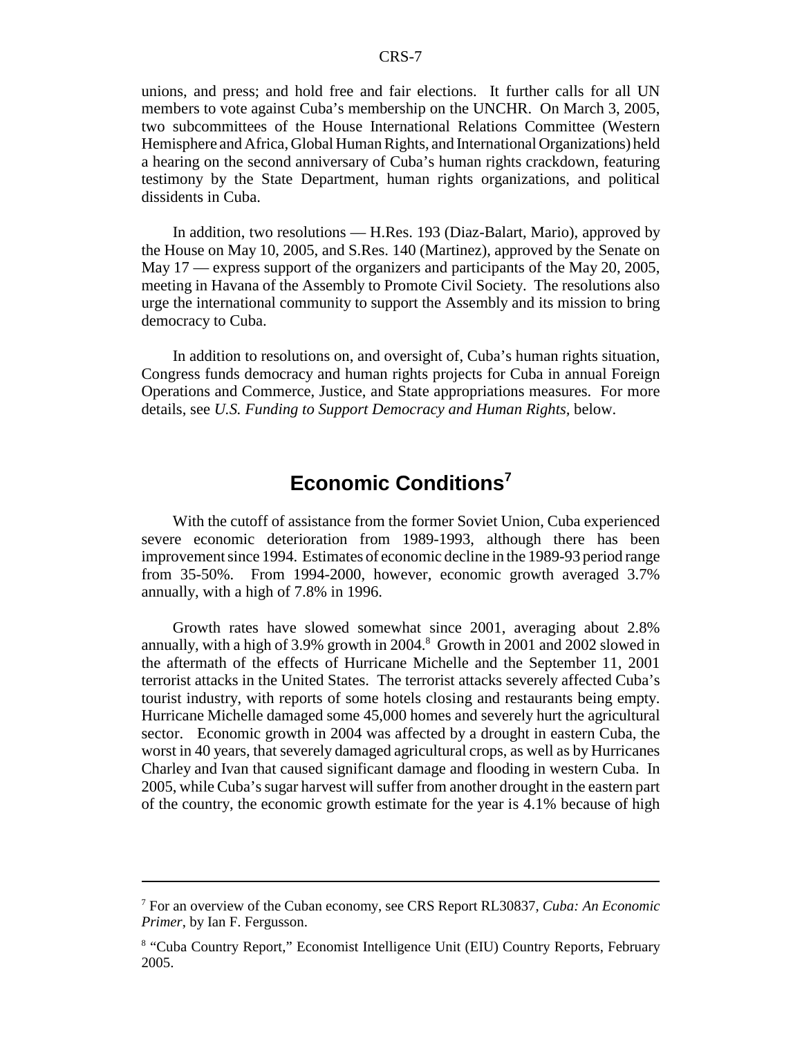unions, and press; and hold free and fair elections. It further calls for all UN members to vote against Cuba's membership on the UNCHR. On March 3, 2005, two subcommittees of the House International Relations Committee (Western Hemisphere and Africa, Global Human Rights, and International Organizations) held a hearing on the second anniversary of Cuba's human rights crackdown, featuring testimony by the State Department, human rights organizations, and political dissidents in Cuba.

In addition, two resolutions — H.Res. 193 (Diaz-Balart, Mario), approved by the House on May 10, 2005, and S.Res. 140 (Martinez), approved by the Senate on May 17 — express support of the organizers and participants of the May 20, 2005, meeting in Havana of the Assembly to Promote Civil Society. The resolutions also urge the international community to support the Assembly and its mission to bring democracy to Cuba.

In addition to resolutions on, and oversight of, Cuba's human rights situation, Congress funds democracy and human rights projects for Cuba in annual Foreign Operations and Commerce, Justice, and State appropriations measures. For more details, see *U.S. Funding to Support Democracy and Human Rights,* below.

## Economic Conditions[7]

With the cutoff of assistance from the former Soviet Union, Cuba experienced severe economic deterioration from 1989-1993, although there has been improvement since 1994. Estimates of economic decline in the 1989-93 period range from 35-50%. From 1994-2000, however, economic growth averaged 3.7% annually, with a high of 7.8% in 1996.

Growth rates have slowed somewhat since 2001, averaging about 2.8% annually, with a high of 3.9% growth in 2004.[8] Growth in 2001 and 2002 slowed in the aftermath of the effects of Hurricane Michelle and the September 11, 2001 terrorist attacks in the United States. The terrorist attacks severely affected Cuba's tourist industry, with reports of some hotels closing and restaurants being empty. Hurricane Michelle damaged some 45,000 homes and severely hurt the agricultural sector. Economic growth in 2004 was affected by a drought in eastern Cuba, the worst in 40 years, that severely damaged agricultural crops, as well as by Hurricanes Charley and Ivan that caused significant damage and flooding in western Cuba. In 2005, while Cuba's sugar harvest will suffer from another drought in the eastern part of the country, the economic growth estimate for the year is 4.1% because of high

---

[7] For an overview of the Cuban economy, see CRS Report RL30837, *Cuba: An Economic Primer*, by Ian F. Fergusson.

[8] "Cuba Country Report," Economist Intelligence Unit (EIU) Country Reports, February 2005.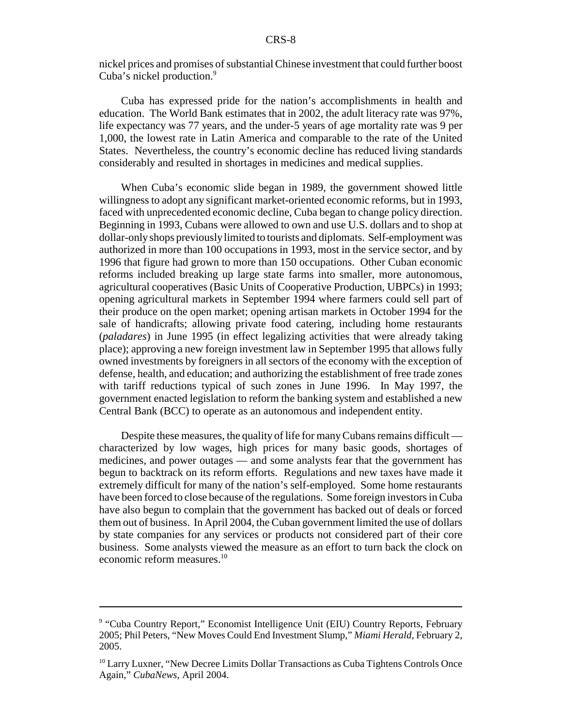nickel prices and promises of substantial Chinese investment that could further boost Cuba's nickel production.[9]

Cuba has expressed pride for the nation's accomplishments in health and education. The World Bank estimates that in 2002, the adult literacy rate was 97%, life expectancy was 77 years, and the under-5 years of age mortality rate was 9 per 1,000, the lowest rate in Latin America and comparable to the rate of the United States. Nevertheless, the country's economic decline has reduced living standards considerably and resulted in shortages in medicines and medical supplies.

When Cuba's economic slide began in 1989, the government showed little willingness to adopt any significant market-oriented economic reforms, but in 1993, faced with unprecedented economic decline, Cuba began to change policy direction. Beginning in 1993, Cubans were allowed to own and use U.S. dollars and to shop at dollar-only shops previously limited to tourists and diplomats. Self-employment was authorized in more than 100 occupations in 1993, most in the service sector, and by 1996 that figure had grown to more than 150 occupations. Other Cuban economic reforms included breaking up large state farms into smaller, more autonomous, agricultural cooperatives (Basic Units of Cooperative Production, UBPCs) in 1993; opening agricultural markets in September 1994 where farmers could sell part of their produce on the open market; opening artisan markets in October 1994 for the sale of handicrafts; allowing private food catering, including home restaurants (*paladares*) in June 1995 (in effect legalizing activities that were already taking place); approving a new foreign investment law in September 1995 that allows fully owned investments by foreigners in all sectors of the economy with the exception of defense, health, and education; and authorizing the establishment of free trade zones with tariff reductions typical of such zones in June 1996. In May 1997, the government enacted legislation to reform the banking system and established a new Central Bank (BCC) to operate as an autonomous and independent entity.

Despite these measures, the quality of life for many Cubans remains difficult — characterized by low wages, high prices for many basic goods, shortages of medicines, and power outages — and some analysts fear that the government has begun to backtrack on its reform efforts. Regulations and new taxes have made it extremely difficult for many of the nation's self-employed. Some home restaurants have been forced to close because of the regulations. Some foreign investors in Cuba have also begun to complain that the government has backed out of deals or forced them out of business. In April 2004, the Cuban government limited the use of dollars by state companies for any services or products not considered part of their core business. Some analysts viewed the measure as an effort to turn back the clock on economic reform measures.[10]

---

[9] "Cuba Country Report," Economist Intelligence Unit (EIU) Country Reports, February 2005; Phil Peters, "New Moves Could End Investment Slump," *Miami Herald*, February 2, 2005.

[10] Larry Luxner, "New Decree Limits Dollar Transactions as Cuba Tightens Controls Once Again," *CubaNews*, April 2004.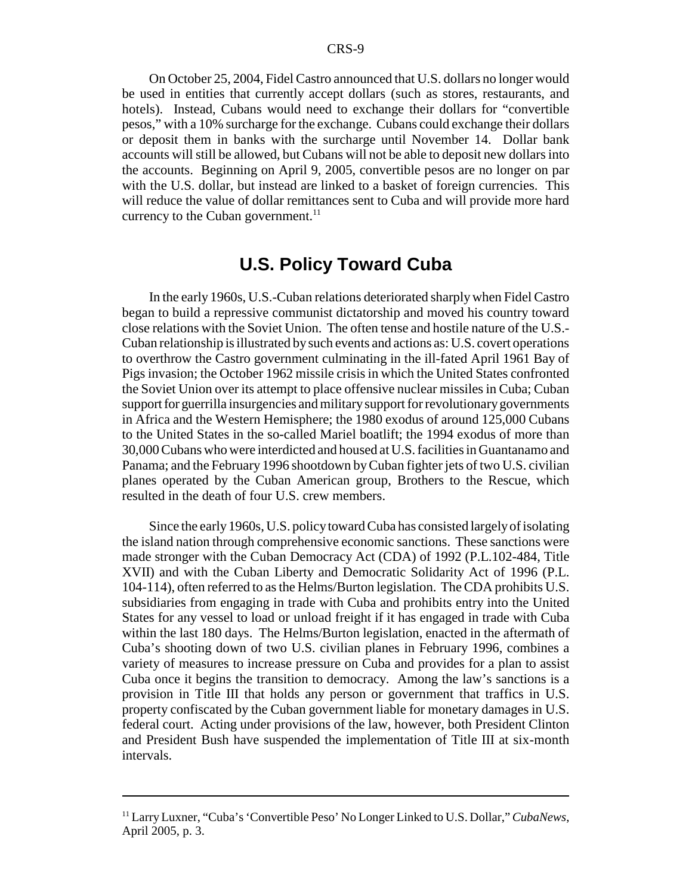On October 25, 2004, Fidel Castro announced that U.S. dollars no longer would be used in entities that currently accept dollars (such as stores, restaurants, and hotels). Instead, Cubans would need to exchange their dollars for "convertible pesos," with a 10% surcharge for the exchange. Cubans could exchange their dollars or deposit them in banks with the surcharge until November 14. Dollar bank accounts will still be allowed, but Cubans will not be able to deposit new dollars into the accounts. Beginning on April 9, 2005, convertible pesos are no longer on par with the U.S. dollar, but instead are linked to a basket of foreign currencies. This will reduce the value of dollar remittances sent to Cuba and will provide more hard currency to the Cuban government.[11]

## U.S. Policy Toward Cuba

In the early 1960s, U.S.-Cuban relations deteriorated sharply when Fidel Castro began to build a repressive communist dictatorship and moved his country toward close relations with the Soviet Union. The often tense and hostile nature of the U.S.-Cuban relationship is illustrated by such events and actions as: U.S. covert operations to overthrow the Castro government culminating in the ill-fated April 1961 Bay of Pigs invasion; the October 1962 missile crisis in which the United States confronted the Soviet Union over its attempt to place offensive nuclear missiles in Cuba; Cuban support for guerrilla insurgencies and military support for revolutionary governments in Africa and the Western Hemisphere; the 1980 exodus of around 125,000 Cubans to the United States in the so-called Mariel boatlift; the 1994 exodus of more than 30,000 Cubans who were interdicted and housed at U.S. facilities in Guantanamo and Panama; and the February 1996 shootdown by Cuban fighter jets of two U.S. civilian planes operated by the Cuban American group, Brothers to the Rescue, which resulted in the death of four U.S. crew members.

Since the early 1960s, U.S. policy toward Cuba has consisted largely of isolating the island nation through comprehensive economic sanctions. These sanctions were made stronger with the Cuban Democracy Act (CDA) of 1992 (P.L.102-484, Title XVII) and with the Cuban Liberty and Democratic Solidarity Act of 1996 (P.L. 104-114), often referred to as the Helms/Burton legislation. The CDA prohibits U.S. subsidiaries from engaging in trade with Cuba and prohibits entry into the United States for any vessel to load or unload freight if it has engaged in trade with Cuba within the last 180 days. The Helms/Burton legislation, enacted in the aftermath of Cuba's shooting down of two U.S. civilian planes in February 1996, combines a variety of measures to increase pressure on Cuba and provides for a plan to assist Cuba once it begins the transition to democracy. Among the law's sanctions is a provision in Title III that holds any person or government that traffics in U.S. property confiscated by the Cuban government liable for monetary damages in U.S. federal court. Acting under provisions of the law, however, both President Clinton and President Bush have suspended the implementation of Title III at six-month intervals.

---

[11] Larry Luxner, "Cuba's 'Convertible Peso' No Longer Linked to U.S. Dollar," *CubaNews*, April 2005, p. 3.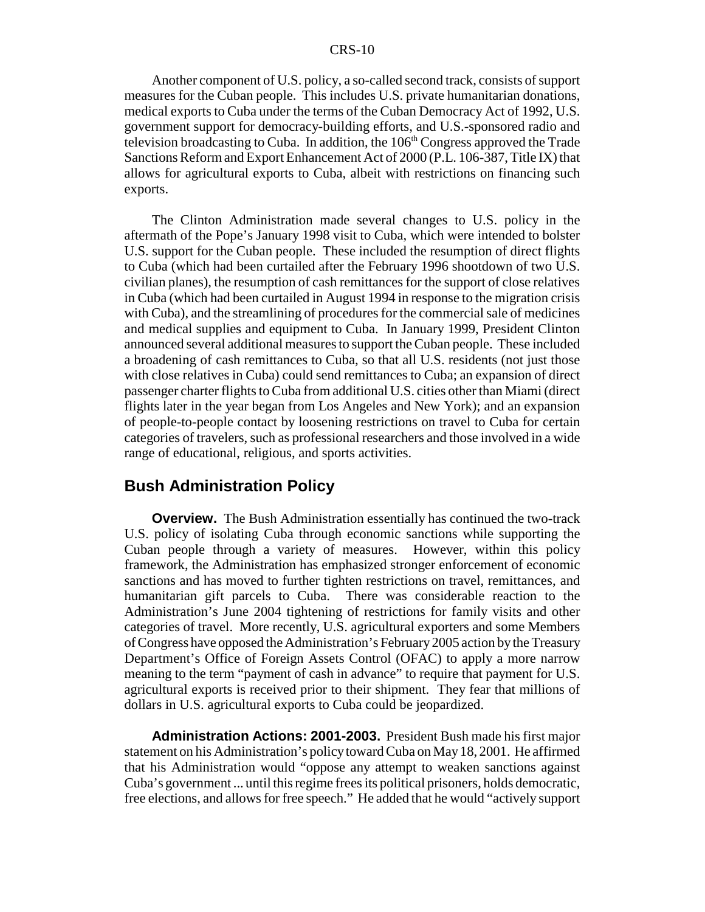Another component of U.S. policy, a so-called second track, consists of support measures for the Cuban people. This includes U.S. private humanitarian donations, medical exports to Cuba under the terms of the Cuban Democracy Act of 1992, U.S. government support for democracy-building efforts, and U.S.-sponsored radio and television broadcasting to Cuba. In addition, the 106th Congress approved the Trade Sanctions Reform and Export Enhancement Act of 2000 (P.L. 106-387, Title IX) that allows for agricultural exports to Cuba, albeit with restrictions on financing such exports.

The Clinton Administration made several changes to U.S. policy in the aftermath of the Pope's January 1998 visit to Cuba, which were intended to bolster U.S. support for the Cuban people. These included the resumption of direct flights to Cuba (which had been curtailed after the February 1996 shootdown of two U.S. civilian planes), the resumption of cash remittances for the support of close relatives in Cuba (which had been curtailed in August 1994 in response to the migration crisis with Cuba), and the streamlining of procedures for the commercial sale of medicines and medical supplies and equipment to Cuba. In January 1999, President Clinton announced several additional measures to support the Cuban people. These included a broadening of cash remittances to Cuba, so that all U.S. residents (not just those with close relatives in Cuba) could send remittances to Cuba; an expansion of direct passenger charter flights to Cuba from additional U.S. cities other than Miami (direct flights later in the year began from Los Angeles and New York); and an expansion of people-to-people contact by loosening restrictions on travel to Cuba for certain categories of travelers, such as professional researchers and those involved in a wide range of educational, religious, and sports activities.

## Bush Administration Policy

**Overview.** The Bush Administration essentially has continued the two-track U.S. policy of isolating Cuba through economic sanctions while supporting the Cuban people through a variety of measures. However, within this policy framework, the Administration has emphasized stronger enforcement of economic sanctions and has moved to further tighten restrictions on travel, remittances, and humanitarian gift parcels to Cuba. There was considerable reaction to the Administration's June 2004 tightening of restrictions for family visits and other categories of travel. More recently, U.S. agricultural exporters and some Members of Congress have opposed the Administration's February 2005 action by the Treasury Department's Office of Foreign Assets Control (OFAC) to apply a more narrow meaning to the term "payment of cash in advance" to require that payment for U.S. agricultural exports is received prior to their shipment. They fear that millions of dollars in U.S. agricultural exports to Cuba could be jeopardized.

**Administration Actions: 2001-2003.** President Bush made his first major statement on his Administration's policy toward Cuba on May 18, 2001. He affirmed that his Administration would "oppose any attempt to weaken sanctions against Cuba's government ... until this regime frees its political prisoners, holds democratic, free elections, and allows for free speech." He added that he would "actively support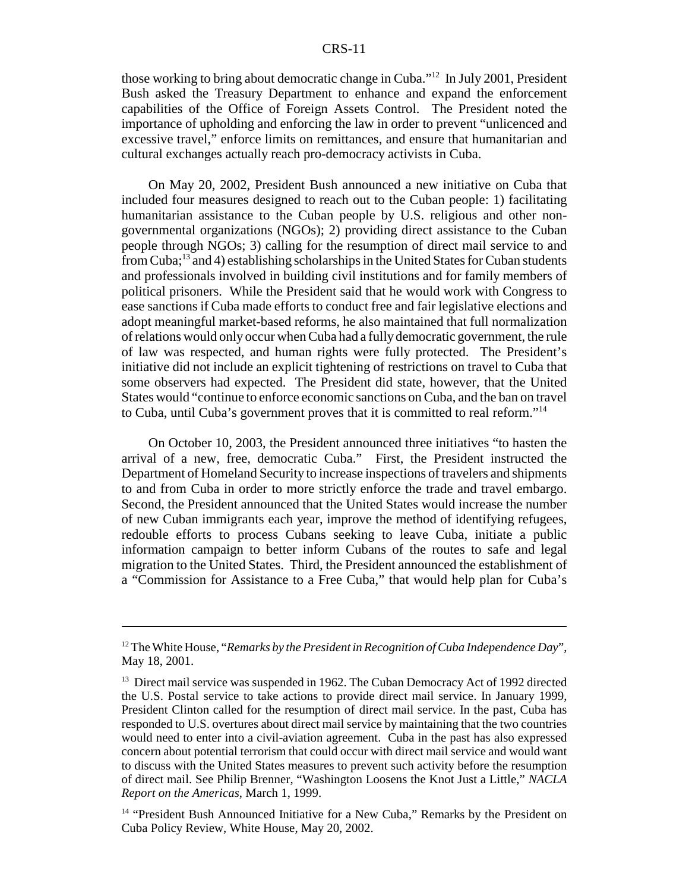those working to bring about democratic change in Cuba."[12] In July 2001, President Bush asked the Treasury Department to enhance and expand the enforcement capabilities of the Office of Foreign Assets Control. The President noted the importance of upholding and enforcing the law in order to prevent "unlicenced and excessive travel," enforce limits on remittances, and ensure that humanitarian and cultural exchanges actually reach pro-democracy activists in Cuba.

On May 20, 2002, President Bush announced a new initiative on Cuba that included four measures designed to reach out to the Cuban people: 1) facilitating humanitarian assistance to the Cuban people by U.S. religious and other non-governmental organizations (NGOs); 2) providing direct assistance to the Cuban people through NGOs; 3) calling for the resumption of direct mail service to and from Cuba;[13] and 4) establishing scholarships in the United States for Cuban students and professionals involved in building civil institutions and for family members of political prisoners. While the President said that he would work with Congress to ease sanctions if Cuba made efforts to conduct free and fair legislative elections and adopt meaningful market-based reforms, he also maintained that full normalization of relations would only occur when Cuba had a fully democratic government, the rule of law was respected, and human rights were fully protected. The President's initiative did not include an explicit tightening of restrictions on travel to Cuba that some observers had expected. The President did state, however, that the United States would "continue to enforce economic sanctions on Cuba, and the ban on travel to Cuba, until Cuba's government proves that it is committed to real reform."[14]

On October 10, 2003, the President announced three initiatives "to hasten the arrival of a new, free, democratic Cuba." First, the President instructed the Department of Homeland Security to increase inspections of travelers and shipments to and from Cuba in order to more strictly enforce the trade and travel embargo. Second, the President announced that the United States would increase the number of new Cuban immigrants each year, improve the method of identifying refugees, redouble efforts to process Cubans seeking to leave Cuba, initiate a public information campaign to better inform Cubans of the routes to safe and legal migration to the United States. Third, the President announced the establishment of a "Commission for Assistance to a Free Cuba," that would help plan for Cuba's

---

[12] The White House, "*Remarks by the President in Recognition of Cuba Independence Day*", May 18, 2001.

[13] Direct mail service was suspended in 1962. The Cuban Democracy Act of 1992 directed the U.S. Postal service to take actions to provide direct mail service. In January 1999, President Clinton called for the resumption of direct mail service. In the past, Cuba has responded to U.S. overtures about direct mail service by maintaining that the two countries would need to enter into a civil-aviation agreement. Cuba in the past has also expressed concern about potential terrorism that could occur with direct mail service and would want to discuss with the United States measures to prevent such activity before the resumption of direct mail. See Philip Brenner, "Washington Loosens the Knot Just a Little," *NACLA Report on the Americas*, March 1, 1999.

[14] "President Bush Announced Initiative for a New Cuba," Remarks by the President on Cuba Policy Review, White House, May 20, 2002.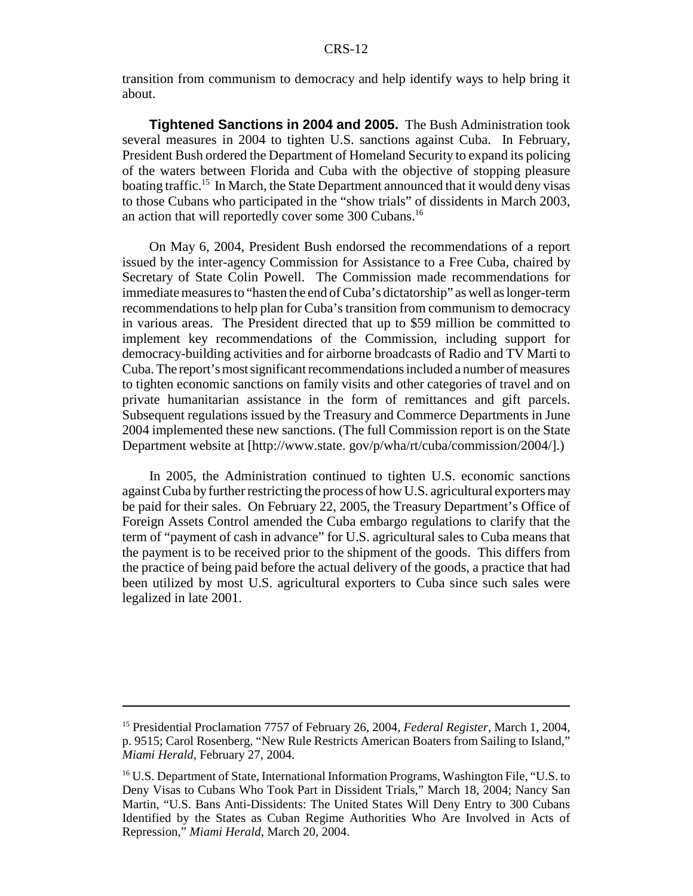transition from communism to democracy and help identify ways to help bring it about.

**Tightened Sanctions in 2004 and 2005.** The Bush Administration took several measures in 2004 to tighten U.S. sanctions against Cuba. In February, President Bush ordered the Department of Homeland Security to expand its policing of the waters between Florida and Cuba with the objective of stopping pleasure boating traffic.[15] In March, the State Department announced that it would deny visas to those Cubans who participated in the "show trials" of dissidents in March 2003, an action that will reportedly cover some 300 Cubans.[16]

On May 6, 2004, President Bush endorsed the recommendations of a report issued by the inter-agency Commission for Assistance to a Free Cuba, chaired by Secretary of State Colin Powell. The Commission made recommendations for immediate measures to "hasten the end of Cuba's dictatorship" as well as longer-term recommendations to help plan for Cuba's transition from communism to democracy in various areas. The President directed that up to $59 million be committed to implement key recommendations of the Commission, including support for democracy-building activities and for airborne broadcasts of Radio and TV Marti to Cuba. The report's most significant recommendations included a number of measures to tighten economic sanctions on family visits and other categories of travel and on private humanitarian assistance in the form of remittances and gift parcels. Subsequent regulations issued by the Treasury and Commerce Departments in June 2004 implemented these new sanctions. (The full Commission report is on the State Department website at [http://www.state. gov/p/wha/rt/cuba/commission/2004/].)

In 2005, the Administration continued to tighten U.S. economic sanctions against Cuba by further restricting the process of how U.S. agricultural exporters may be paid for their sales. On February 22, 2005, the Treasury Department's Office of Foreign Assets Control amended the Cuba embargo regulations to clarify that the term of "payment of cash in advance" for U.S. agricultural sales to Cuba means that the payment is to be received prior to the shipment of the goods. This differs from the practice of being paid before the actual delivery of the goods, a practice that had been utilized by most U.S. agricultural exporters to Cuba since such sales were legalized in late 2001.

---

[15] Presidential Proclamation 7757 of February 26, 2004, *Federal Register*, March 1, 2004, p. 9515; Carol Rosenberg, "New Rule Restricts American Boaters from Sailing to Island," *Miami Herald*, February 27, 2004.

[16] U.S. Department of State, International Information Programs, Washington File, "U.S. to Deny Visas to Cubans Who Took Part in Dissident Trials," March 18, 2004; Nancy San Martin, "U.S. Bans Anti-Dissidents: The United States Will Deny Entry to 300 Cubans Identified by the States as Cuban Regime Authorities Who Are Involved in Acts of Repression," *Miami Herald*, March 20, 2004.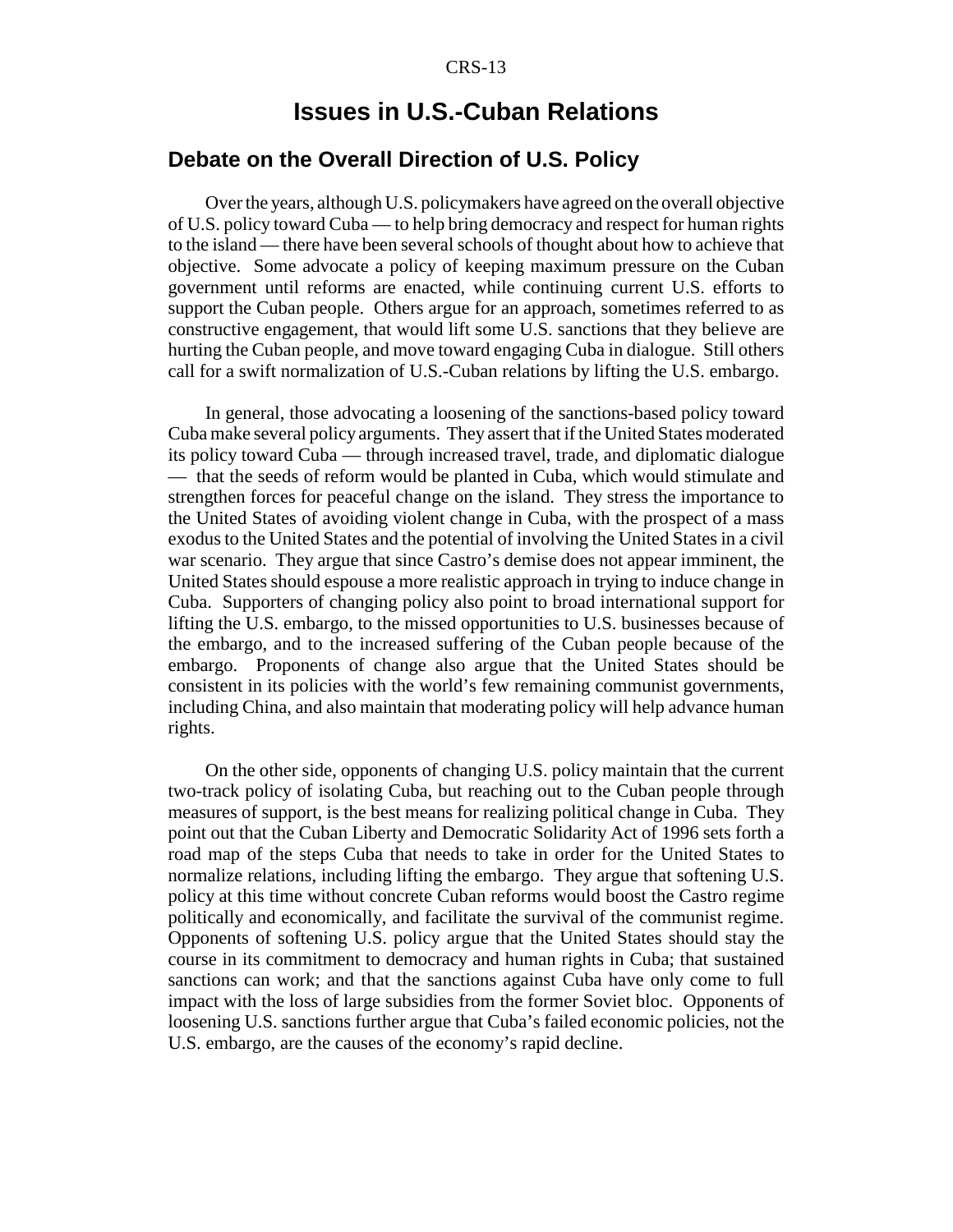# Issues in U.S.-Cuban Relations

## Debate on the Overall Direction of U.S. Policy

Over the years, although U.S. policymakers have agreed on the overall objective of U.S. policy toward Cuba — to help bring democracy and respect for human rights to the island — there have been several schools of thought about how to achieve that objective. Some advocate a policy of keeping maximum pressure on the Cuban government until reforms are enacted, while continuing current U.S. efforts to support the Cuban people. Others argue for an approach, sometimes referred to as constructive engagement, that would lift some U.S. sanctions that they believe are hurting the Cuban people, and move toward engaging Cuba in dialogue. Still others call for a swift normalization of U.S.-Cuban relations by lifting the U.S. embargo.

In general, those advocating a loosening of the sanctions-based policy toward Cuba make several policy arguments. They assert that if the United States moderated its policy toward Cuba — through increased travel, trade, and diplomatic dialogue — that the seeds of reform would be planted in Cuba, which would stimulate and strengthen forces for peaceful change on the island. They stress the importance to the United States of avoiding violent change in Cuba, with the prospect of a mass exodus to the United States and the potential of involving the United States in a civil war scenario. They argue that since Castro's demise does not appear imminent, the United States should espouse a more realistic approach in trying to induce change in Cuba. Supporters of changing policy also point to broad international support for lifting the U.S. embargo, to the missed opportunities to U.S. businesses because of the embargo, and to the increased suffering of the Cuban people because of the embargo. Proponents of change also argue that the United States should be consistent in its policies with the world's few remaining communist governments, including China, and also maintain that moderating policy will help advance human rights.

On the other side, opponents of changing U.S. policy maintain that the current two-track policy of isolating Cuba, but reaching out to the Cuban people through measures of support, is the best means for realizing political change in Cuba. They point out that the Cuban Liberty and Democratic Solidarity Act of 1996 sets forth a road map of the steps Cuba that needs to take in order for the United States to normalize relations, including lifting the embargo. They argue that softening U.S. policy at this time without concrete Cuban reforms would boost the Castro regime politically and economically, and facilitate the survival of the communist regime. Opponents of softening U.S. policy argue that the United States should stay the course in its commitment to democracy and human rights in Cuba; that sustained sanctions can work; and that the sanctions against Cuba have only come to full impact with the loss of large subsidies from the former Soviet bloc. Opponents of loosening U.S. sanctions further argue that Cuba's failed economic policies, not the U.S. embargo, are the causes of the economy's rapid decline.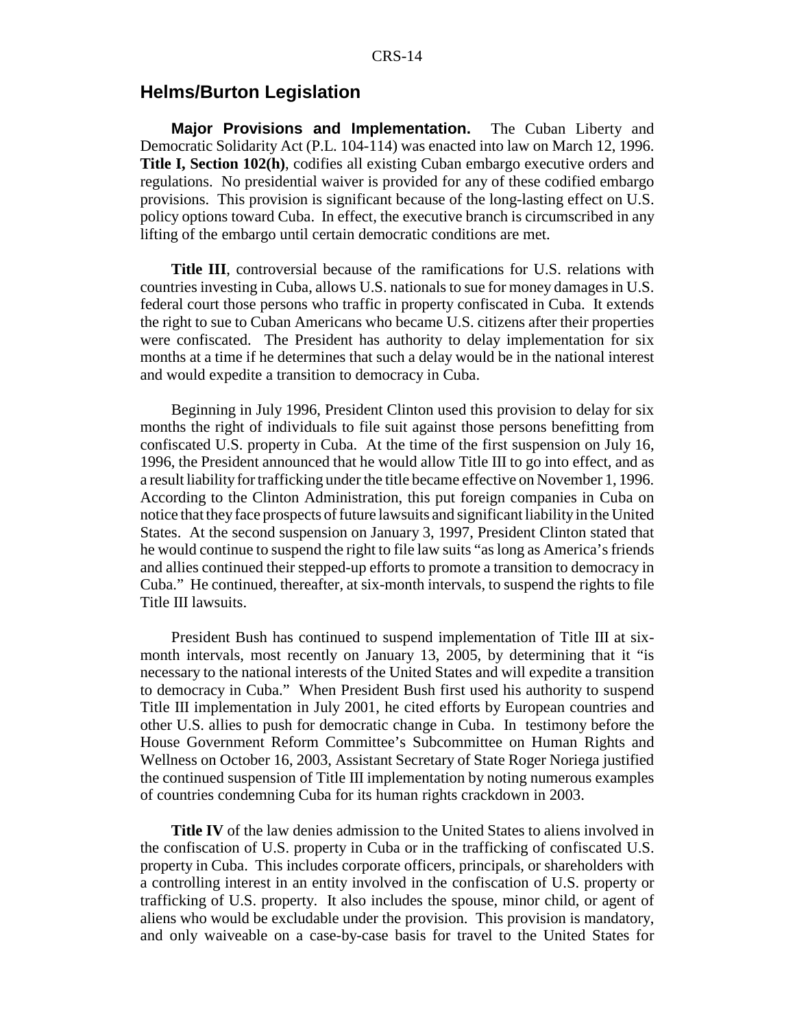## Helms/Burton Legislation

**Major Provisions and Implementation.** The Cuban Liberty and Democratic Solidarity Act (P.L. 104-114) was enacted into law on March 12, 1996. **Title I, Section 102(h)**, codifies all existing Cuban embargo executive orders and regulations. No presidential waiver is provided for any of these codified embargo provisions. This provision is significant because of the long-lasting effect on U.S. policy options toward Cuba. In effect, the executive branch is circumscribed in any lifting of the embargo until certain democratic conditions are met.

**Title III**, controversial because of the ramifications for U.S. relations with countries investing in Cuba, allows U.S. nationals to sue for money damages in U.S. federal court those persons who traffic in property confiscated in Cuba. It extends the right to sue to Cuban Americans who became U.S. citizens after their properties were confiscated. The President has authority to delay implementation for six months at a time if he determines that such a delay would be in the national interest and would expedite a transition to democracy in Cuba.

Beginning in July 1996, President Clinton used this provision to delay for six months the right of individuals to file suit against those persons benefitting from confiscated U.S. property in Cuba. At the time of the first suspension on July 16, 1996, the President announced that he would allow Title III to go into effect, and as a result liability for trafficking under the title became effective on November 1, 1996. According to the Clinton Administration, this put foreign companies in Cuba on notice that they face prospects of future lawsuits and significant liability in the United States. At the second suspension on January 3, 1997, President Clinton stated that he would continue to suspend the right to file law suits "as long as America's friends and allies continued their stepped-up efforts to promote a transition to democracy in Cuba." He continued, thereafter, at six-month intervals, to suspend the rights to file Title III lawsuits.

President Bush has continued to suspend implementation of Title III at six-month intervals, most recently on January 13, 2005, by determining that it "is necessary to the national interests of the United States and will expedite a transition to democracy in Cuba." When President Bush first used his authority to suspend Title III implementation in July 2001, he cited efforts by European countries and other U.S. allies to push for democratic change in Cuba. In testimony before the House Government Reform Committee's Subcommittee on Human Rights and Wellness on October 16, 2003, Assistant Secretary of State Roger Noriega justified the continued suspension of Title III implementation by noting numerous examples of countries condemning Cuba for its human rights crackdown in 2003.

**Title IV** of the law denies admission to the United States to aliens involved in the confiscation of U.S. property in Cuba or in the trafficking of confiscated U.S. property in Cuba. This includes corporate officers, principals, or shareholders with a controlling interest in an entity involved in the confiscation of U.S. property or trafficking of U.S. property. It also includes the spouse, minor child, or agent of aliens who would be excludable under the provision. This provision is mandatory, and only waiveable on a case-by-case basis for travel to the United States for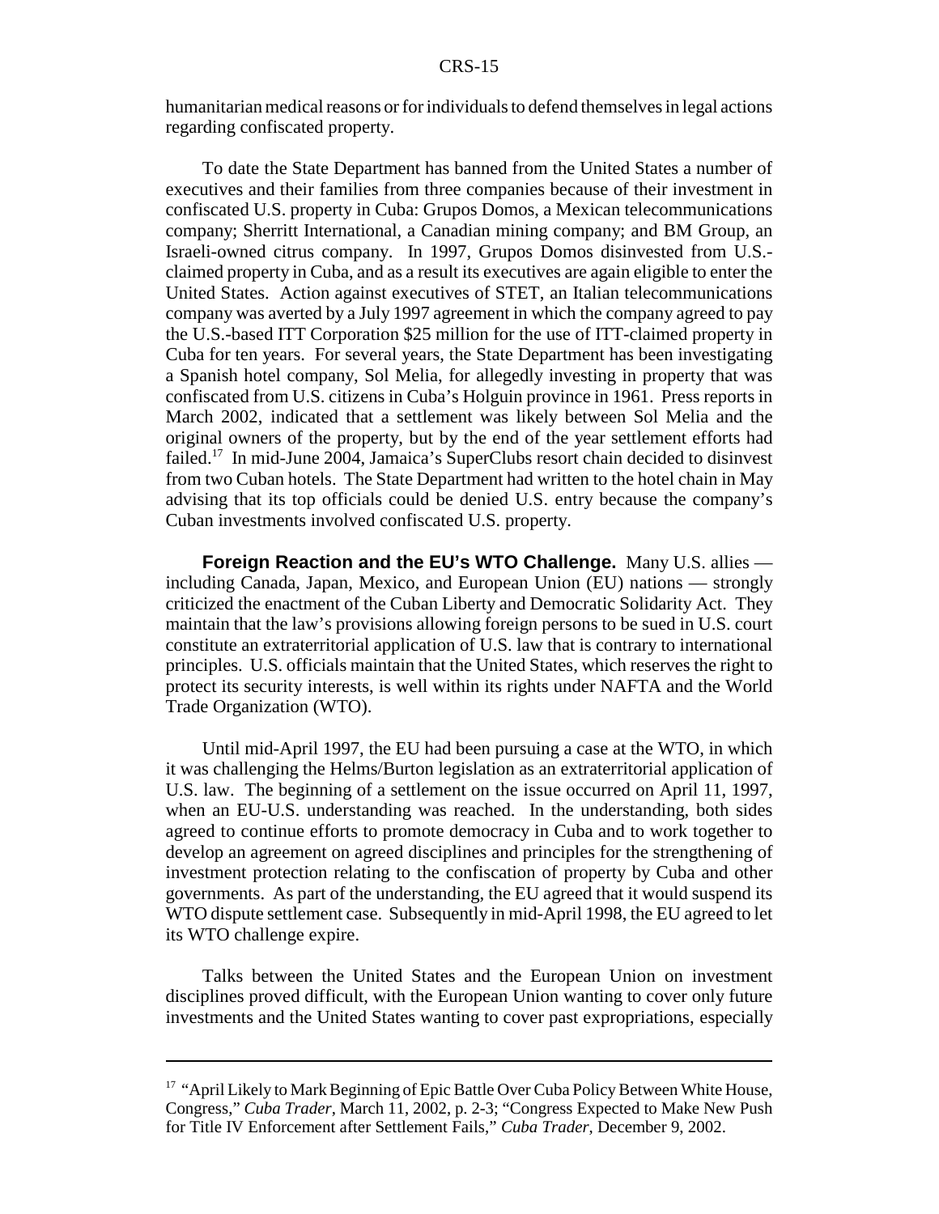humanitarian medical reasons or for individuals to defend themselves in legal actions regarding confiscated property.

To date the State Department has banned from the United States a number of executives and their families from three companies because of their investment in confiscated U.S. property in Cuba: Grupos Domos, a Mexican telecommunications company; Sherritt International, a Canadian mining company; and BM Group, an Israeli-owned citrus company. In 1997, Grupos Domos disinvested from U.S.-claimed property in Cuba, and as a result its executives are again eligible to enter the United States. Action against executives of STET, an Italian telecommunications company was averted by a July 1997 agreement in which the company agreed to pay the U.S.-based ITT Corporation $25 million for the use of ITT-claimed property in Cuba for ten years. For several years, the State Department has been investigating a Spanish hotel company, Sol Melia, for allegedly investing in property that was confiscated from U.S. citizens in Cuba's Holguin province in 1961. Press reports in March 2002, indicated that a settlement was likely between Sol Melia and the original owners of the property, but by the end of the year settlement efforts had failed.[17] In mid-June 2004, Jamaica's SuperClubs resort chain decided to disinvest from two Cuban hotels. The State Department had written to the hotel chain in May advising that its top officials could be denied U.S. entry because the company's Cuban investments involved confiscated U.S. property.

**Foreign Reaction and the EU's WTO Challenge.** Many U.S. allies — including Canada, Japan, Mexico, and European Union (EU) nations — strongly criticized the enactment of the Cuban Liberty and Democratic Solidarity Act. They maintain that the law's provisions allowing foreign persons to be sued in U.S. court constitute an extraterritorial application of U.S. law that is contrary to international principles. U.S. officials maintain that the United States, which reserves the right to protect its security interests, is well within its rights under NAFTA and the World Trade Organization (WTO).

Until mid-April 1997, the EU had been pursuing a case at the WTO, in which it was challenging the Helms/Burton legislation as an extraterritorial application of U.S. law. The beginning of a settlement on the issue occurred on April 11, 1997, when an EU-U.S. understanding was reached. In the understanding, both sides agreed to continue efforts to promote democracy in Cuba and to work together to develop an agreement on agreed disciplines and principles for the strengthening of investment protection relating to the confiscation of property by Cuba and other governments. As part of the understanding, the EU agreed that it would suspend its WTO dispute settlement case. Subsequently in mid-April 1998, the EU agreed to let its WTO challenge expire.

Talks between the United States and the European Union on investment disciplines proved difficult, with the European Union wanting to cover only future investments and the United States wanting to cover past expropriations, especially

[17] "April Likely to Mark Beginning of Epic Battle Over Cuba Policy Between White House, Congress," *Cuba Trader*, March 11, 2002, p. 2-3; "Congress Expected to Make New Push for Title IV Enforcement after Settlement Fails," *Cuba Trader*, December 9, 2002.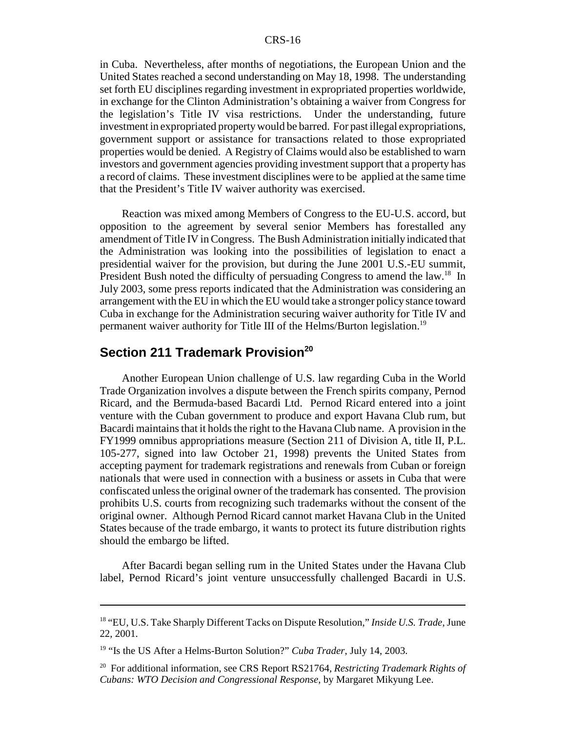in Cuba. Nevertheless, after months of negotiations, the European Union and the United States reached a second understanding on May 18, 1998. The understanding set forth EU disciplines regarding investment in expropriated properties worldwide, in exchange for the Clinton Administration's obtaining a waiver from Congress for the legislation's Title IV visa restrictions. Under the understanding, future investment in expropriated property would be barred. For past illegal expropriations, government support or assistance for transactions related to those expropriated properties would be denied. A Registry of Claims would also be established to warn investors and government agencies providing investment support that a property has a record of claims. These investment disciplines were to be applied at the same time that the President's Title IV waiver authority was exercised.

Reaction was mixed among Members of Congress to the EU-U.S. accord, but opposition to the agreement by several senior Members has forestalled any amendment of Title IV in Congress. The Bush Administration initially indicated that the Administration was looking into the possibilities of legislation to enact a presidential waiver for the provision, but during the June 2001 U.S.-EU summit, President Bush noted the difficulty of persuading Congress to amend the law.[18] In July 2003, some press reports indicated that the Administration was considering an arrangement with the EU in which the EU would take a stronger policy stance toward Cuba in exchange for the Administration securing waiver authority for Title IV and permanent waiver authority for Title III of the Helms/Burton legislation.[19]

## Section 211 Trademark Provision[20]

Another European Union challenge of U.S. law regarding Cuba in the World Trade Organization involves a dispute between the French spirits company, Pernod Ricard, and the Bermuda-based Bacardi Ltd. Pernod Ricard entered into a joint venture with the Cuban government to produce and export Havana Club rum, but Bacardi maintains that it holds the right to the Havana Club name. A provision in the FY1999 omnibus appropriations measure (Section 211 of Division A, title II, P.L. 105-277, signed into law October 21, 1998) prevents the United States from accepting payment for trademark registrations and renewals from Cuban or foreign nationals that were used in connection with a business or assets in Cuba that were confiscated unless the original owner of the trademark has consented. The provision prohibits U.S. courts from recognizing such trademarks without the consent of the original owner. Although Pernod Ricard cannot market Havana Club in the United States because of the trade embargo, it wants to protect its future distribution rights should the embargo be lifted.

After Bacardi began selling rum in the United States under the Havana Club label, Pernod Ricard's joint venture unsuccessfully challenged Bacardi in U.S.

---

[18] "EU, U.S. Take Sharply Different Tacks on Dispute Resolution," *Inside U.S. Trade*, June 22, 2001.

[19] "Is the US After a Helms-Burton Solution?" *Cuba Trader*, July 14, 2003.

[20] For additional information, see CRS Report RS21764, *Restricting Trademark Rights of Cubans: WTO Decision and Congressional Response*, by Margaret Mikyung Lee.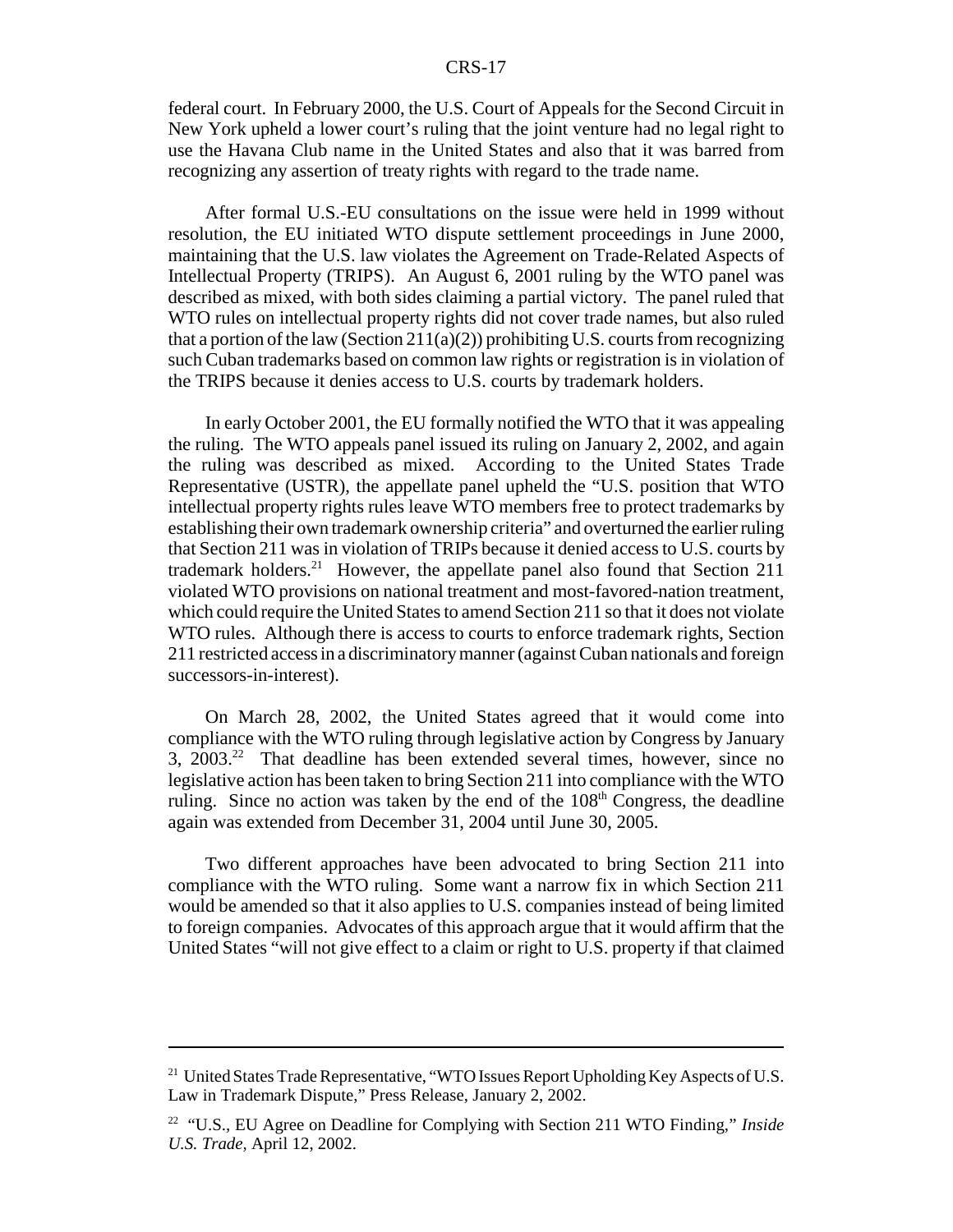federal court. In February 2000, the U.S. Court of Appeals for the Second Circuit in New York upheld a lower court's ruling that the joint venture had no legal right to use the Havana Club name in the United States and also that it was barred from recognizing any assertion of treaty rights with regard to the trade name.

After formal U.S.-EU consultations on the issue were held in 1999 without resolution, the EU initiated WTO dispute settlement proceedings in June 2000, maintaining that the U.S. law violates the Agreement on Trade-Related Aspects of Intellectual Property (TRIPS). An August 6, 2001 ruling by the WTO panel was described as mixed, with both sides claiming a partial victory. The panel ruled that WTO rules on intellectual property rights did not cover trade names, but also ruled that a portion of the law (Section 211(a)(2)) prohibiting U.S. courts from recognizing such Cuban trademarks based on common law rights or registration is in violation of the TRIPS because it denies access to U.S. courts by trademark holders.

In early October 2001, the EU formally notified the WTO that it was appealing the ruling. The WTO appeals panel issued its ruling on January 2, 2002, and again the ruling was described as mixed. According to the United States Trade Representative (USTR), the appellate panel upheld the "U.S. position that WTO intellectual property rights rules leave WTO members free to protect trademarks by establishing their own trademark ownership criteria" and overturned the earlier ruling that Section 211 was in violation of TRIPs because it denied access to U.S. courts by trademark holders.[21] However, the appellate panel also found that Section 211 violated WTO provisions on national treatment and most-favored-nation treatment, which could require the United States to amend Section 211 so that it does not violate WTO rules. Although there is access to courts to enforce trademark rights, Section 211 restricted access in a discriminatory manner (against Cuban nationals and foreign successors-in-interest).

On March 28, 2002, the United States agreed that it would come into compliance with the WTO ruling through legislative action by Congress by January 3, 2003.[22] That deadline has been extended several times, however, since no legislative action has been taken to bring Section 211 into compliance with the WTO ruling. Since no action was taken by the end of the 108th Congress, the deadline again was extended from December 31, 2004 until June 30, 2005.

Two different approaches have been advocated to bring Section 211 into compliance with the WTO ruling. Some want a narrow fix in which Section 211 would be amended so that it also applies to U.S. companies instead of being limited to foreign companies. Advocates of this approach argue that it would affirm that the United States "will not give effect to a claim or right to U.S. property if that claimed

---

[21] United States Trade Representative, "WTO Issues Report Upholding Key Aspects of U.S. Law in Trademark Dispute," Press Release, January 2, 2002.

[22] "U.S., EU Agree on Deadline for Complying with Section 211 WTO Finding," *Inside U.S. Trade*, April 12, 2002.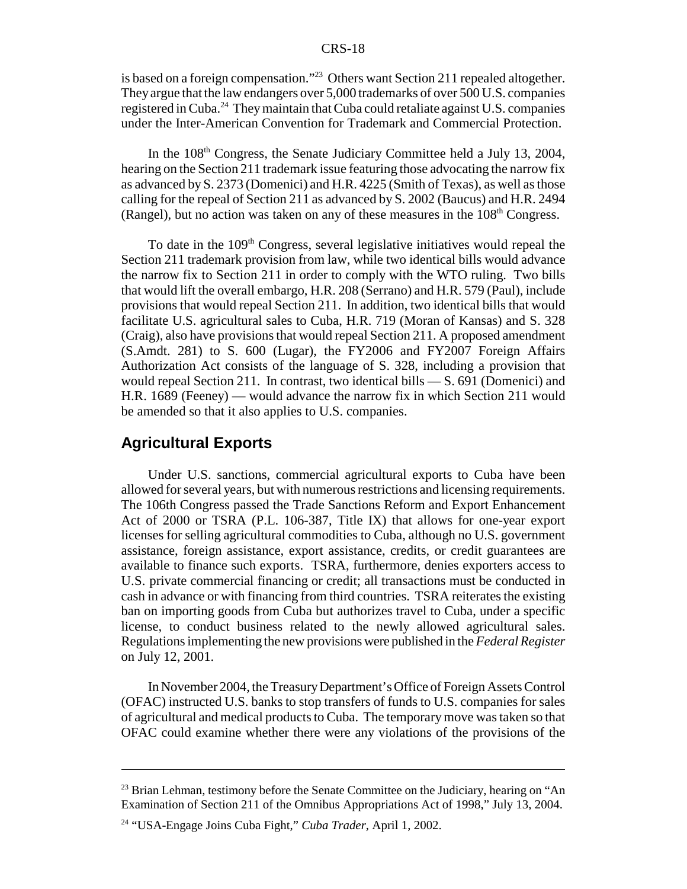is based on a foreign compensation."[23] Others want Section 211 repealed altogether. They argue that the law endangers over 5,000 trademarks of over 500 U.S. companies registered in Cuba.[24] They maintain that Cuba could retaliate against U.S. companies under the Inter-American Convention for Trademark and Commercial Protection.

In the 108th Congress, the Senate Judiciary Committee held a July 13, 2004, hearing on the Section 211 trademark issue featuring those advocating the narrow fix as advanced by S. 2373 (Domenici) and H.R. 4225 (Smith of Texas), as well as those calling for the repeal of Section 211 as advanced by S. 2002 (Baucus) and H.R. 2494 (Rangel), but no action was taken on any of these measures in the 108th Congress.

To date in the 109th Congress, several legislative initiatives would repeal the Section 211 trademark provision from law, while two identical bills would advance the narrow fix to Section 211 in order to comply with the WTO ruling. Two bills that would lift the overall embargo, H.R. 208 (Serrano) and H.R. 579 (Paul), include provisions that would repeal Section 211. In addition, two identical bills that would facilitate U.S. agricultural sales to Cuba, H.R. 719 (Moran of Kansas) and S. 328 (Craig), also have provisions that would repeal Section 211. A proposed amendment (S.Amdt. 281) to S. 600 (Lugar), the FY2006 and FY2007 Foreign Affairs Authorization Act consists of the language of S. 328, including a provision that would repeal Section 211. In contrast, two identical bills — S. 691 (Domenici) and H.R. 1689 (Feeney) — would advance the narrow fix in which Section 211 would be amended so that it also applies to U.S. companies.

## Agricultural Exports

Under U.S. sanctions, commercial agricultural exports to Cuba have been allowed for several years, but with numerous restrictions and licensing requirements. The 106th Congress passed the Trade Sanctions Reform and Export Enhancement Act of 2000 or TSRA (P.L. 106-387, Title IX) that allows for one-year export licenses for selling agricultural commodities to Cuba, although no U.S. government assistance, foreign assistance, export assistance, credits, or credit guarantees are available to finance such exports. TSRA, furthermore, denies exporters access to U.S. private commercial financing or credit; all transactions must be conducted in cash in advance or with financing from third countries. TSRA reiterates the existing ban on importing goods from Cuba but authorizes travel to Cuba, under a specific license, to conduct business related to the newly allowed agricultural sales. Regulations implementing the new provisions were published in the *Federal Register* on July 12, 2001.

In November 2004, the Treasury Department's Office of Foreign Assets Control (OFAC) instructed U.S. banks to stop transfers of funds to U.S. companies for sales of agricultural and medical products to Cuba. The temporary move was taken so that OFAC could examine whether there were any violations of the provisions of the

---

[23] Brian Lehman, testimony before the Senate Committee on the Judiciary, hearing on "An Examination of Section 211 of the Omnibus Appropriations Act of 1998," July 13, 2004.

[24] "USA-Engage Joins Cuba Fight," *Cuba Trader*, April 1, 2002.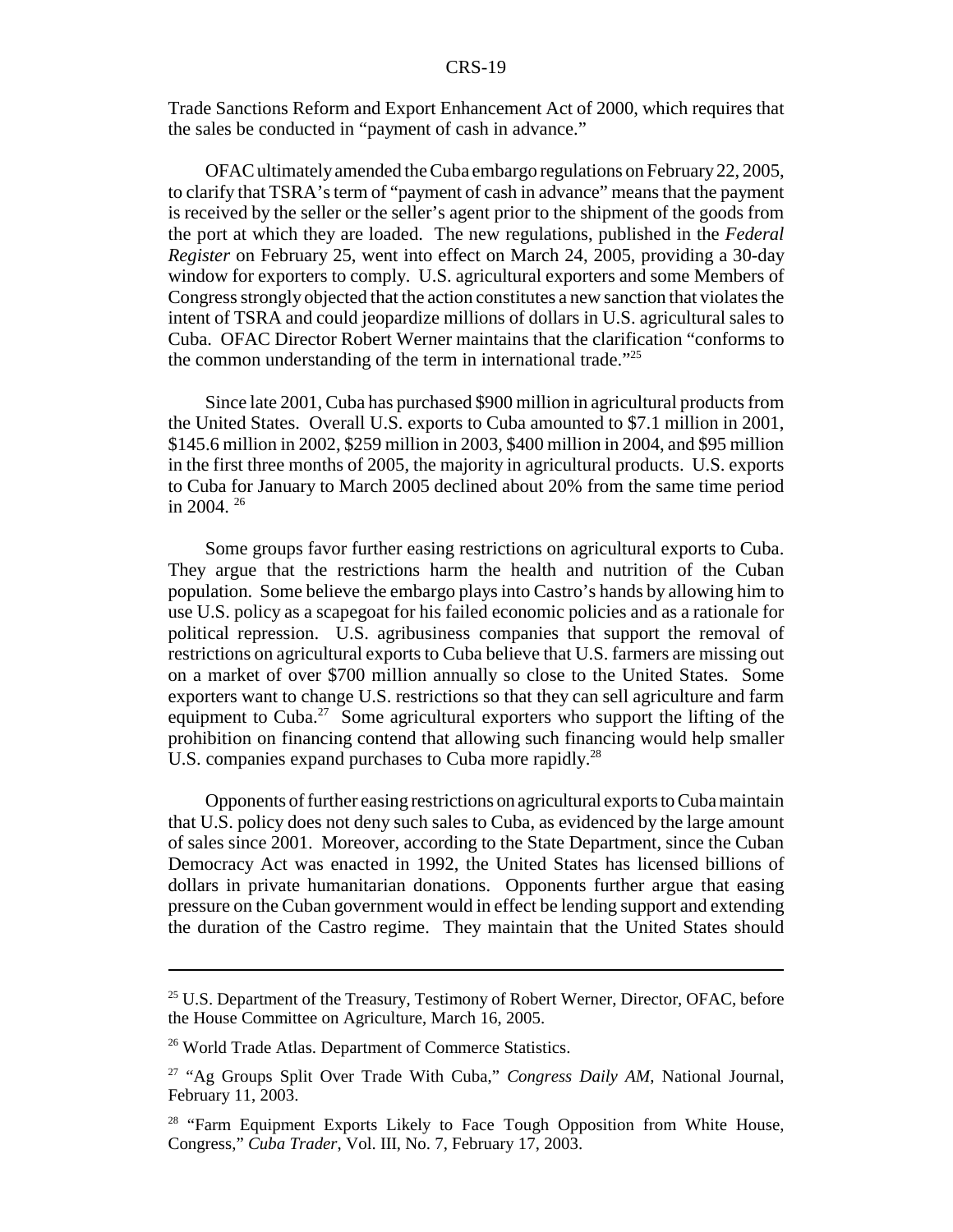Trade Sanctions Reform and Export Enhancement Act of 2000, which requires that the sales be conducted in "payment of cash in advance."

OFAC ultimately amended the Cuba embargo regulations on February 22, 2005, to clarify that TSRA's term of "payment of cash in advance" means that the payment is received by the seller or the seller's agent prior to the shipment of the goods from the port at which they are loaded. The new regulations, published in the *Federal Register* on February 25, went into effect on March 24, 2005, providing a 30-day window for exporters to comply. U.S. agricultural exporters and some Members of Congress strongly objected that the action constitutes a new sanction that violates the intent of TSRA and could jeopardize millions of dollars in U.S. agricultural sales to Cuba. OFAC Director Robert Werner maintains that the clarification "conforms to the common understanding of the term in international trade."[25]

Since late 2001, Cuba has purchased $900 million in agricultural products from the United States. Overall U.S. exports to Cuba amounted to $7.1 million in 2001, $145.6 million in 2002, $259 million in 2003, $400 million in 2004, and $95 million in the first three months of 2005, the majority in agricultural products. U.S. exports to Cuba for January to March 2005 declined about 20% from the same time period in 2004. [26]

Some groups favor further easing restrictions on agricultural exports to Cuba. They argue that the restrictions harm the health and nutrition of the Cuban population. Some believe the embargo plays into Castro's hands by allowing him to use U.S. policy as a scapegoat for his failed economic policies and as a rationale for political repression. U.S. agribusiness companies that support the removal of restrictions on agricultural exports to Cuba believe that U.S. farmers are missing out on a market of over $700 million annually so close to the United States. Some exporters want to change U.S. restrictions so that they can sell agriculture and farm equipment to Cuba.[27] Some agricultural exporters who support the lifting of the prohibition on financing contend that allowing such financing would help smaller U.S. companies expand purchases to Cuba more rapidly.[28]

Opponents of further easing restrictions on agricultural exports to Cuba maintain that U.S. policy does not deny such sales to Cuba, as evidenced by the large amount of sales since 2001. Moreover, according to the State Department, since the Cuban Democracy Act was enacted in 1992, the United States has licensed billions of dollars in private humanitarian donations. Opponents further argue that easing pressure on the Cuban government would in effect be lending support and extending the duration of the Castro regime. They maintain that the United States should

---

[25] U.S. Department of the Treasury, Testimony of Robert Werner, Director, OFAC, before the House Committee on Agriculture, March 16, 2005.

[26] World Trade Atlas. Department of Commerce Statistics.

[27] "Ag Groups Split Over Trade With Cuba," *Congress Daily AM*, National Journal, February 11, 2003.

[28] "Farm Equipment Exports Likely to Face Tough Opposition from White House, Congress," *Cuba Trader*, Vol. III, No. 7, February 17, 2003.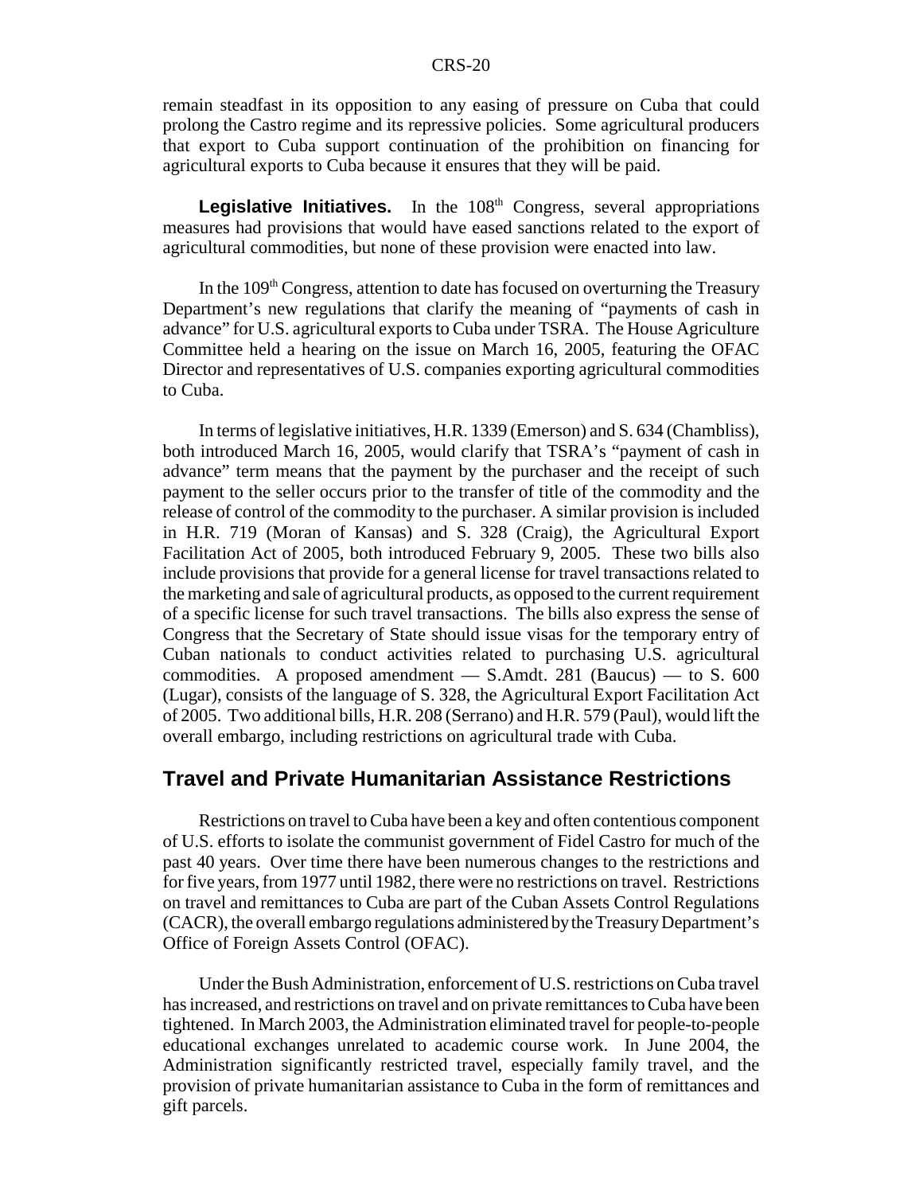remain steadfast in its opposition to any easing of pressure on Cuba that could prolong the Castro regime and its repressive policies. Some agricultural producers that export to Cuba support continuation of the prohibition on financing for agricultural exports to Cuba because it ensures that they will be paid.

**Legislative Initiatives.** In the 108th Congress, several appropriations measures had provisions that would have eased sanctions related to the export of agricultural commodities, but none of these provision were enacted into law.

In the 109th Congress, attention to date has focused on overturning the Treasury Department's new regulations that clarify the meaning of "payments of cash in advance" for U.S. agricultural exports to Cuba under TSRA. The House Agriculture Committee held a hearing on the issue on March 16, 2005, featuring the OFAC Director and representatives of U.S. companies exporting agricultural commodities to Cuba.

In terms of legislative initiatives, H.R. 1339 (Emerson) and S. 634 (Chambliss), both introduced March 16, 2005, would clarify that TSRA's "payment of cash in advance" term means that the payment by the purchaser and the receipt of such payment to the seller occurs prior to the transfer of title of the commodity and the release of control of the commodity to the purchaser. A similar provision is included in H.R. 719 (Moran of Kansas) and S. 328 (Craig), the Agricultural Export Facilitation Act of 2005, both introduced February 9, 2005. These two bills also include provisions that provide for a general license for travel transactions related to the marketing and sale of agricultural products, as opposed to the current requirement of a specific license for such travel transactions. The bills also express the sense of Congress that the Secretary of State should issue visas for the temporary entry of Cuban nationals to conduct activities related to purchasing U.S. agricultural commodities. A proposed amendment — S.Amdt. 281 (Baucus) — to S. 600 (Lugar), consists of the language of S. 328, the Agricultural Export Facilitation Act of 2005. Two additional bills, H.R. 208 (Serrano) and H.R. 579 (Paul), would lift the overall embargo, including restrictions on agricultural trade with Cuba.

## Travel and Private Humanitarian Assistance Restrictions

Restrictions on travel to Cuba have been a key and often contentious component of U.S. efforts to isolate the communist government of Fidel Castro for much of the past 40 years. Over time there have been numerous changes to the restrictions and for five years, from 1977 until 1982, there were no restrictions on travel. Restrictions on travel and remittances to Cuba are part of the Cuban Assets Control Regulations (CACR), the overall embargo regulations administered by the Treasury Department's Office of Foreign Assets Control (OFAC).

Under the Bush Administration, enforcement of U.S. restrictions on Cuba travel has increased, and restrictions on travel and on private remittances to Cuba have been tightened. In March 2003, the Administration eliminated travel for people-to-people educational exchanges unrelated to academic course work. In June 2004, the Administration significantly restricted travel, especially family travel, and the provision of private humanitarian assistance to Cuba in the form of remittances and gift parcels.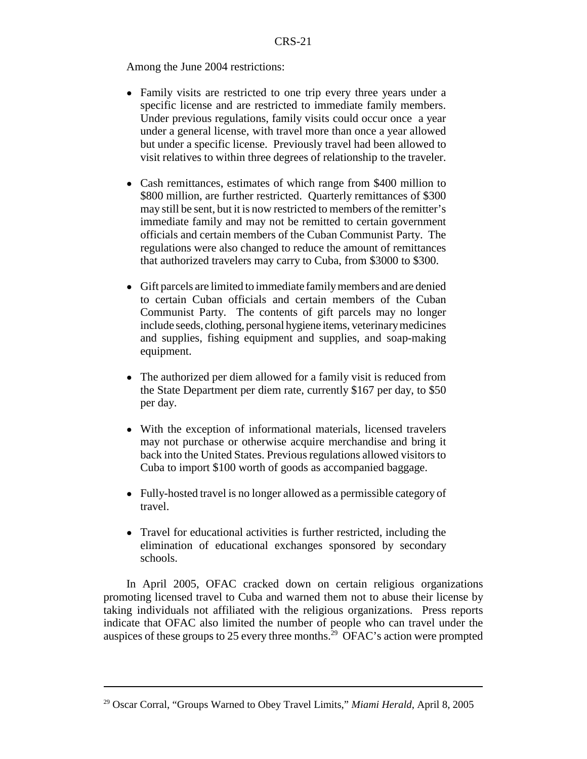Among the June 2004 restrictions:

- Family visits are restricted to one trip every three years under a specific license and are restricted to immediate family members. Under previous regulations, family visits could occur once a year under a general license, with travel more than once a year allowed but under a specific license. Previously travel had been allowed to visit relatives to within three degrees of relationship to the traveler.
- Cash remittances, estimates of which range from $400 million to $800 million, are further restricted. Quarterly remittances of $300 may still be sent, but it is now restricted to members of the remitter's immediate family and may not be remitted to certain government officials and certain members of the Cuban Communist Party. The regulations were also changed to reduce the amount of remittances that authorized travelers may carry to Cuba, from $3000 to $300.
- Gift parcels are limited to immediate family members and are denied to certain Cuban officials and certain members of the Cuban Communist Party. The contents of gift parcels may no longer include seeds, clothing, personal hygiene items, veterinary medicines and supplies, fishing equipment and supplies, and soap-making equipment.
- The authorized per diem allowed for a family visit is reduced from the State Department per diem rate, currently $167 per day, to $50 per day.
- With the exception of informational materials, licensed travelers may not purchase or otherwise acquire merchandise and bring it back into the United States. Previous regulations allowed visitors to Cuba to import $100 worth of goods as accompanied baggage.
- Fully-hosted travel is no longer allowed as a permissible category of travel.
- Travel for educational activities is further restricted, including the elimination of educational exchanges sponsored by secondary schools.

In April 2005, OFAC cracked down on certain religious organizations promoting licensed travel to Cuba and warned them not to abuse their license by taking individuals not affiliated with the religious organizations. Press reports indicate that OFAC also limited the number of people who can travel under the auspices of these groups to 25 every three months.[29] OFAC's action were prompted

[29] Oscar Corral, "Groups Warned to Obey Travel Limits," *Miami Herald*, April 8, 2005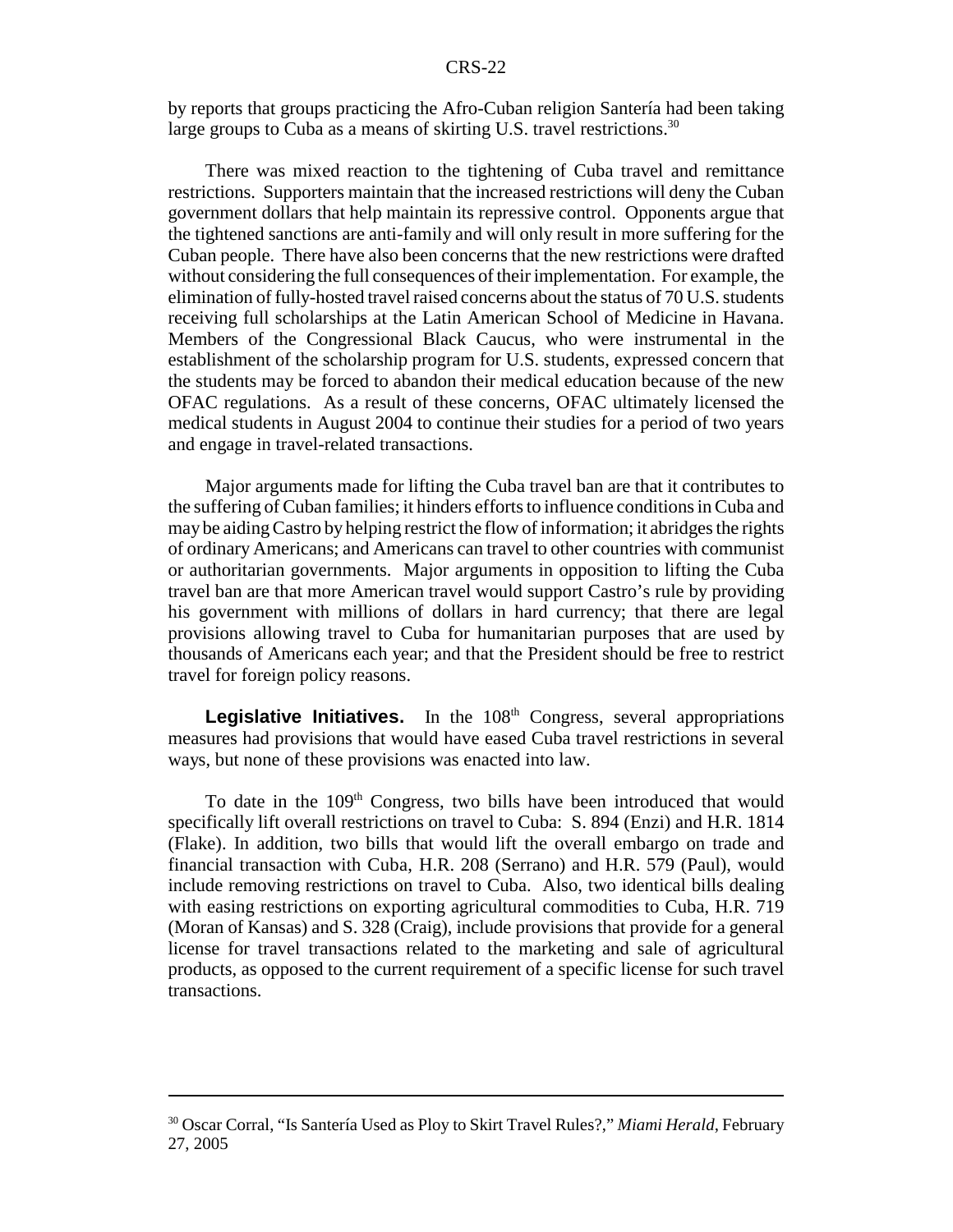by reports that groups practicing the Afro-Cuban religion Santería had been taking large groups to Cuba as a means of skirting U.S. travel restrictions.[30]

There was mixed reaction to the tightening of Cuba travel and remittance restrictions. Supporters maintain that the increased restrictions will deny the Cuban government dollars that help maintain its repressive control. Opponents argue that the tightened sanctions are anti-family and will only result in more suffering for the Cuban people. There have also been concerns that the new restrictions were drafted without considering the full consequences of their implementation. For example, the elimination of fully-hosted travel raised concerns about the status of 70 U.S. students receiving full scholarships at the Latin American School of Medicine in Havana. Members of the Congressional Black Caucus, who were instrumental in the establishment of the scholarship program for U.S. students, expressed concern that the students may be forced to abandon their medical education because of the new OFAC regulations. As a result of these concerns, OFAC ultimately licensed the medical students in August 2004 to continue their studies for a period of two years and engage in travel-related transactions.

Major arguments made for lifting the Cuba travel ban are that it contributes to the suffering of Cuban families; it hinders efforts to influence conditions in Cuba and may be aiding Castro by helping restrict the flow of information; it abridges the rights of ordinary Americans; and Americans can travel to other countries with communist or authoritarian governments. Major arguments in opposition to lifting the Cuba travel ban are that more American travel would support Castro's rule by providing his government with millions of dollars in hard currency; that there are legal provisions allowing travel to Cuba for humanitarian purposes that are used by thousands of Americans each year; and that the President should be free to restrict travel for foreign policy reasons.

**Legislative Initiatives.** In the 108th Congress, several appropriations measures had provisions that would have eased Cuba travel restrictions in several ways, but none of these provisions was enacted into law.

To date in the 109th Congress, two bills have been introduced that would specifically lift overall restrictions on travel to Cuba: S. 894 (Enzi) and H.R. 1814 (Flake). In addition, two bills that would lift the overall embargo on trade and financial transaction with Cuba, H.R. 208 (Serrano) and H.R. 579 (Paul), would include removing restrictions on travel to Cuba. Also, two identical bills dealing with easing restrictions on exporting agricultural commodities to Cuba, H.R. 719 (Moran of Kansas) and S. 328 (Craig), include provisions that provide for a general license for travel transactions related to the marketing and sale of agricultural products, as opposed to the current requirement of a specific license for such travel transactions.

---

[30] Oscar Corral, "Is Santería Used as Ploy to Skirt Travel Rules?," *Miami Herald*, February 27, 2005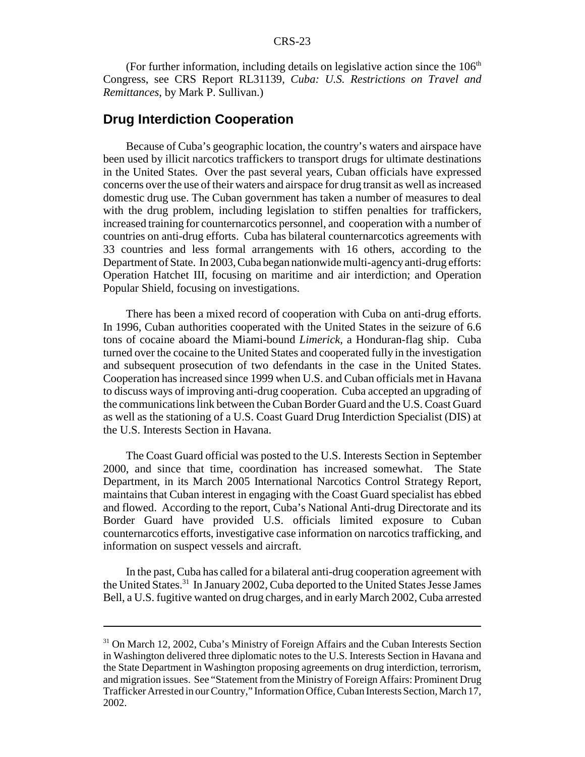(For further information, including details on legislative action since the 106th Congress, see CRS Report RL31139, *Cuba: U.S. Restrictions on Travel and Remittances*, by Mark P. Sullivan.)

## Drug Interdiction Cooperation

Because of Cuba's geographic location, the country's waters and airspace have been used by illicit narcotics traffickers to transport drugs for ultimate destinations in the United States. Over the past several years, Cuban officials have expressed concerns over the use of their waters and airspace for drug transit as well as increased domestic drug use. The Cuban government has taken a number of measures to deal with the drug problem, including legislation to stiffen penalties for traffickers, increased training for counternarcotics personnel, and cooperation with a number of countries on anti-drug efforts. Cuba has bilateral counternarcotics agreements with 33 countries and less formal arrangements with 16 others, according to the Department of State. In 2003, Cuba began nationwide multi-agency anti-drug efforts: Operation Hatchet III, focusing on maritime and air interdiction; and Operation Popular Shield, focusing on investigations.

There has been a mixed record of cooperation with Cuba on anti-drug efforts. In 1996, Cuban authorities cooperated with the United States in the seizure of 6.6 tons of cocaine aboard the Miami-bound *Limerick*, a Honduran-flag ship. Cuba turned over the cocaine to the United States and cooperated fully in the investigation and subsequent prosecution of two defendants in the case in the United States. Cooperation has increased since 1999 when U.S. and Cuban officials met in Havana to discuss ways of improving anti-drug cooperation. Cuba accepted an upgrading of the communications link between the Cuban Border Guard and the U.S. Coast Guard as well as the stationing of a U.S. Coast Guard Drug Interdiction Specialist (DIS) at the U.S. Interests Section in Havana.

The Coast Guard official was posted to the U.S. Interests Section in September 2000, and since that time, coordination has increased somewhat. The State Department, in its March 2005 International Narcotics Control Strategy Report, maintains that Cuban interest in engaging with the Coast Guard specialist has ebbed and flowed. According to the report, Cuba's National Anti-drug Directorate and its Border Guard have provided U.S. officials limited exposure to Cuban counternarcotics efforts, investigative case information on narcotics trafficking, and information on suspect vessels and aircraft.

In the past, Cuba has called for a bilateral anti-drug cooperation agreement with the United States.[31] In January 2002, Cuba deported to the United States Jesse James Bell, a U.S. fugitive wanted on drug charges, and in early March 2002, Cuba arrested

---

[31] On March 12, 2002, Cuba's Ministry of Foreign Affairs and the Cuban Interests Section in Washington delivered three diplomatic notes to the U.S. Interests Section in Havana and the State Department in Washington proposing agreements on drug interdiction, terrorism, and migration issues. See "Statement from the Ministry of Foreign Affairs: Prominent Drug Trafficker Arrested in our Country," Information Office, Cuban Interests Section, March 17, 2002.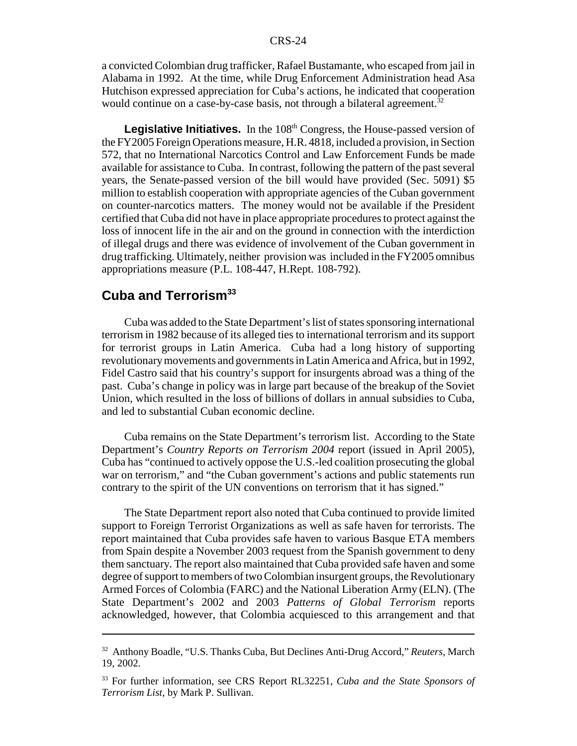a convicted Colombian drug trafficker, Rafael Bustamante, who escaped from jail in Alabama in 1992. At the time, while Drug Enforcement Administration head Asa Hutchison expressed appreciation for Cuba's actions, he indicated that cooperation would continue on a case-by-case basis, not through a bilateral agreement.[32]

**Legislative Initiatives.** In the 108th Congress, the House-passed version of the FY2005 Foreign Operations measure, H.R. 4818, included a provision, in Section 572, that no International Narcotics Control and Law Enforcement Funds be made available for assistance to Cuba. In contrast, following the pattern of the past several years, the Senate-passed version of the bill would have provided (Sec. 5091) $5 million to establish cooperation with appropriate agencies of the Cuban government on counter-narcotics matters. The money would not be available if the President certified that Cuba did not have in place appropriate procedures to protect against the loss of innocent life in the air and on the ground in connection with the interdiction of illegal drugs and there was evidence of involvement of the Cuban government in drug trafficking. Ultimately, neither provision was included in the FY2005 omnibus appropriations measure (P.L. 108-447, H.Rept. 108-792).

## Cuba and Terrorism[33]

Cuba was added to the State Department's list of states sponsoring international terrorism in 1982 because of its alleged ties to international terrorism and its support for terrorist groups in Latin America. Cuba had a long history of supporting revolutionary movements and governments in Latin America and Africa, but in 1992, Fidel Castro said that his country's support for insurgents abroad was a thing of the past. Cuba's change in policy was in large part because of the breakup of the Soviet Union, which resulted in the loss of billions of dollars in annual subsidies to Cuba, and led to substantial Cuban economic decline.

Cuba remains on the State Department's terrorism list. According to the State Department's *Country Reports on Terrorism 2004* report (issued in April 2005), Cuba has "continued to actively oppose the U.S.-led coalition prosecuting the global war on terrorism," and "the Cuban government's actions and public statements run contrary to the spirit of the UN conventions on terrorism that it has signed."

The State Department report also noted that Cuba continued to provide limited support to Foreign Terrorist Organizations as well as safe haven for terrorists. The report maintained that Cuba provides safe haven to various Basque ETA members from Spain despite a November 2003 request from the Spanish government to deny them sanctuary. The report also maintained that Cuba provided safe haven and some degree of support to members of two Colombian insurgent groups, the Revolutionary Armed Forces of Colombia (FARC) and the National Liberation Army (ELN). (The State Department's 2002 and 2003 *Patterns of Global Terrorism* reports acknowledged, however, that Colombia acquiesced to this arrangement and that

---

[32] Anthony Boadle, "U.S. Thanks Cuba, But Declines Anti-Drug Accord," *Reuters*, March 19, 2002.

[33] For further information, see CRS Report RL32251, *Cuba and the State Sponsors of Terrorism List*, by Mark P. Sullivan.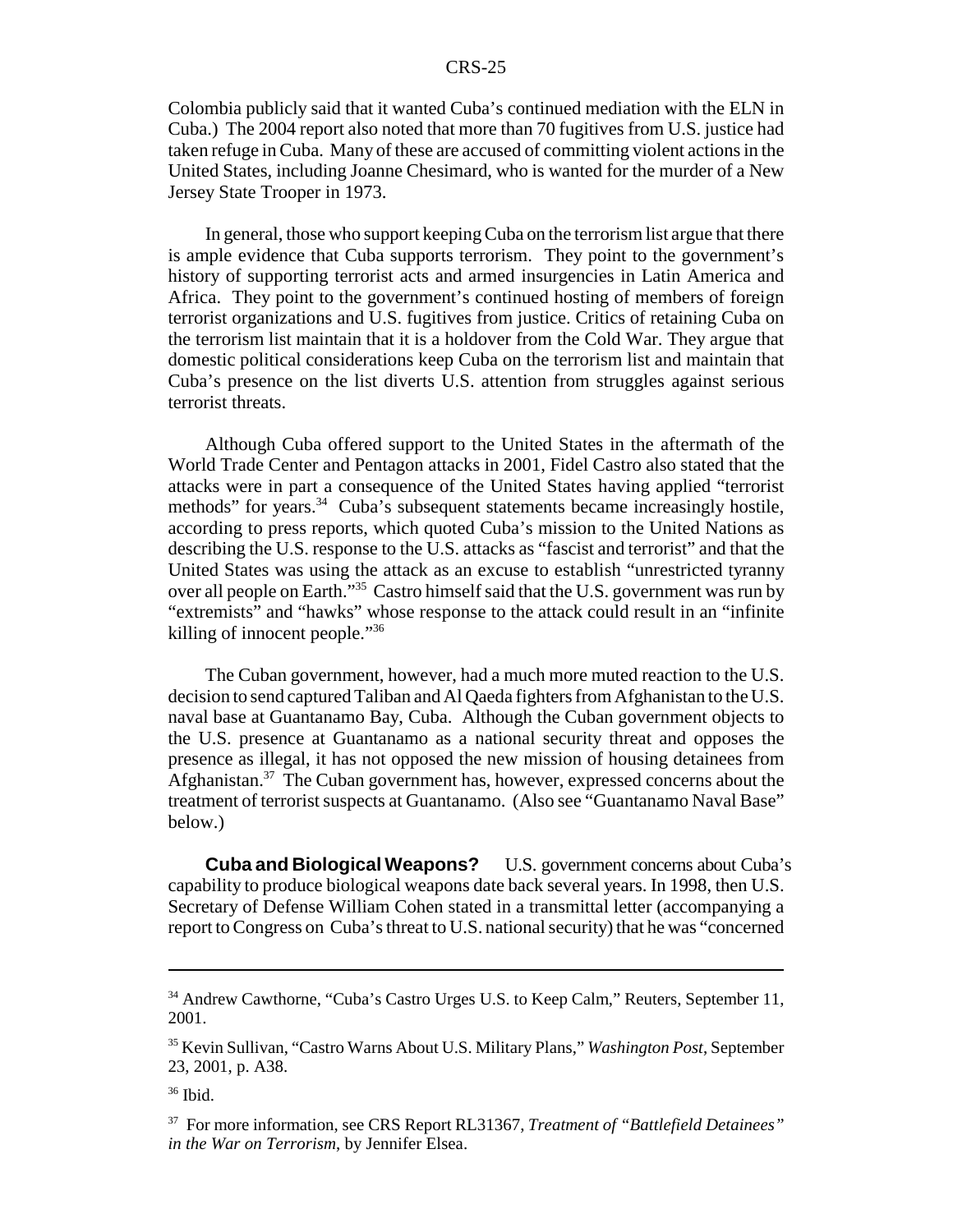Colombia publicly said that it wanted Cuba's continued mediation with the ELN in Cuba.) The 2004 report also noted that more than 70 fugitives from U.S. justice had taken refuge in Cuba. Many of these are accused of committing violent actions in the United States, including Joanne Chesimard, who is wanted for the murder of a New Jersey State Trooper in 1973.

In general, those who support keeping Cuba on the terrorism list argue that there is ample evidence that Cuba supports terrorism. They point to the government's history of supporting terrorist acts and armed insurgencies in Latin America and Africa. They point to the government's continued hosting of members of foreign terrorist organizations and U.S. fugitives from justice. Critics of retaining Cuba on the terrorism list maintain that it is a holdover from the Cold War. They argue that domestic political considerations keep Cuba on the terrorism list and maintain that Cuba's presence on the list diverts U.S. attention from struggles against serious terrorist threats.

Although Cuba offered support to the United States in the aftermath of the World Trade Center and Pentagon attacks in 2001, Fidel Castro also stated that the attacks were in part a consequence of the United States having applied "terrorist methods" for years.[34] Cuba's subsequent statements became increasingly hostile, according to press reports, which quoted Cuba's mission to the United Nations as describing the U.S. response to the U.S. attacks as "fascist and terrorist" and that the United States was using the attack as an excuse to establish "unrestricted tyranny over all people on Earth."[35] Castro himself said that the U.S. government was run by "extremists" and "hawks" whose response to the attack could result in an "infinite killing of innocent people."[36]

The Cuban government, however, had a much more muted reaction to the U.S. decision to send captured Taliban and Al Qaeda fighters from Afghanistan to the U.S. naval base at Guantanamo Bay, Cuba. Although the Cuban government objects to the U.S. presence at Guantanamo as a national security threat and opposes the presence as illegal, it has not opposed the new mission of housing detainees from Afghanistan.[37] The Cuban government has, however, expressed concerns about the treatment of terrorist suspects at Guantanamo. (Also see "Guantanamo Naval Base" below.)

**Cuba and Biological Weapons?** U.S. government concerns about Cuba's capability to produce biological weapons date back several years. In 1998, then U.S. Secretary of Defense William Cohen stated in a transmittal letter (accompanying a report to Congress on Cuba's threat to U.S. national security) that he was "concerned

---

[34] Andrew Cawthorne, "Cuba's Castro Urges U.S. to Keep Calm," Reuters, September 11, 2001.

[35] Kevin Sullivan, "Castro Warns About U.S. Military Plans," *Washington Post*, September 23, 2001, p. A38.

[36] Ibid.

[37] For more information, see CRS Report RL31367, *Treatment of "Battlefield Detainees" in the War on Terrorism*, by Jennifer Elsea.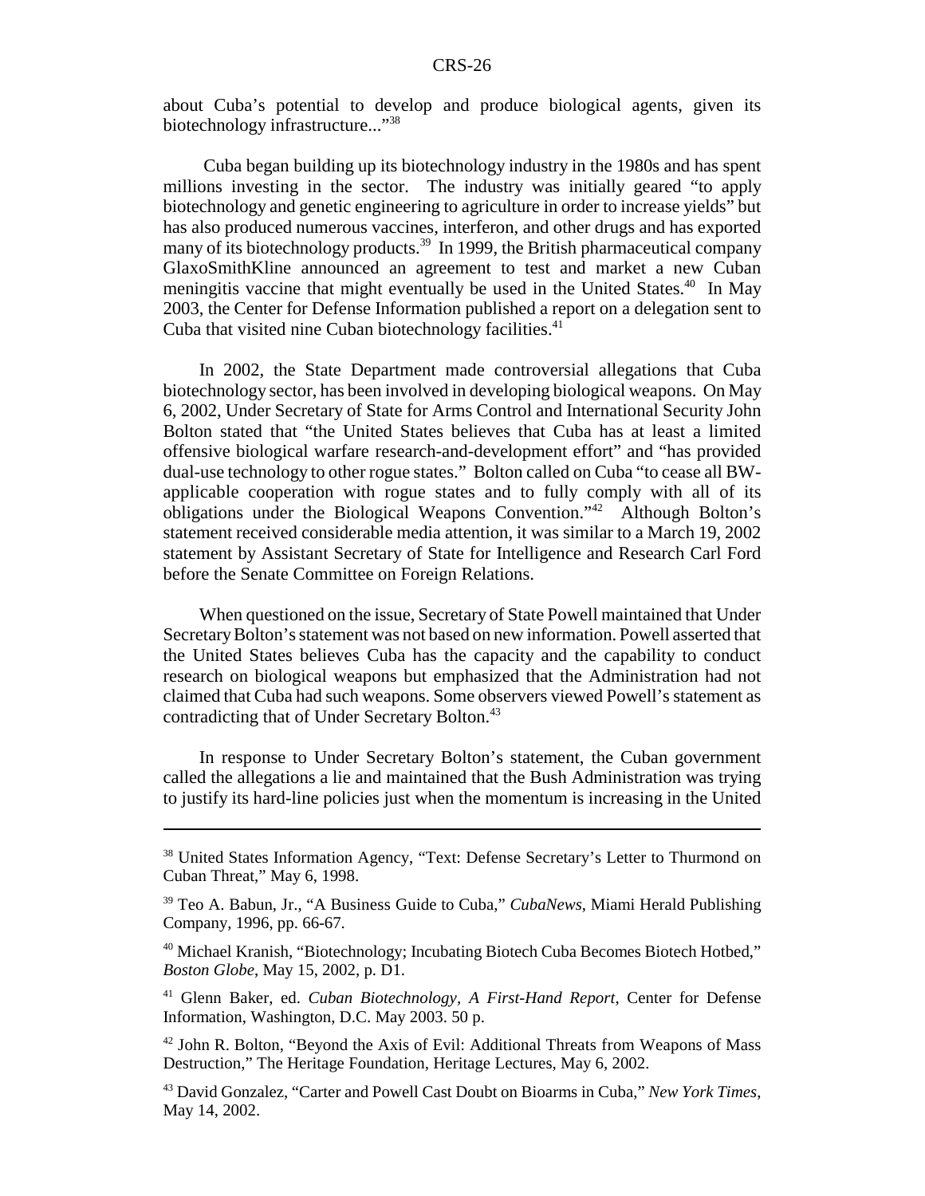about Cuba's potential to develop and produce biological agents, given its biotechnology infrastructure..."[38]

Cuba began building up its biotechnology industry in the 1980s and has spent millions investing in the sector. The industry was initially geared "to apply biotechnology and genetic engineering to agriculture in order to increase yields" but has also produced numerous vaccines, interferon, and other drugs and has exported many of its biotechnology products.[39] In 1999, the British pharmaceutical company GlaxoSmithKline announced an agreement to test and market a new Cuban meningitis vaccine that might eventually be used in the United States.[40] In May 2003, the Center for Defense Information published a report on a delegation sent to Cuba that visited nine Cuban biotechnology facilities.[41]

In 2002, the State Department made controversial allegations that Cuba biotechnology sector, has been involved in developing biological weapons. On May 6, 2002, Under Secretary of State for Arms Control and International Security John Bolton stated that "the United States believes that Cuba has at least a limited offensive biological warfare research-and-development effort" and "has provided dual-use technology to other rogue states." Bolton called on Cuba "to cease all BW-applicable cooperation with rogue states and to fully comply with all of its obligations under the Biological Weapons Convention."[42] Although Bolton's statement received considerable media attention, it was similar to a March 19, 2002 statement by Assistant Secretary of State for Intelligence and Research Carl Ford before the Senate Committee on Foreign Relations.

When questioned on the issue, Secretary of State Powell maintained that Under Secretary Bolton's statement was not based on new information. Powell asserted that the United States believes Cuba has the capacity and the capability to conduct research on biological weapons but emphasized that the Administration had not claimed that Cuba had such weapons. Some observers viewed Powell's statement as contradicting that of Under Secretary Bolton.[43]

In response to Under Secretary Bolton's statement, the Cuban government called the allegations a lie and maintained that the Bush Administration was trying to justify its hard-line policies just when the momentum is increasing in the United

---

[38] United States Information Agency, "Text: Defense Secretary's Letter to Thurmond on Cuban Threat," May 6, 1998.

[39] Teo A. Babun, Jr., "A Business Guide to Cuba," *CubaNews*, Miami Herald Publishing Company, 1996, pp. 66-67.

[40] Michael Kranish, "Biotechnology; Incubating Biotech Cuba Becomes Biotech Hotbed," *Boston Globe*, May 15, 2002, p. D1.

[41] Glenn Baker, ed. *Cuban Biotechnology, A First-Hand Report*, Center for Defense Information, Washington, D.C. May 2003. 50 p.

[42] John R. Bolton, "Beyond the Axis of Evil: Additional Threats from Weapons of Mass Destruction," The Heritage Foundation, Heritage Lectures, May 6, 2002.

[43] David Gonzalez, "Carter and Powell Cast Doubt on Bioarms in Cuba," *New York Times*, May 14, 2002.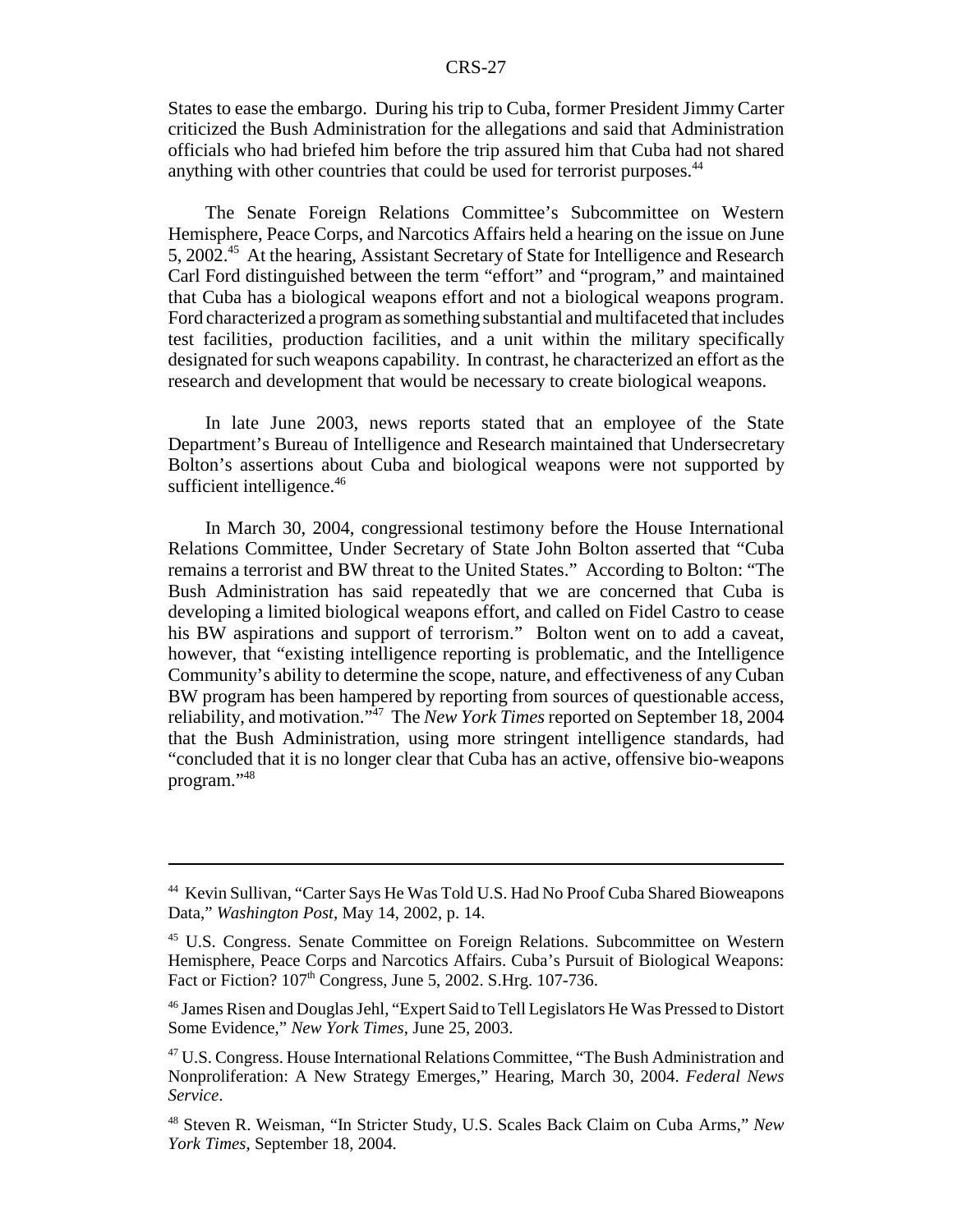States to ease the embargo. During his trip to Cuba, former President Jimmy Carter criticized the Bush Administration for the allegations and said that Administration officials who had briefed him before the trip assured him that Cuba had not shared anything with other countries that could be used for terrorist purposes.[44]

The Senate Foreign Relations Committee's Subcommittee on Western Hemisphere, Peace Corps, and Narcotics Affairs held a hearing on the issue on June 5, 2002.[45] At the hearing, Assistant Secretary of State for Intelligence and Research Carl Ford distinguished between the term "effort" and "program," and maintained that Cuba has a biological weapons effort and not a biological weapons program. Ford characterized a program as something substantial and multifaceted that includes test facilities, production facilities, and a unit within the military specifically designated for such weapons capability. In contrast, he characterized an effort as the research and development that would be necessary to create biological weapons.

In late June 2003, news reports stated that an employee of the State Department's Bureau of Intelligence and Research maintained that Undersecretary Bolton's assertions about Cuba and biological weapons were not supported by sufficient intelligence.[46]

In March 30, 2004, congressional testimony before the House International Relations Committee, Under Secretary of State John Bolton asserted that "Cuba remains a terrorist and BW threat to the United States." According to Bolton: "The Bush Administration has said repeatedly that we are concerned that Cuba is developing a limited biological weapons effort, and called on Fidel Castro to cease his BW aspirations and support of terrorism." Bolton went on to add a caveat, however, that "existing intelligence reporting is problematic, and the Intelligence Community's ability to determine the scope, nature, and effectiveness of any Cuban BW program has been hampered by reporting from sources of questionable access, reliability, and motivation."[47] The *New York Times* reported on September 18, 2004 that the Bush Administration, using more stringent intelligence standards, had "concluded that it is no longer clear that Cuba has an active, offensive bio-weapons program."[48]

---

[44] Kevin Sullivan, "Carter Says He Was Told U.S. Had No Proof Cuba Shared Bioweapons Data," *Washington Post*, May 14, 2002, p. 14.

[45] U.S. Congress. Senate Committee on Foreign Relations. Subcommittee on Western Hemisphere, Peace Corps and Narcotics Affairs. Cuba's Pursuit of Biological Weapons: Fact or Fiction? 107th Congress, June 5, 2002. S.Hrg. 107-736.

[46] James Risen and Douglas Jehl, "Expert Said to Tell Legislators He Was Pressed to Distort Some Evidence," *New York Times*, June 25, 2003.

[47] U.S. Congress. House International Relations Committee, "The Bush Administration and Nonproliferation: A New Strategy Emerges," Hearing, March 30, 2004. *Federal News Service*.

[48] Steven R. Weisman, "In Stricter Study, U.S. Scales Back Claim on Cuba Arms," *New York Times*, September 18, 2004.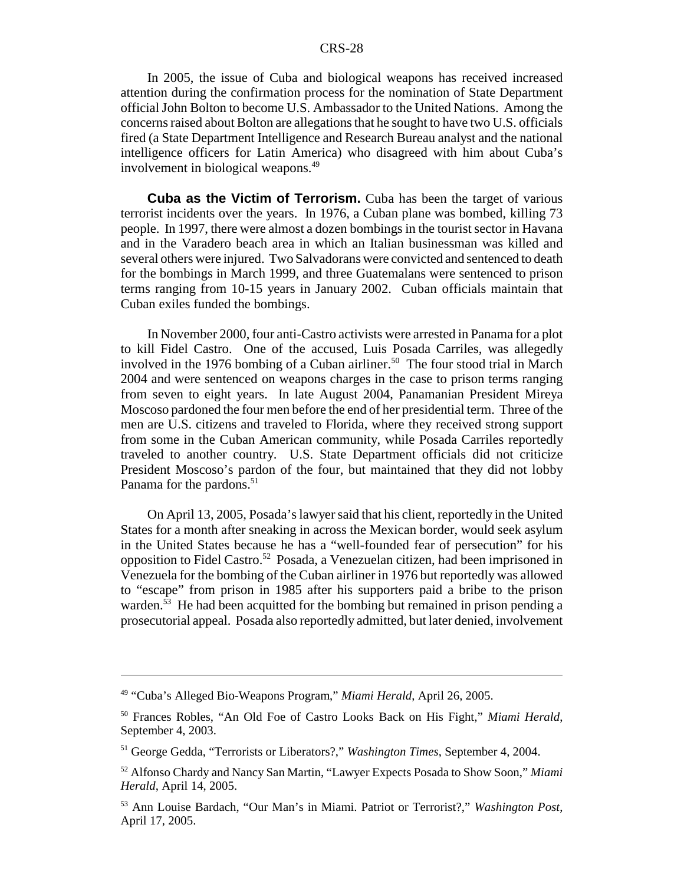In 2005, the issue of Cuba and biological weapons has received increased attention during the confirmation process for the nomination of State Department official John Bolton to become U.S. Ambassador to the United Nations. Among the concerns raised about Bolton are allegations that he sought to have two U.S. officials fired (a State Department Intelligence and Research Bureau analyst and the national intelligence officers for Latin America) who disagreed with him about Cuba's involvement in biological weapons.[49]

**Cuba as the Victim of Terrorism.** Cuba has been the target of various terrorist incidents over the years. In 1976, a Cuban plane was bombed, killing 73 people. In 1997, there were almost a dozen bombings in the tourist sector in Havana and in the Varadero beach area in which an Italian businessman was killed and several others were injured. Two Salvadorans were convicted and sentenced to death for the bombings in March 1999, and three Guatemalans were sentenced to prison terms ranging from 10-15 years in January 2002. Cuban officials maintain that Cuban exiles funded the bombings.

In November 2000, four anti-Castro activists were arrested in Panama for a plot to kill Fidel Castro. One of the accused, Luis Posada Carriles, was allegedly involved in the 1976 bombing of a Cuban airliner.[50] The four stood trial in March 2004 and were sentenced on weapons charges in the case to prison terms ranging from seven to eight years. In late August 2004, Panamanian President Mireya Moscoso pardoned the four men before the end of her presidential term. Three of the men are U.S. citizens and traveled to Florida, where they received strong support from some in the Cuban American community, while Posada Carriles reportedly traveled to another country. U.S. State Department officials did not criticize President Moscoso's pardon of the four, but maintained that they did not lobby Panama for the pardons.[51]

On April 13, 2005, Posada's lawyer said that his client, reportedly in the United States for a month after sneaking in across the Mexican border, would seek asylum in the United States because he has a "well-founded fear of persecution" for his opposition to Fidel Castro.[52] Posada, a Venezuelan citizen, had been imprisoned in Venezuela for the bombing of the Cuban airliner in 1976 but reportedly was allowed to "escape" from prison in 1985 after his supporters paid a bribe to the prison warden.[53] He had been acquitted for the bombing but remained in prison pending a prosecutorial appeal. Posada also reportedly admitted, but later denied, involvement

---

[49] "Cuba's Alleged Bio-Weapons Program," *Miami Herald*, April 26, 2005.

[50] Frances Robles, "An Old Foe of Castro Looks Back on His Fight," *Miami Herald*, September 4, 2003.

[51] George Gedda, "Terrorists or Liberators?," *Washington Times*, September 4, 2004.

[52] Alfonso Chardy and Nancy San Martin, "Lawyer Expects Posada to Show Soon," *Miami Herald*, April 14, 2005.

[53] Ann Louise Bardach, "Our Man's in Miami. Patriot or Terrorist?," *Washington Post*, April 17, 2005.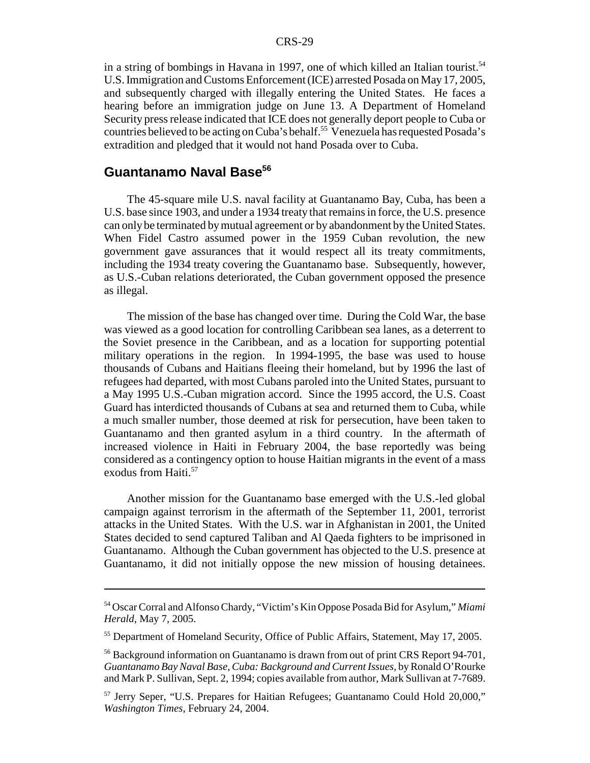in a string of bombings in Havana in 1997, one of which killed an Italian tourist.[54] U.S. Immigration and Customs Enforcement (ICE) arrested Posada on May 17, 2005, and subsequently charged with illegally entering the United States. He faces a hearing before an immigration judge on June 13. A Department of Homeland Security press release indicated that ICE does not generally deport people to Cuba or countries believed to be acting on Cuba's behalf.[55] Venezuela has requested Posada's extradition and pledged that it would not hand Posada over to Cuba.

## Guantanamo Naval Base[56]

The 45-square mile U.S. naval facility at Guantanamo Bay, Cuba, has been a U.S. base since 1903, and under a 1934 treaty that remains in force, the U.S. presence can only be terminated by mutual agreement or by abandonment by the United States. When Fidel Castro assumed power in the 1959 Cuban revolution, the new government gave assurances that it would respect all its treaty commitments, including the 1934 treaty covering the Guantanamo base. Subsequently, however, as U.S.-Cuban relations deteriorated, the Cuban government opposed the presence as illegal.

The mission of the base has changed over time. During the Cold War, the base was viewed as a good location for controlling Caribbean sea lanes, as a deterrent to the Soviet presence in the Caribbean, and as a location for supporting potential military operations in the region. In 1994-1995, the base was used to house thousands of Cubans and Haitians fleeing their homeland, but by 1996 the last of refugees had departed, with most Cubans paroled into the United States, pursuant to a May 1995 U.S.-Cuban migration accord. Since the 1995 accord, the U.S. Coast Guard has interdicted thousands of Cubans at sea and returned them to Cuba, while a much smaller number, those deemed at risk for persecution, have been taken to Guantanamo and then granted asylum in a third country. In the aftermath of increased violence in Haiti in February 2004, the base reportedly was being considered as a contingency option to house Haitian migrants in the event of a mass exodus from Haiti.[57]

Another mission for the Guantanamo base emerged with the U.S.-led global campaign against terrorism in the aftermath of the September 11, 2001, terrorist attacks in the United States. With the U.S. war in Afghanistan in 2001, the United States decided to send captured Taliban and Al Qaeda fighters to be imprisoned in Guantanamo. Although the Cuban government has objected to the U.S. presence at Guantanamo, it did not initially oppose the new mission of housing detainees.

---

[54] Oscar Corral and Alfonso Chardy, "Victim's Kin Oppose Posada Bid for Asylum," *Miami Herald*, May 7, 2005.

[55] Department of Homeland Security, Office of Public Affairs, Statement, May 17, 2005.

[56] Background information on Guantanamo is drawn from out of print CRS Report 94-701, *Guantanamo Bay Naval Base, Cuba: Background and Current Issues*, by Ronald O'Rourke and Mark P. Sullivan, Sept. 2, 1994; copies available from author, Mark Sullivan at 7-7689.

[57] Jerry Seper, "U.S. Prepares for Haitian Refugees; Guantanamo Could Hold 20,000," *Washington Times*, February 24, 2004.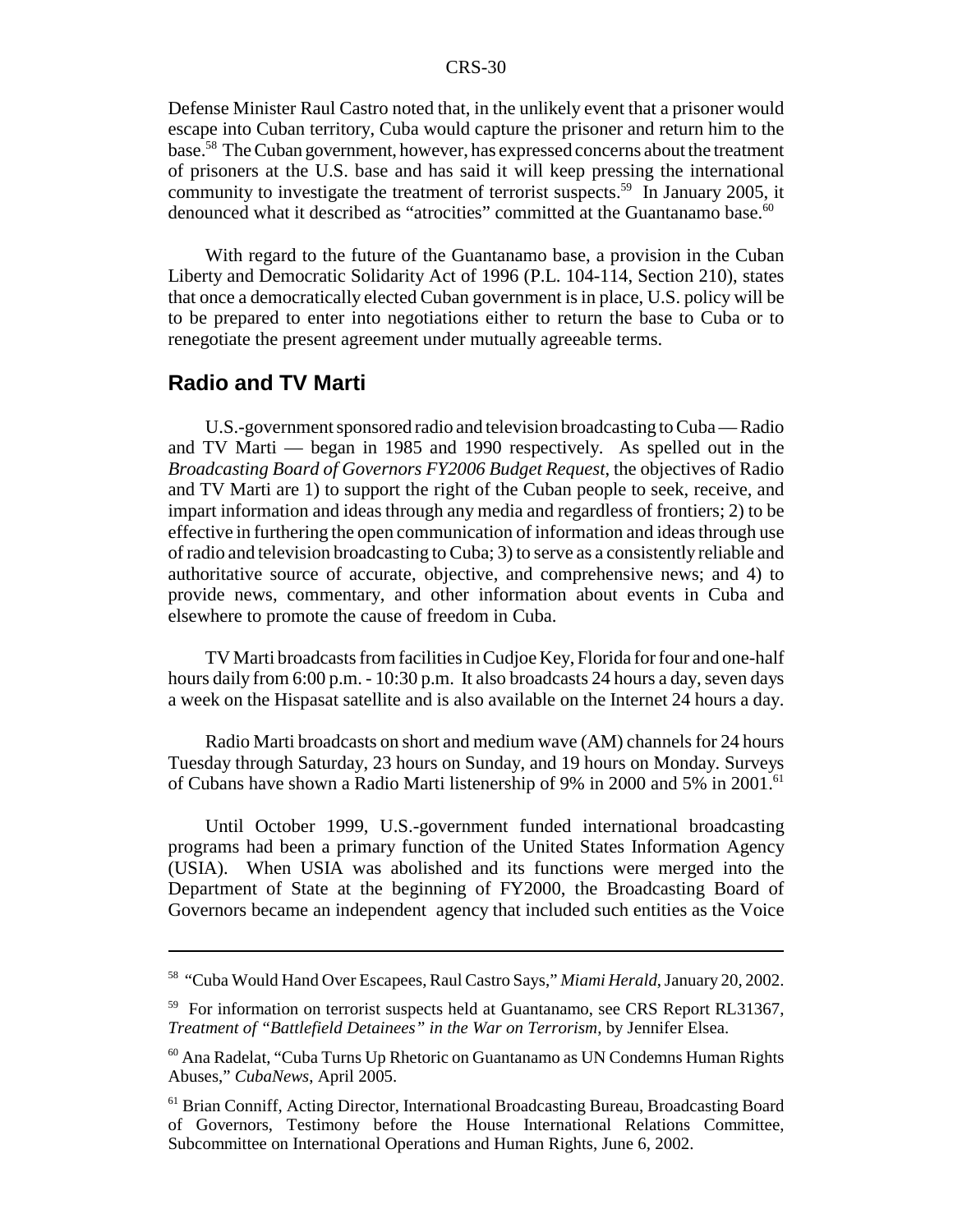Defense Minister Raul Castro noted that, in the unlikely event that a prisoner would escape into Cuban territory, Cuba would capture the prisoner and return him to the base.[58] The Cuban government, however, has expressed concerns about the treatment of prisoners at the U.S. base and has said it will keep pressing the international community to investigate the treatment of terrorist suspects.[59] In January 2005, it denounced what it described as "atrocities" committed at the Guantanamo base.[60]

With regard to the future of the Guantanamo base, a provision in the Cuban Liberty and Democratic Solidarity Act of 1996 (P.L. 104-114, Section 210), states that once a democratically elected Cuban government is in place, U.S. policy will be to be prepared to enter into negotiations either to return the base to Cuba or to renegotiate the present agreement under mutually agreeable terms.

## Radio and TV Marti

U.S.-government sponsored radio and television broadcasting to Cuba — Radio and TV Marti — began in 1985 and 1990 respectively. As spelled out in the *Broadcasting Board of Governors FY2006 Budget Request*, the objectives of Radio and TV Marti are 1) to support the right of the Cuban people to seek, receive, and impart information and ideas through any media and regardless of frontiers; 2) to be effective in furthering the open communication of information and ideas through use of radio and television broadcasting to Cuba; 3) to serve as a consistently reliable and authoritative source of accurate, objective, and comprehensive news; and 4) to provide news, commentary, and other information about events in Cuba and elsewhere to promote the cause of freedom in Cuba.

TV Marti broadcasts from facilities in Cudjoe Key, Florida for four and one-half hours daily from 6:00 p.m. - 10:30 p.m. It also broadcasts 24 hours a day, seven days a week on the Hispasat satellite and is also available on the Internet 24 hours a day.

Radio Marti broadcasts on short and medium wave (AM) channels for 24 hours Tuesday through Saturday, 23 hours on Sunday, and 19 hours on Monday. Surveys of Cubans have shown a Radio Marti listenership of 9% in 2000 and 5% in 2001.[61]

Until October 1999, U.S.-government funded international broadcasting programs had been a primary function of the United States Information Agency (USIA). When USIA was abolished and its functions were merged into the Department of State at the beginning of FY2000, the Broadcasting Board of Governors became an independent agency that included such entities as the Voice

---

[58] "Cuba Would Hand Over Escapees, Raul Castro Says," *Miami Herald*, January 20, 2002.

[59] For information on terrorist suspects held at Guantanamo, see CRS Report RL31367, *Treatment of "Battlefield Detainees" in the War on Terrorism*, by Jennifer Elsea.

[60] Ana Radelat, "Cuba Turns Up Rhetoric on Guantanamo as UN Condemns Human Rights Abuses," *CubaNews*, April 2005.

[61] Brian Conniff, Acting Director, International Broadcasting Bureau, Broadcasting Board of Governors, Testimony before the House International Relations Committee, Subcommittee on International Operations and Human Rights, June 6, 2002.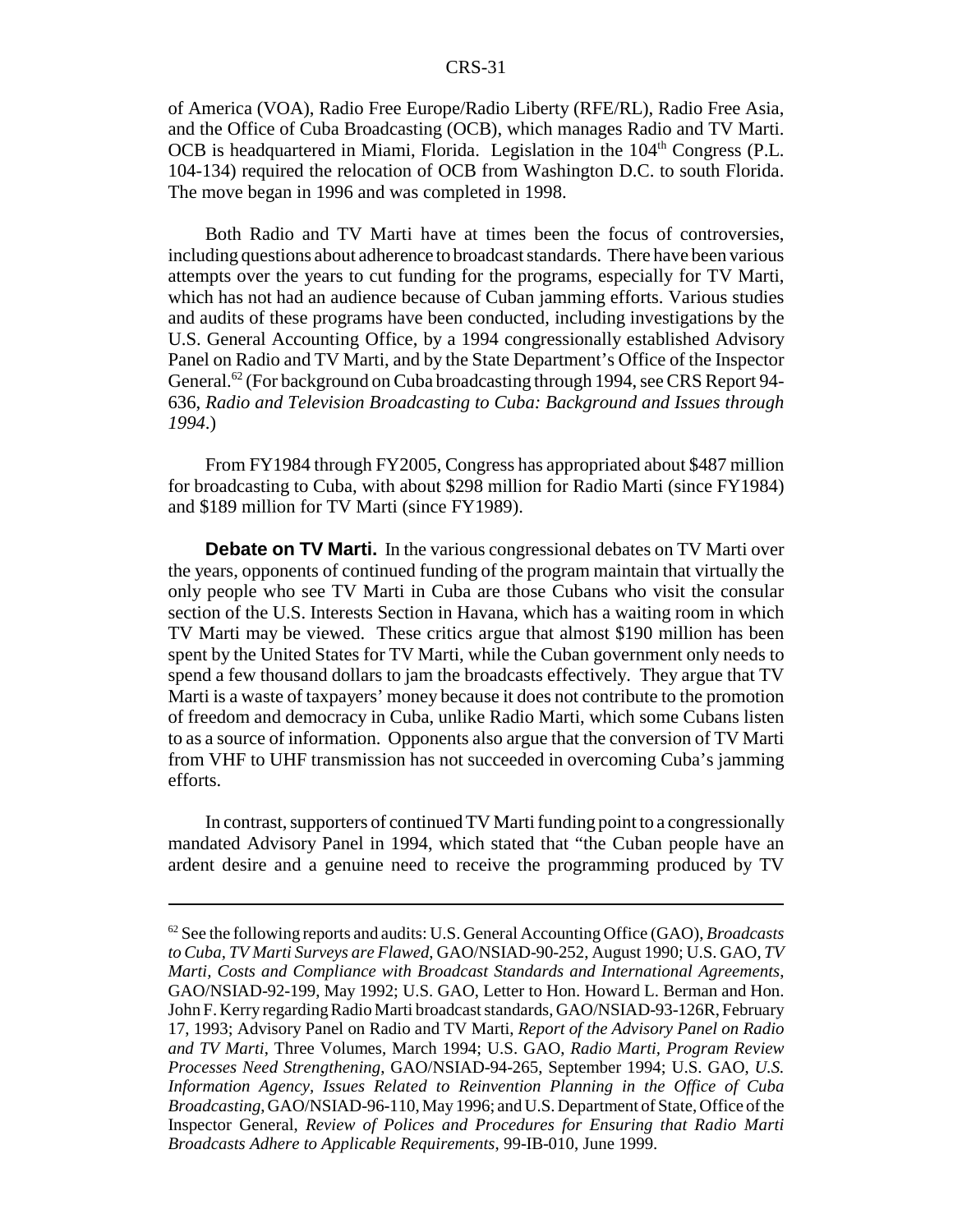of America (VOA), Radio Free Europe/Radio Liberty (RFE/RL), Radio Free Asia, and the Office of Cuba Broadcasting (OCB), which manages Radio and TV Marti. OCB is headquartered in Miami, Florida. Legislation in the 104th Congress (P.L. 104-134) required the relocation of OCB from Washington D.C. to south Florida. The move began in 1996 and was completed in 1998.

Both Radio and TV Marti have at times been the focus of controversies, including questions about adherence to broadcast standards. There have been various attempts over the years to cut funding for the programs, especially for TV Marti, which has not had an audience because of Cuban jamming efforts. Various studies and audits of these programs have been conducted, including investigations by the U.S. General Accounting Office, by a 1994 congressionally established Advisory Panel on Radio and TV Marti, and by the State Department's Office of the Inspector General.[62] (For background on Cuba broadcasting through 1994, see CRS Report 94-636, *Radio and Television Broadcasting to Cuba: Background and Issues through 1994*.)

From FY1984 through FY2005, Congress has appropriated about $487 million for broadcasting to Cuba, with about $298 million for Radio Marti (since FY1984) and $189 million for TV Marti (since FY1989).

**Debate on TV Marti.** In the various congressional debates on TV Marti over the years, opponents of continued funding of the program maintain that virtually the only people who see TV Marti in Cuba are those Cubans who visit the consular section of the U.S. Interests Section in Havana, which has a waiting room in which TV Marti may be viewed. These critics argue that almost $190 million has been spent by the United States for TV Marti, while the Cuban government only needs to spend a few thousand dollars to jam the broadcasts effectively. They argue that TV Marti is a waste of taxpayers' money because it does not contribute to the promotion of freedom and democracy in Cuba, unlike Radio Marti, which some Cubans listen to as a source of information. Opponents also argue that the conversion of TV Marti from VHF to UHF transmission has not succeeded in overcoming Cuba's jamming efforts.

In contrast, supporters of continued TV Marti funding point to a congressionally mandated Advisory Panel in 1994, which stated that "the Cuban people have an ardent desire and a genuine need to receive the programming produced by TV

---

[62] See the following reports and audits: U.S. General Accounting Office (GAO), *Broadcasts to Cuba, TV Marti Surveys are Flawed*, GAO/NSIAD-90-252, August 1990; U.S. GAO, *TV Marti, Costs and Compliance with Broadcast Standards and International Agreements*, GAO/NSIAD-92-199, May 1992; U.S. GAO, Letter to Hon. Howard L. Berman and Hon. John F. Kerry regarding Radio Marti broadcast standards, GAO/NSIAD-93-126R, February 17, 1993; Advisory Panel on Radio and TV Marti, *Report of the Advisory Panel on Radio and TV Marti*, Three Volumes, March 1994; U.S. GAO, *Radio Marti, Program Review Processes Need Strengthening*, GAO/NSIAD-94-265, September 1994; U.S. GAO, *U.S. Information Agency, Issues Related to Reinvention Planning in the Office of Cuba Broadcasting*, GAO/NSIAD-96-110, May 1996; and U.S. Department of State, Office of the Inspector General, *Review of Polices and Procedures for Ensuring that Radio Marti Broadcasts Adhere to Applicable Requirements*, 99-IB-010, June 1999.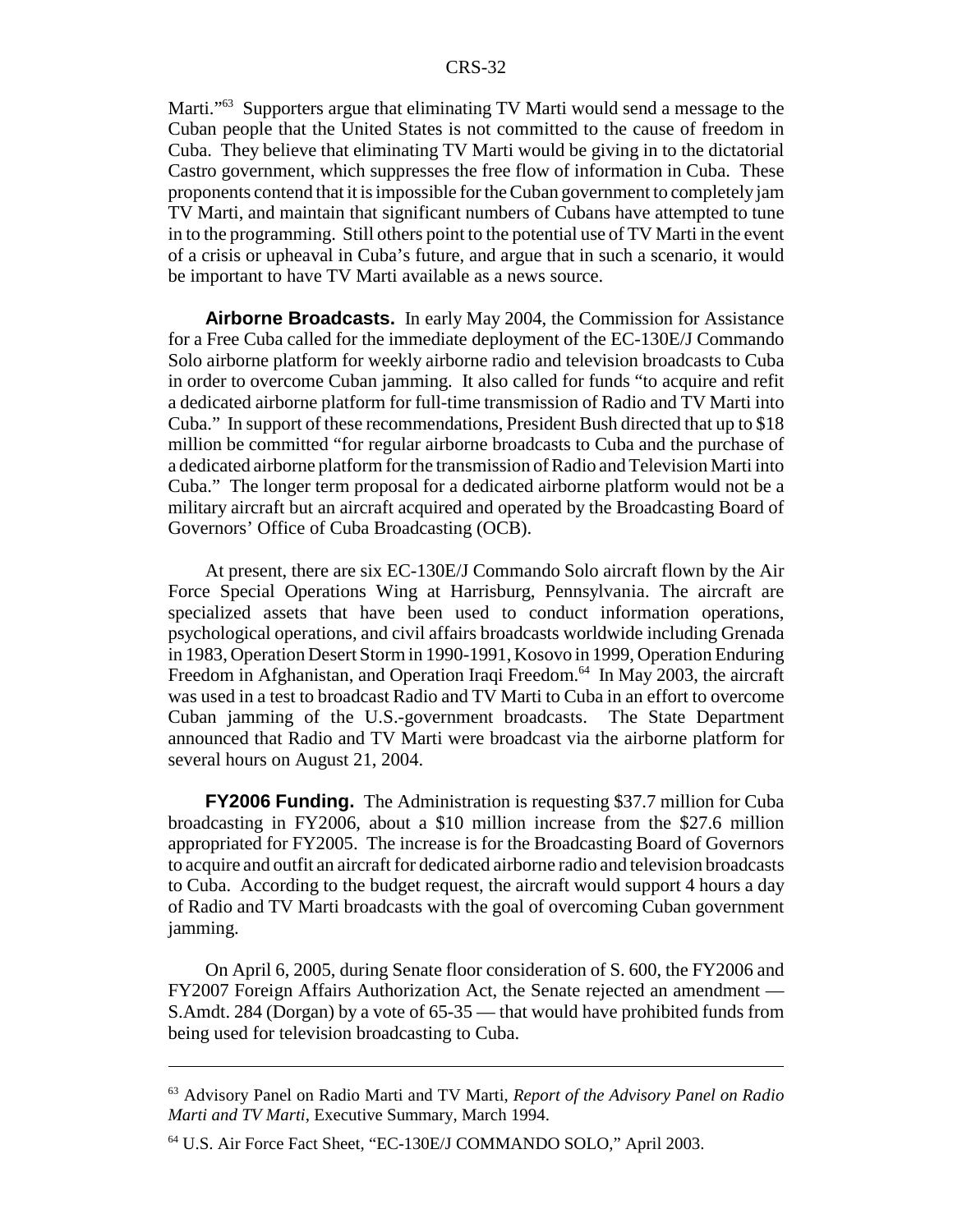Marti."[63] Supporters argue that eliminating TV Marti would send a message to the Cuban people that the United States is not committed to the cause of freedom in Cuba. They believe that eliminating TV Marti would be giving in to the dictatorial Castro government, which suppresses the free flow of information in Cuba. These proponents contend that it is impossible for the Cuban government to completely jam TV Marti, and maintain that significant numbers of Cubans have attempted to tune in to the programming. Still others point to the potential use of TV Marti in the event of a crisis or upheaval in Cuba's future, and argue that in such a scenario, it would be important to have TV Marti available as a news source.

**Airborne Broadcasts.** In early May 2004, the Commission for Assistance for a Free Cuba called for the immediate deployment of the EC-130E/J Commando Solo airborne platform for weekly airborne radio and television broadcasts to Cuba in order to overcome Cuban jamming. It also called for funds "to acquire and refit a dedicated airborne platform for full-time transmission of Radio and TV Marti into Cuba." In support of these recommendations, President Bush directed that up to $18 million be committed "for regular airborne broadcasts to Cuba and the purchase of a dedicated airborne platform for the transmission of Radio and Television Marti into Cuba." The longer term proposal for a dedicated airborne platform would not be a military aircraft but an aircraft acquired and operated by the Broadcasting Board of Governors' Office of Cuba Broadcasting (OCB).

At present, there are six EC-130E/J Commando Solo aircraft flown by the Air Force Special Operations Wing at Harrisburg, Pennsylvania. The aircraft are specialized assets that have been used to conduct information operations, psychological operations, and civil affairs broadcasts worldwide including Grenada in 1983, Operation Desert Storm in 1990-1991, Kosovo in 1999, Operation Enduring Freedom in Afghanistan, and Operation Iraqi Freedom.[64] In May 2003, the aircraft was used in a test to broadcast Radio and TV Marti to Cuba in an effort to overcome Cuban jamming of the U.S.-government broadcasts. The State Department announced that Radio and TV Marti were broadcast via the airborne platform for several hours on August 21, 2004.

**FY2006 Funding.** The Administration is requesting $37.7 million for Cuba broadcasting in FY2006, about a $10 million increase from the $27.6 million appropriated for FY2005. The increase is for the Broadcasting Board of Governors to acquire and outfit an aircraft for dedicated airborne radio and television broadcasts to Cuba. According to the budget request, the aircraft would support 4 hours a day of Radio and TV Marti broadcasts with the goal of overcoming Cuban government jamming.

On April 6, 2005, during Senate floor consideration of S. 600, the FY2006 and FY2007 Foreign Affairs Authorization Act, the Senate rejected an amendment — S.Amdt. 284 (Dorgan) by a vote of 65-35 — that would have prohibited funds from being used for television broadcasting to Cuba.

---

[63] Advisory Panel on Radio Marti and TV Marti, *Report of the Advisory Panel on Radio Marti and TV Marti*, Executive Summary, March 1994.

[64] U.S. Air Force Fact Sheet, "EC-130E/J COMMANDO SOLO," April 2003.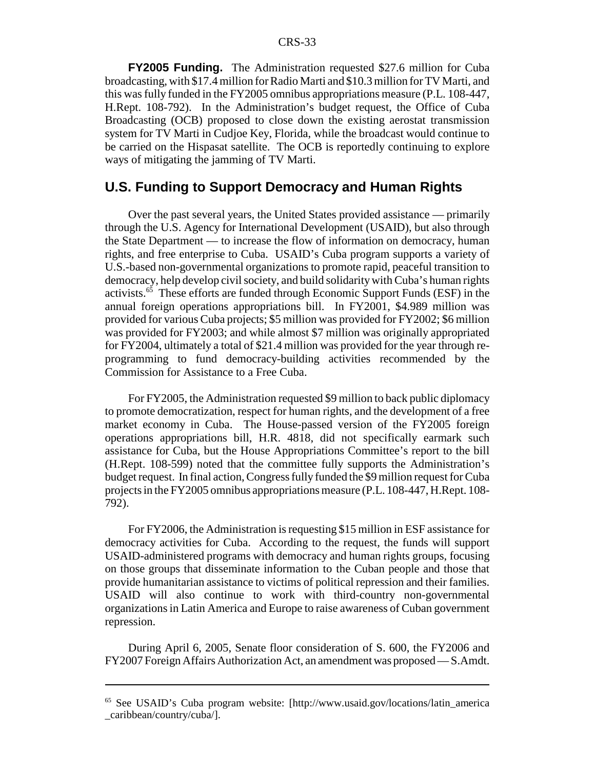**FY2005 Funding.** The Administration requested \$27.6 million for Cuba broadcasting, with \$17.4 million for Radio Marti and \$10.3 million for TV Marti, and this was fully funded in the FY2005 omnibus appropriations measure (P.L. 108-447, H.Rept. 108-792). In the Administration's budget request, the Office of Cuba Broadcasting (OCB) proposed to close down the existing aerostat transmission system for TV Marti in Cudjoe Key, Florida, while the broadcast would continue to be carried on the Hispasat satellite. The OCB is reportedly continuing to explore ways of mitigating the jamming of TV Marti.

## U.S. Funding to Support Democracy and Human Rights

Over the past several years, the United States provided assistance — primarily through the U.S. Agency for International Development (USAID), but also through the State Department — to increase the flow of information on democracy, human rights, and free enterprise to Cuba. USAID's Cuba program supports a variety of U.S.-based non-governmental organizations to promote rapid, peaceful transition to democracy, help develop civil society, and build solidarity with Cuba's human rights activists.[65] These efforts are funded through Economic Support Funds (ESF) in the annual foreign operations appropriations bill. In FY2001, \$4.989 million was provided for various Cuba projects; \$5 million was provided for FY2002; \$6 million was provided for FY2003; and while almost \$7 million was originally appropriated for FY2004, ultimately a total of \$21.4 million was provided for the year through re-programming to fund democracy-building activities recommended by the Commission for Assistance to a Free Cuba.

For FY2005, the Administration requested \$9 million to back public diplomacy to promote democratization, respect for human rights, and the development of a free market economy in Cuba. The House-passed version of the FY2005 foreign operations appropriations bill, H.R. 4818, did not specifically earmark such assistance for Cuba, but the House Appropriations Committee's report to the bill (H.Rept. 108-599) noted that the committee fully supports the Administration's budget request. In final action, Congress fully funded the \$9 million request for Cuba projects in the FY2005 omnibus appropriations measure (P.L. 108-447, H.Rept. 108-792).

For FY2006, the Administration is requesting \$15 million in ESF assistance for democracy activities for Cuba. According to the request, the funds will support USAID-administered programs with democracy and human rights groups, focusing on those groups that disseminate information to the Cuban people and those that provide humanitarian assistance to victims of political repression and their families. USAID will also continue to work with third-country non-governmental organizations in Latin America and Europe to raise awareness of Cuban government repression.

During April 6, 2005, Senate floor consideration of S. 600, the FY2006 and FY2007 Foreign Affairs Authorization Act, an amendment was proposed — S.Amdt.

---

[65] See USAID's Cuba program website: [http://www.usaid.gov/locations/latin_america_caribbean/country/cuba/].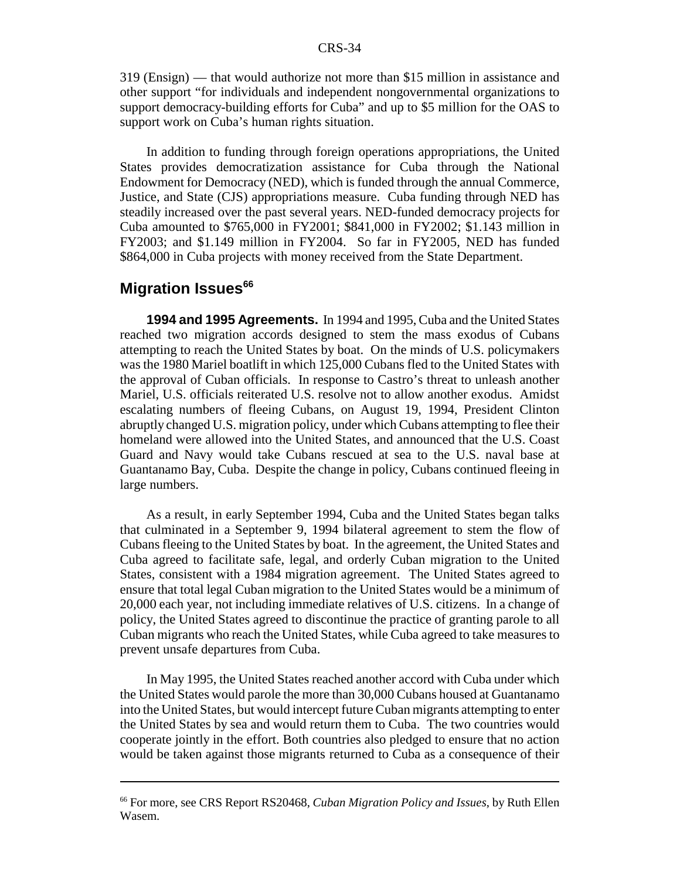319 (Ensign) — that would authorize not more than $15 million in assistance and other support "for individuals and independent nongovernmental organizations to support democracy-building efforts for Cuba" and up to $5 million for the OAS to support work on Cuba's human rights situation.

In addition to funding through foreign operations appropriations, the United States provides democratization assistance for Cuba through the National Endowment for Democracy (NED), which is funded through the annual Commerce, Justice, and State (CJS) appropriations measure. Cuba funding through NED has steadily increased over the past several years. NED-funded democracy projects for Cuba amounted to $765,000 in FY2001; $841,000 in FY2002; $1.143 million in FY2003; and $1.149 million in FY2004. So far in FY2005, NED has funded $864,000 in Cuba projects with money received from the State Department.

## Migration Issues[66]

**1994 and 1995 Agreements.** In 1994 and 1995, Cuba and the United States reached two migration accords designed to stem the mass exodus of Cubans attempting to reach the United States by boat. On the minds of U.S. policymakers was the 1980 Mariel boatlift in which 125,000 Cubans fled to the United States with the approval of Cuban officials. In response to Castro's threat to unleash another Mariel, U.S. officials reiterated U.S. resolve not to allow another exodus. Amidst escalating numbers of fleeing Cubans, on August 19, 1994, President Clinton abruptly changed U.S. migration policy, under which Cubans attempting to flee their homeland were allowed into the United States, and announced that the U.S. Coast Guard and Navy would take Cubans rescued at sea to the U.S. naval base at Guantanamo Bay, Cuba. Despite the change in policy, Cubans continued fleeing in large numbers.

As a result, in early September 1994, Cuba and the United States began talks that culminated in a September 9, 1994 bilateral agreement to stem the flow of Cubans fleeing to the United States by boat. In the agreement, the United States and Cuba agreed to facilitate safe, legal, and orderly Cuban migration to the United States, consistent with a 1984 migration agreement. The United States agreed to ensure that total legal Cuban migration to the United States would be a minimum of 20,000 each year, not including immediate relatives of U.S. citizens. In a change of policy, the United States agreed to discontinue the practice of granting parole to all Cuban migrants who reach the United States, while Cuba agreed to take measures to prevent unsafe departures from Cuba.

In May 1995, the United States reached another accord with Cuba under which the United States would parole the more than 30,000 Cubans housed at Guantanamo into the United States, but would intercept future Cuban migrants attempting to enter the United States by sea and would return them to Cuba. The two countries would cooperate jointly in the effort. Both countries also pledged to ensure that no action would be taken against those migrants returned to Cuba as a consequence of their

---

[66] For more, see CRS Report RS20468, *Cuban Migration Policy and Issues*, by Ruth Ellen Wasem.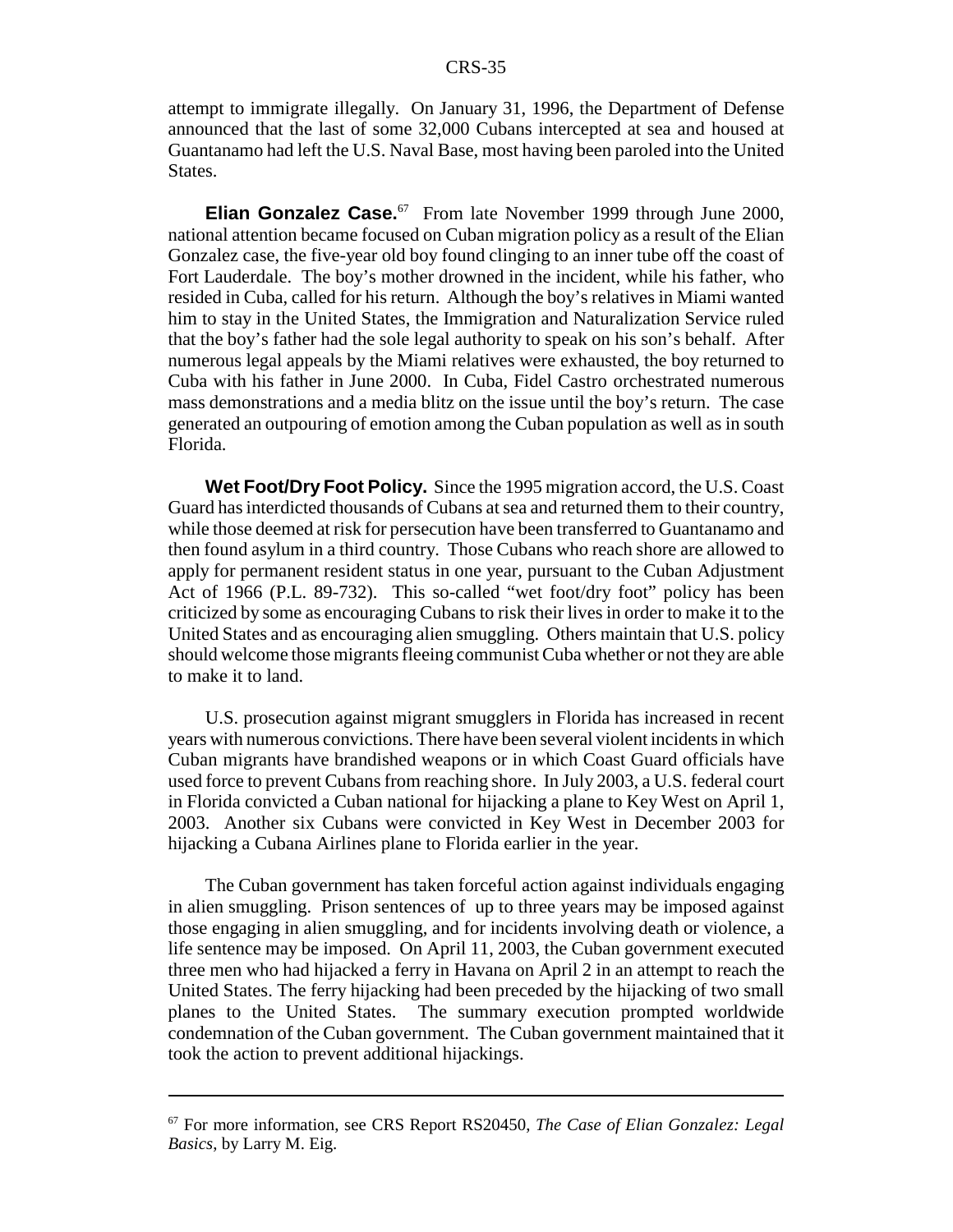attempt to immigrate illegally. On January 31, 1996, the Department of Defense announced that the last of some 32,000 Cubans intercepted at sea and housed at Guantanamo had left the U.S. Naval Base, most having been paroled into the United States.

**Elian Gonzalez Case.**[67] From late November 1999 through June 2000, national attention became focused on Cuban migration policy as a result of the Elian Gonzalez case, the five-year old boy found clinging to an inner tube off the coast of Fort Lauderdale. The boy's mother drowned in the incident, while his father, who resided in Cuba, called for his return. Although the boy's relatives in Miami wanted him to stay in the United States, the Immigration and Naturalization Service ruled that the boy's father had the sole legal authority to speak on his son's behalf. After numerous legal appeals by the Miami relatives were exhausted, the boy returned to Cuba with his father in June 2000. In Cuba, Fidel Castro orchestrated numerous mass demonstrations and a media blitz on the issue until the boy's return. The case generated an outpouring of emotion among the Cuban population as well as in south Florida.

**Wet Foot/Dry Foot Policy.** Since the 1995 migration accord, the U.S. Coast Guard has interdicted thousands of Cubans at sea and returned them to their country, while those deemed at risk for persecution have been transferred to Guantanamo and then found asylum in a third country. Those Cubans who reach shore are allowed to apply for permanent resident status in one year, pursuant to the Cuban Adjustment Act of 1966 (P.L. 89-732). This so-called "wet foot/dry foot" policy has been criticized by some as encouraging Cubans to risk their lives in order to make it to the United States and as encouraging alien smuggling. Others maintain that U.S. policy should welcome those migrants fleeing communist Cuba whether or not they are able to make it to land.

U.S. prosecution against migrant smugglers in Florida has increased in recent years with numerous convictions. There have been several violent incidents in which Cuban migrants have brandished weapons or in which Coast Guard officials have used force to prevent Cubans from reaching shore. In July 2003, a U.S. federal court in Florida convicted a Cuban national for hijacking a plane to Key West on April 1, 2003. Another six Cubans were convicted in Key West in December 2003 for hijacking a Cubana Airlines plane to Florida earlier in the year.

The Cuban government has taken forceful action against individuals engaging in alien smuggling. Prison sentences of up to three years may be imposed against those engaging in alien smuggling, and for incidents involving death or violence, a life sentence may be imposed. On April 11, 2003, the Cuban government executed three men who had hijacked a ferry in Havana on April 2 in an attempt to reach the United States. The ferry hijacking had been preceded by the hijacking of two small planes to the United States. The summary execution prompted worldwide condemnation of the Cuban government. The Cuban government maintained that it took the action to prevent additional hijackings.

---

[67] For more information, see CRS Report RS20450, *The Case of Elian Gonzalez: Legal Basics*, by Larry M. Eig.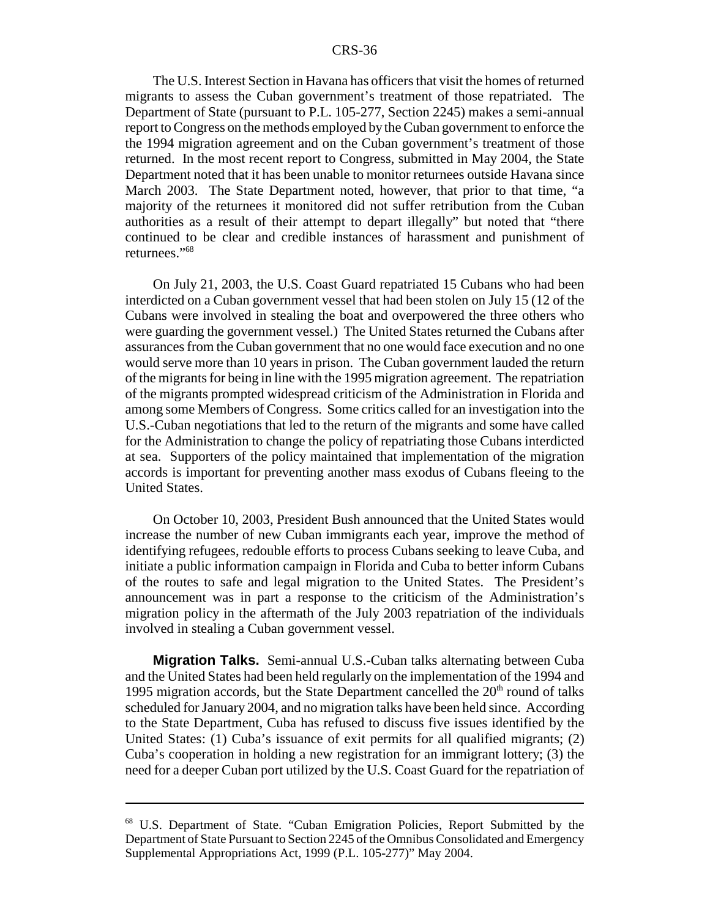The U.S. Interest Section in Havana has officers that visit the homes of returned migrants to assess the Cuban government's treatment of those repatriated. The Department of State (pursuant to P.L. 105-277, Section 2245) makes a semi-annual report to Congress on the methods employed by the Cuban government to enforce the the 1994 migration agreement and on the Cuban government's treatment of those returned. In the most recent report to Congress, submitted in May 2004, the State Department noted that it has been unable to monitor returnees outside Havana since March 2003. The State Department noted, however, that prior to that time, "a majority of the returnees it monitored did not suffer retribution from the Cuban authorities as a result of their attempt to depart illegally" but noted that "there continued to be clear and credible instances of harassment and punishment of returnees."[68]

On July 21, 2003, the U.S. Coast Guard repatriated 15 Cubans who had been interdicted on a Cuban government vessel that had been stolen on July 15 (12 of the Cubans were involved in stealing the boat and overpowered the three others who were guarding the government vessel.) The United States returned the Cubans after assurances from the Cuban government that no one would face execution and no one would serve more than 10 years in prison. The Cuban government lauded the return of the migrants for being in line with the 1995 migration agreement. The repatriation of the migrants prompted widespread criticism of the Administration in Florida and among some Members of Congress. Some critics called for an investigation into the U.S.-Cuban negotiations that led to the return of the migrants and some have called for the Administration to change the policy of repatriating those Cubans interdicted at sea. Supporters of the policy maintained that implementation of the migration accords is important for preventing another mass exodus of Cubans fleeing to the United States.

On October 10, 2003, President Bush announced that the United States would increase the number of new Cuban immigrants each year, improve the method of identifying refugees, redouble efforts to process Cubans seeking to leave Cuba, and initiate a public information campaign in Florida and Cuba to better inform Cubans of the routes to safe and legal migration to the United States. The President's announcement was in part a response to the criticism of the Administration's migration policy in the aftermath of the July 2003 repatriation of the individuals involved in stealing a Cuban government vessel.

**Migration Talks.** Semi-annual U.S.-Cuban talks alternating between Cuba and the United States had been held regularly on the implementation of the 1994 and 1995 migration accords, but the State Department cancelled the 20th round of talks scheduled for January 2004, and no migration talks have been held since. According to the State Department, Cuba has refused to discuss five issues identified by the United States: (1) Cuba's issuance of exit permits for all qualified migrants; (2) Cuba's cooperation in holding a new registration for an immigrant lottery; (3) the need for a deeper Cuban port utilized by the U.S. Coast Guard for the repatriation of

---

[68] U.S. Department of State. "Cuban Emigration Policies, Report Submitted by the Department of State Pursuant to Section 2245 of the Omnibus Consolidated and Emergency Supplemental Appropriations Act, 1999 (P.L. 105-277)" May 2004.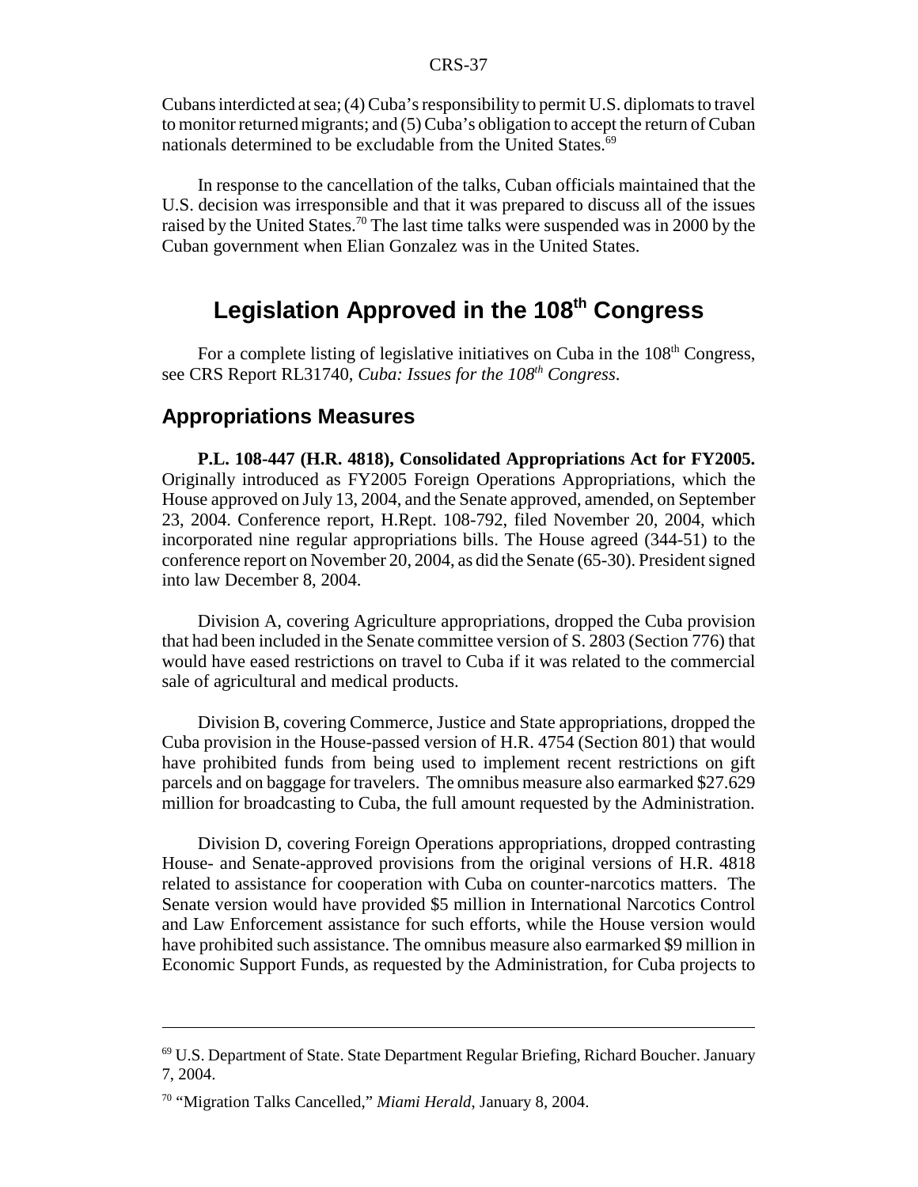Cubans interdicted at sea; (4) Cuba's responsibility to permit U.S. diplomats to travel to monitor returned migrants; and (5) Cuba's obligation to accept the return of Cuban nationals determined to be excludable from the United States.[69]

In response to the cancellation of the talks, Cuban officials maintained that the U.S. decision was irresponsible and that it was prepared to discuss all of the issues raised by the United States.[70] The last time talks were suspended was in 2000 by the Cuban government when Elian Gonzalez was in the United States.

# Legislation Approved in the 108th Congress

For a complete listing of legislative initiatives on Cuba in the 108th Congress, see CRS Report RL31740, *Cuba: Issues for the 108th Congress*.

## Appropriations Measures

**P.L. 108-447 (H.R. 4818), Consolidated Appropriations Act for FY2005.** Originally introduced as FY2005 Foreign Operations Appropriations, which the House approved on July 13, 2004, and the Senate approved, amended, on September 23, 2004. Conference report, H.Rept. 108-792, filed November 20, 2004, which incorporated nine regular appropriations bills. The House agreed (344-51) to the conference report on November 20, 2004, as did the Senate (65-30). President signed into law December 8, 2004.

Division A, covering Agriculture appropriations, dropped the Cuba provision that had been included in the Senate committee version of S. 2803 (Section 776) that would have eased restrictions on travel to Cuba if it was related to the commercial sale of agricultural and medical products.

Division B, covering Commerce, Justice and State appropriations, dropped the Cuba provision in the House-passed version of H.R. 4754 (Section 801) that would have prohibited funds from being used to implement recent restrictions on gift parcels and on baggage for travelers. The omnibus measure also earmarked $27.629 million for broadcasting to Cuba, the full amount requested by the Administration.

Division D, covering Foreign Operations appropriations, dropped contrasting House- and Senate-approved provisions from the original versions of H.R. 4818 related to assistance for cooperation with Cuba on counter-narcotics matters. The Senate version would have provided $5 million in International Narcotics Control and Law Enforcement assistance for such efforts, while the House version would have prohibited such assistance. The omnibus measure also earmarked $9 million in Economic Support Funds, as requested by the Administration, for Cuba projects to

---

[69] U.S. Department of State. State Department Regular Briefing, Richard Boucher. January 7, 2004.

[70] "Migration Talks Cancelled," *Miami Herald*, January 8, 2004.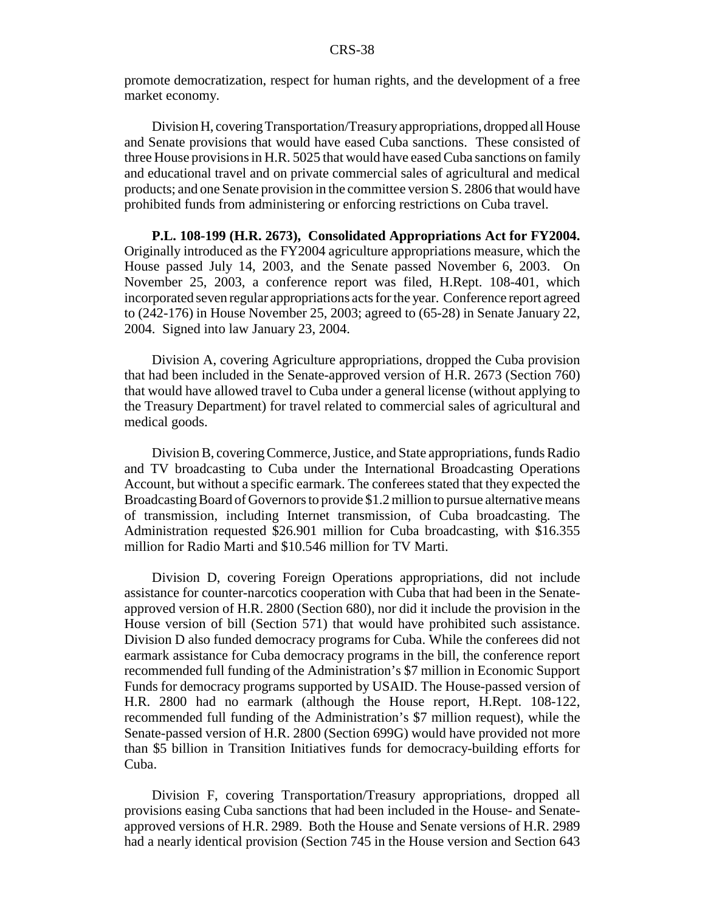promote democratization, respect for human rights, and the development of a free market economy.

Division H, covering Transportation/Treasury appropriations, dropped all House and Senate provisions that would have eased Cuba sanctions. These consisted of three House provisions in H.R. 5025 that would have eased Cuba sanctions on family and educational travel and on private commercial sales of agricultural and medical products; and one Senate provision in the committee version S. 2806 that would have prohibited funds from administering or enforcing restrictions on Cuba travel.

**P.L. 108-199 (H.R. 2673), Consolidated Appropriations Act for FY2004.** Originally introduced as the FY2004 agriculture appropriations measure, which the House passed July 14, 2003, and the Senate passed November 6, 2003. On November 25, 2003, a conference report was filed, H.Rept. 108-401, which incorporated seven regular appropriations acts for the year. Conference report agreed to (242-176) in House November 25, 2003; agreed to (65-28) in Senate January 22, 2004. Signed into law January 23, 2004.

Division A, covering Agriculture appropriations, dropped the Cuba provision that had been included in the Senate-approved version of H.R. 2673 (Section 760) that would have allowed travel to Cuba under a general license (without applying to the Treasury Department) for travel related to commercial sales of agricultural and medical goods.

Division B, covering Commerce, Justice, and State appropriations, funds Radio and TV broadcasting to Cuba under the International Broadcasting Operations Account, but without a specific earmark. The conferees stated that they expected the Broadcasting Board of Governors to provide $1.2 million to pursue alternative means of transmission, including Internet transmission, of Cuba broadcasting. The Administration requested $26.901 million for Cuba broadcasting, with $16.355 million for Radio Marti and $10.546 million for TV Marti.

Division D, covering Foreign Operations appropriations, did not include assistance for counter-narcotics cooperation with Cuba that had been in the Senate-approved version of H.R. 2800 (Section 680), nor did it include the provision in the House version of bill (Section 571) that would have prohibited such assistance. Division D also funded democracy programs for Cuba. While the conferees did not earmark assistance for Cuba democracy programs in the bill, the conference report recommended full funding of the Administration's $7 million in Economic Support Funds for democracy programs supported by USAID. The House-passed version of H.R. 2800 had no earmark (although the House report, H.Rept. 108-122, recommended full funding of the Administration's $7 million request), while the Senate-passed version of H.R. 2800 (Section 699G) would have provided not more than $5 billion in Transition Initiatives funds for democracy-building efforts for Cuba.

Division F, covering Transportation/Treasury appropriations, dropped all provisions easing Cuba sanctions that had been included in the House- and Senate-approved versions of H.R. 2989. Both the House and Senate versions of H.R. 2989 had a nearly identical provision (Section 745 in the House version and Section 643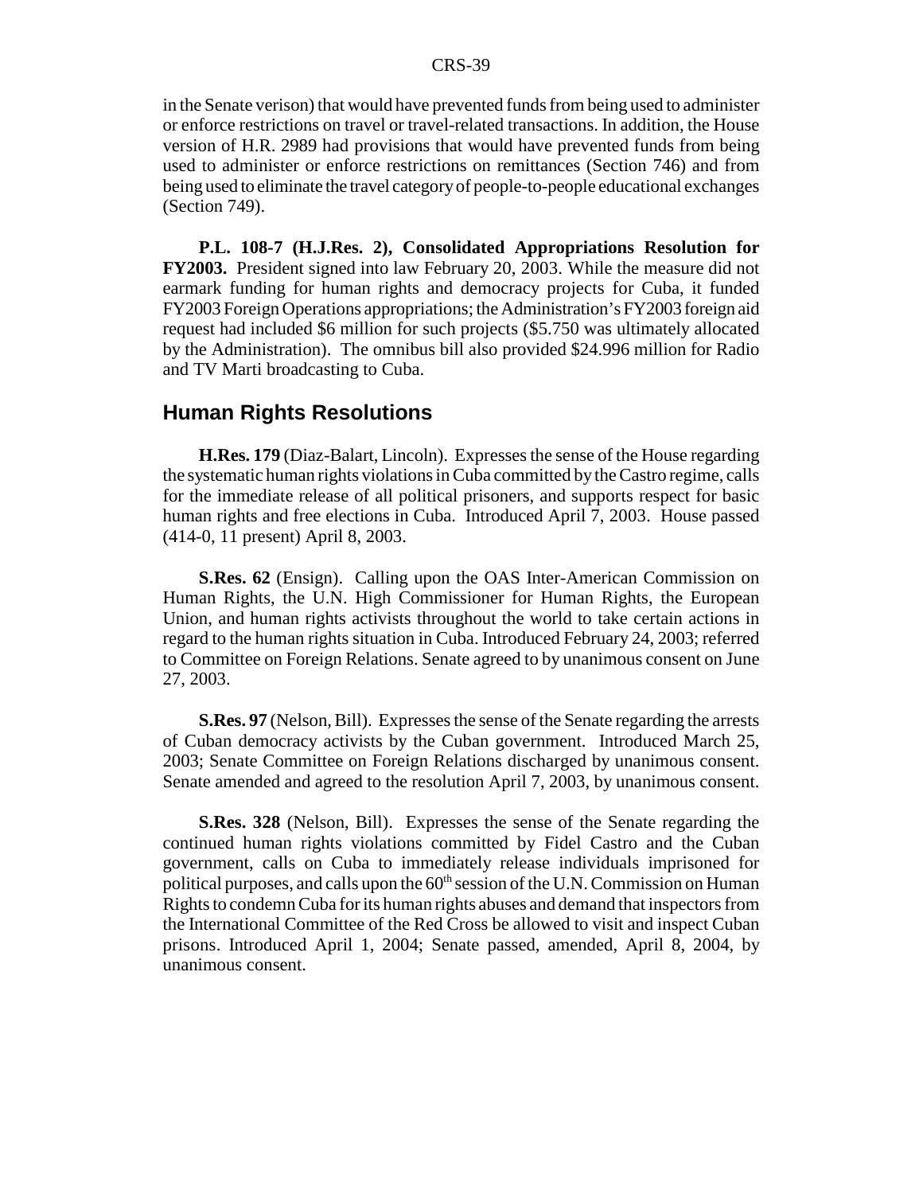in the Senate verison) that would have prevented funds from being used to administer or enforce restrictions on travel or travel-related transactions. In addition, the House version of H.R. 2989 had provisions that would have prevented funds from being used to administer or enforce restrictions on remittances (Section 746) and from being used to eliminate the travel category of people-to-people educational exchanges (Section 749).

**P.L. 108-7 (H.J.Res. 2), Consolidated Appropriations Resolution for FY2003.** President signed into law February 20, 2003. While the measure did not earmark funding for human rights and democracy projects for Cuba, it funded FY2003 Foreign Operations appropriations; the Administration's FY2003 foreign aid request had included $6 million for such projects ($5.750 was ultimately allocated by the Administration). The omnibus bill also provided $24.996 million for Radio and TV Marti broadcasting to Cuba.

## Human Rights Resolutions

**H.Res. 179** (Diaz-Balart, Lincoln). Expresses the sense of the House regarding the systematic human rights violations in Cuba committed by the Castro regime, calls for the immediate release of all political prisoners, and supports respect for basic human rights and free elections in Cuba. Introduced April 7, 2003. House passed (414-0, 11 present) April 8, 2003.

**S.Res. 62** (Ensign). Calling upon the OAS Inter-American Commission on Human Rights, the U.N. High Commissioner for Human Rights, the European Union, and human rights activists throughout the world to take certain actions in regard to the human rights situation in Cuba. Introduced February 24, 2003; referred to Committee on Foreign Relations. Senate agreed to by unanimous consent on June 27, 2003.

**S.Res. 97** (Nelson, Bill). Expresses the sense of the Senate regarding the arrests of Cuban democracy activists by the Cuban government. Introduced March 25, 2003; Senate Committee on Foreign Relations discharged by unanimous consent. Senate amended and agreed to the resolution April 7, 2003, by unanimous consent.

**S.Res. 328** (Nelson, Bill). Expresses the sense of the Senate regarding the continued human rights violations committed by Fidel Castro and the Cuban government, calls on Cuba to immediately release individuals imprisoned for political purposes, and calls upon the 60th session of the U.N. Commission on Human Rights to condemn Cuba for its human rights abuses and demand that inspectors from the International Committee of the Red Cross be allowed to visit and inspect Cuban prisons. Introduced April 1, 2004; Senate passed, amended, April 8, 2004, by unanimous consent.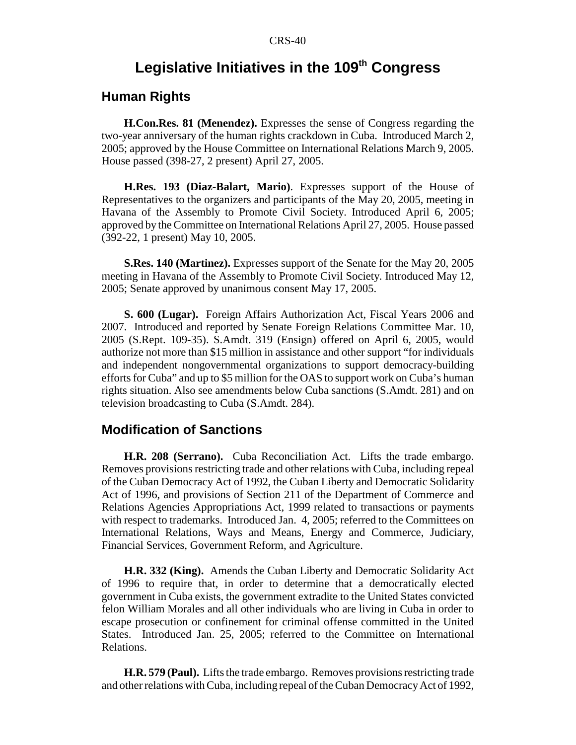# Legislative Initiatives in the 109th Congress

## Human Rights

**H.Con.Res. 81 (Menendez).** Expresses the sense of Congress regarding the two-year anniversary of the human rights crackdown in Cuba. Introduced March 2, 2005; approved by the House Committee on International Relations March 9, 2005. House passed (398-27, 2 present) April 27, 2005.

**H.Res. 193 (Diaz-Balart, Mario)**. Expresses support of the House of Representatives to the organizers and participants of the May 20, 2005, meeting in Havana of the Assembly to Promote Civil Society. Introduced April 6, 2005; approved by the Committee on International Relations April 27, 2005. House passed (392-22, 1 present) May 10, 2005.

**S.Res. 140 (Martinez).** Expresses support of the Senate for the May 20, 2005 meeting in Havana of the Assembly to Promote Civil Society. Introduced May 12, 2005; Senate approved by unanimous consent May 17, 2005.

**S. 600 (Lugar).** Foreign Affairs Authorization Act, Fiscal Years 2006 and 2007. Introduced and reported by Senate Foreign Relations Committee Mar. 10, 2005 (S.Rept. 109-35). S.Amdt. 319 (Ensign) offered on April 6, 2005, would authorize not more than $15 million in assistance and other support "for individuals and independent nongovernmental organizations to support democracy-building efforts for Cuba" and up to $5 million for the OAS to support work on Cuba's human rights situation. Also see amendments below Cuba sanctions (S.Amdt. 281) and on television broadcasting to Cuba (S.Amdt. 284).

## Modification of Sanctions

**H.R. 208 (Serrano).** Cuba Reconciliation Act. Lifts the trade embargo. Removes provisions restricting trade and other relations with Cuba, including repeal of the Cuban Democracy Act of 1992, the Cuban Liberty and Democratic Solidarity Act of 1996, and provisions of Section 211 of the Department of Commerce and Relations Agencies Appropriations Act, 1999 related to transactions or payments with respect to trademarks. Introduced Jan. 4, 2005; referred to the Committees on International Relations, Ways and Means, Energy and Commerce, Judiciary, Financial Services, Government Reform, and Agriculture.

**H.R. 332 (King).** Amends the Cuban Liberty and Democratic Solidarity Act of 1996 to require that, in order to determine that a democratically elected government in Cuba exists, the government extradite to the United States convicted felon William Morales and all other individuals who are living in Cuba in order to escape prosecution or confinement for criminal offense committed in the United States. Introduced Jan. 25, 2005; referred to the Committee on International Relations.

**H.R. 579 (Paul).** Lifts the trade embargo. Removes provisions restricting trade and other relations with Cuba, including repeal of the Cuban Democracy Act of 1992,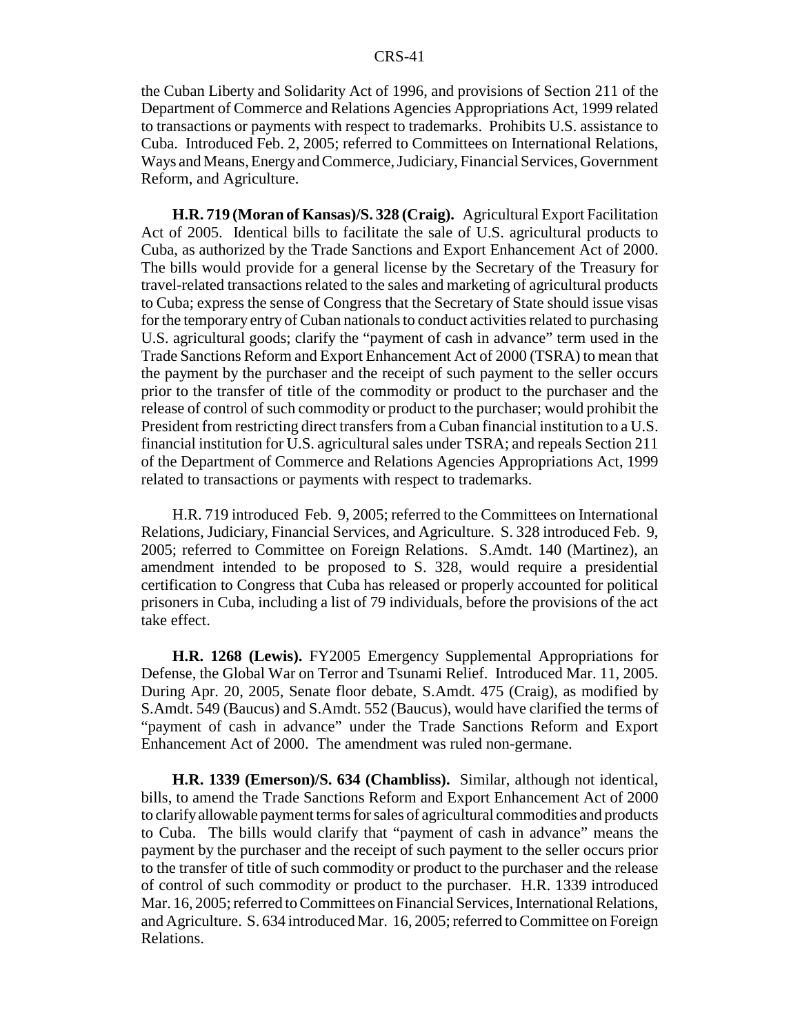the Cuban Liberty and Solidarity Act of 1996, and provisions of Section 211 of the Department of Commerce and Relations Agencies Appropriations Act, 1999 related to transactions or payments with respect to trademarks. Prohibits U.S. assistance to Cuba. Introduced Feb. 2, 2005; referred to Committees on International Relations, Ways and Means, Energy and Commerce, Judiciary, Financial Services, Government Reform, and Agriculture.

**H.R. 719 (Moran of Kansas)/S. 328 (Craig).** Agricultural Export Facilitation Act of 2005. Identical bills to facilitate the sale of U.S. agricultural products to Cuba, as authorized by the Trade Sanctions and Export Enhancement Act of 2000. The bills would provide for a general license by the Secretary of the Treasury for travel-related transactions related to the sales and marketing of agricultural products to Cuba; express the sense of Congress that the Secretary of State should issue visas for the temporary entry of Cuban nationals to conduct activities related to purchasing U.S. agricultural goods; clarify the "payment of cash in advance" term used in the Trade Sanctions Reform and Export Enhancement Act of 2000 (TSRA) to mean that the payment by the purchaser and the receipt of such payment to the seller occurs prior to the transfer of title of the commodity or product to the purchaser and the release of control of such commodity or product to the purchaser; would prohibit the President from restricting direct transfers from a Cuban financial institution to a U.S. financial institution for U.S. agricultural sales under TSRA; and repeals Section 211 of the Department of Commerce and Relations Agencies Appropriations Act, 1999 related to transactions or payments with respect to trademarks.

H.R. 719 introduced Feb. 9, 2005; referred to the Committees on International Relations, Judiciary, Financial Services, and Agriculture. S. 328 introduced Feb. 9, 2005; referred to Committee on Foreign Relations. S.Amdt. 140 (Martinez), an amendment intended to be proposed to S. 328, would require a presidential certification to Congress that Cuba has released or properly accounted for political prisoners in Cuba, including a list of 79 individuals, before the provisions of the act take effect.

**H.R. 1268 (Lewis).** FY2005 Emergency Supplemental Appropriations for Defense, the Global War on Terror and Tsunami Relief. Introduced Mar. 11, 2005. During Apr. 20, 2005, Senate floor debate, S.Amdt. 475 (Craig), as modified by S.Amdt. 549 (Baucus) and S.Amdt. 552 (Baucus), would have clarified the terms of "payment of cash in advance" under the Trade Sanctions Reform and Export Enhancement Act of 2000. The amendment was ruled non-germane.

**H.R. 1339 (Emerson)/S. 634 (Chambliss).** Similar, although not identical, bills, to amend the Trade Sanctions Reform and Export Enhancement Act of 2000 to clarify allowable payment terms for sales of agricultural commodities and products to Cuba. The bills would clarify that "payment of cash in advance" means the payment by the purchaser and the receipt of such payment to the seller occurs prior to the transfer of title of such commodity or product to the purchaser and the release of control of such commodity or product to the purchaser. H.R. 1339 introduced Mar. 16, 2005; referred to Committees on Financial Services, International Relations, and Agriculture. S. 634 introduced Mar. 16, 2005; referred to Committee on Foreign Relations.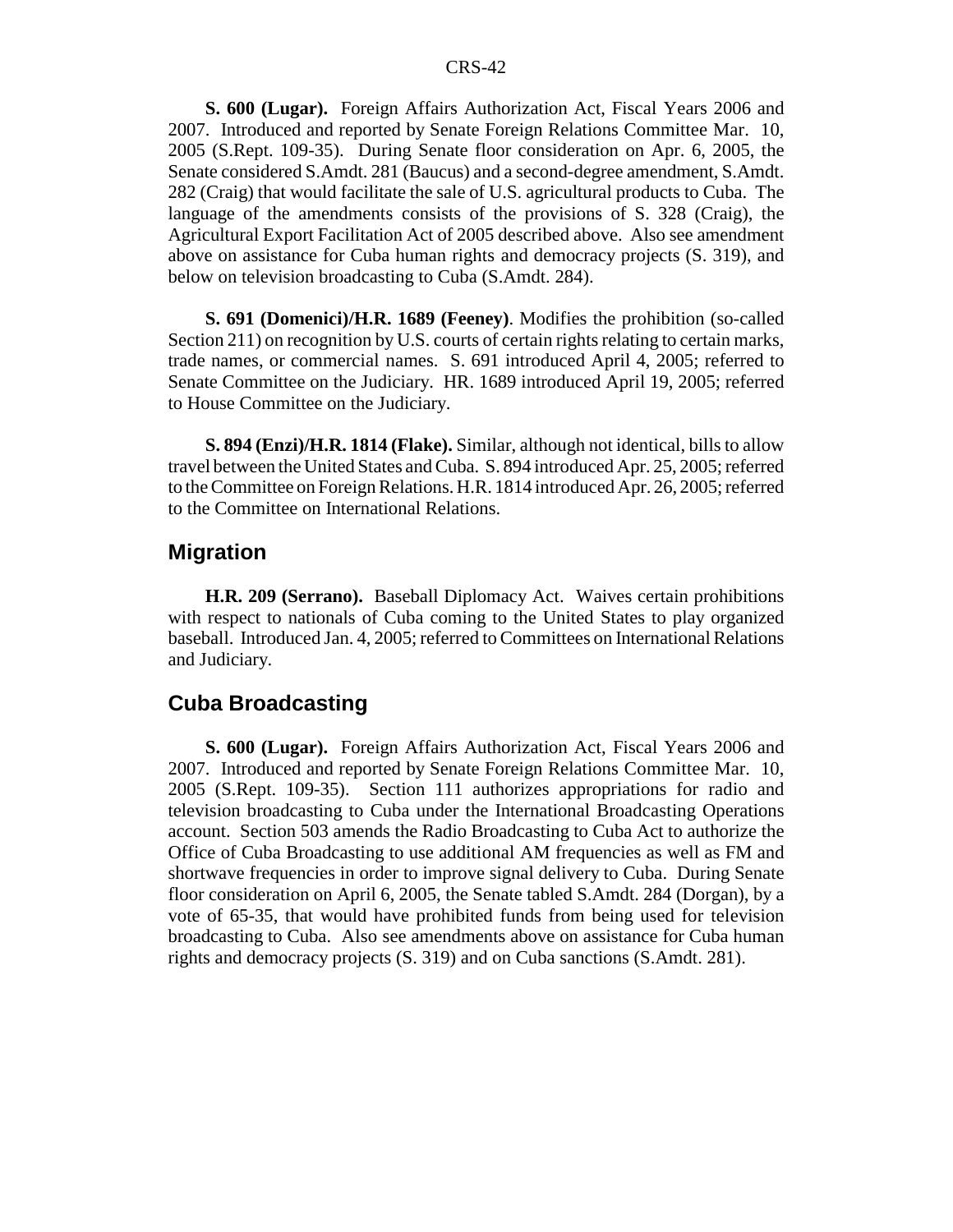**S. 600 (Lugar).** Foreign Affairs Authorization Act, Fiscal Years 2006 and 2007. Introduced and reported by Senate Foreign Relations Committee Mar. 10, 2005 (S.Rept. 109-35). During Senate floor consideration on Apr. 6, 2005, the Senate considered S.Amdt. 281 (Baucus) and a second-degree amendment, S.Amdt. 282 (Craig) that would facilitate the sale of U.S. agricultural products to Cuba. The language of the amendments consists of the provisions of S. 328 (Craig), the Agricultural Export Facilitation Act of 2005 described above. Also see amendment above on assistance for Cuba human rights and democracy projects (S. 319), and below on television broadcasting to Cuba (S.Amdt. 284).

**S. 691 (Domenici)/H.R. 1689 (Feeney)**. Modifies the prohibition (so-called Section 211) on recognition by U.S. courts of certain rights relating to certain marks, trade names, or commercial names. S. 691 introduced April 4, 2005; referred to Senate Committee on the Judiciary. HR. 1689 introduced April 19, 2005; referred to House Committee on the Judiciary.

**S. 894 (Enzi)/H.R. 1814 (Flake).** Similar, although not identical, bills to allow travel between the United States and Cuba. S. 894 introduced Apr. 25, 2005; referred to the Committee on Foreign Relations. H.R. 1814 introduced Apr. 26, 2005; referred to the Committee on International Relations.

## Migration

**H.R. 209 (Serrano).** Baseball Diplomacy Act. Waives certain prohibitions with respect to nationals of Cuba coming to the United States to play organized baseball. Introduced Jan. 4, 2005; referred to Committees on International Relations and Judiciary.

## Cuba Broadcasting

**S. 600 (Lugar).** Foreign Affairs Authorization Act, Fiscal Years 2006 and 2007. Introduced and reported by Senate Foreign Relations Committee Mar. 10, 2005 (S.Rept. 109-35). Section 111 authorizes appropriations for radio and television broadcasting to Cuba under the International Broadcasting Operations account. Section 503 amends the Radio Broadcasting to Cuba Act to authorize the Office of Cuba Broadcasting to use additional AM frequencies as well as FM and shortwave frequencies in order to improve signal delivery to Cuba. During Senate floor consideration on April 6, 2005, the Senate tabled S.Amdt. 284 (Dorgan), by a vote of 65-35, that would have prohibited funds from being used for television broadcasting to Cuba. Also see amendments above on assistance for Cuba human rights and democracy projects (S. 319) and on Cuba sanctions (S.Amdt. 281).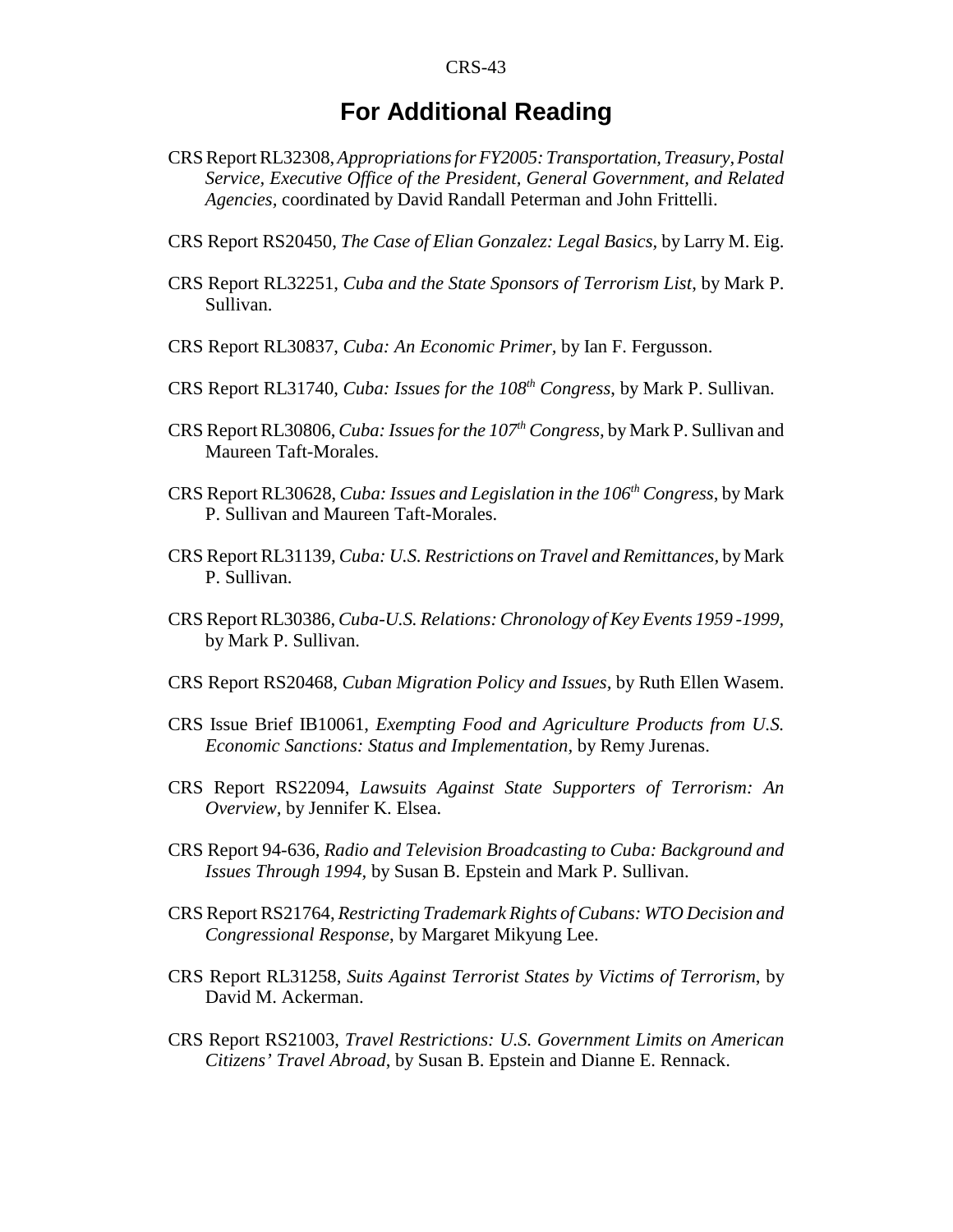# For Additional Reading

CRS Report RL32308, *Appropriations for FY2005: Transportation, Treasury, Postal Service, Executive Office of the President, General Government, and Related Agencies,* coordinated by David Randall Peterman and John Frittelli.

CRS Report RS20450, *The Case of Elian Gonzalez: Legal Basics,* by Larry M. Eig.

CRS Report RL32251, *Cuba and the State Sponsors of Terrorism List*, by Mark P. Sullivan.

CRS Report RL30837, *Cuba: An Economic Primer,* by Ian F. Fergusson.

CRS Report RL31740, *Cuba: Issues for the 108th Congress*, by Mark P. Sullivan.

CRS Report RL30806, *Cuba: Issues for the 107th Congress,* by Mark P. Sullivan and Maureen Taft-Morales.

CRS Report RL30628, *Cuba: Issues and Legislation in the 106th Congress*, by Mark P. Sullivan and Maureen Taft-Morales.

CRS Report RL31139, *Cuba: U.S. Restrictions on Travel and Remittances*, by Mark P. Sullivan.

CRS Report RL30386, *Cuba-U.S. Relations: Chronology of Key Events 1959 -1999,* by Mark P. Sullivan.

CRS Report RS20468, *Cuban Migration Policy and Issues,* by Ruth Ellen Wasem.

CRS Issue Brief IB10061, *Exempting Food and Agriculture Products from U.S. Economic Sanctions: Status and Implementation,* by Remy Jurenas.

CRS Report RS22094, *Lawsuits Against State Supporters of Terrorism: An Overview*, by Jennifer K. Elsea.

CRS Report 94-636, *Radio and Television Broadcasting to Cuba: Background and Issues Through 1994,* by Susan B. Epstein and Mark P. Sullivan.

CRS Report RS21764, *Restricting Trademark Rights of Cubans: WTO Decision and Congressional Response*, by Margaret Mikyung Lee.

CRS Report RL31258, *Suits Against Terrorist States by Victims of Terrorism*, by David M. Ackerman.

CRS Report RS21003, *Travel Restrictions: U.S. Government Limits on American Citizens' Travel Abroad*, by Susan B. Epstein and Dianne E. Rennack.